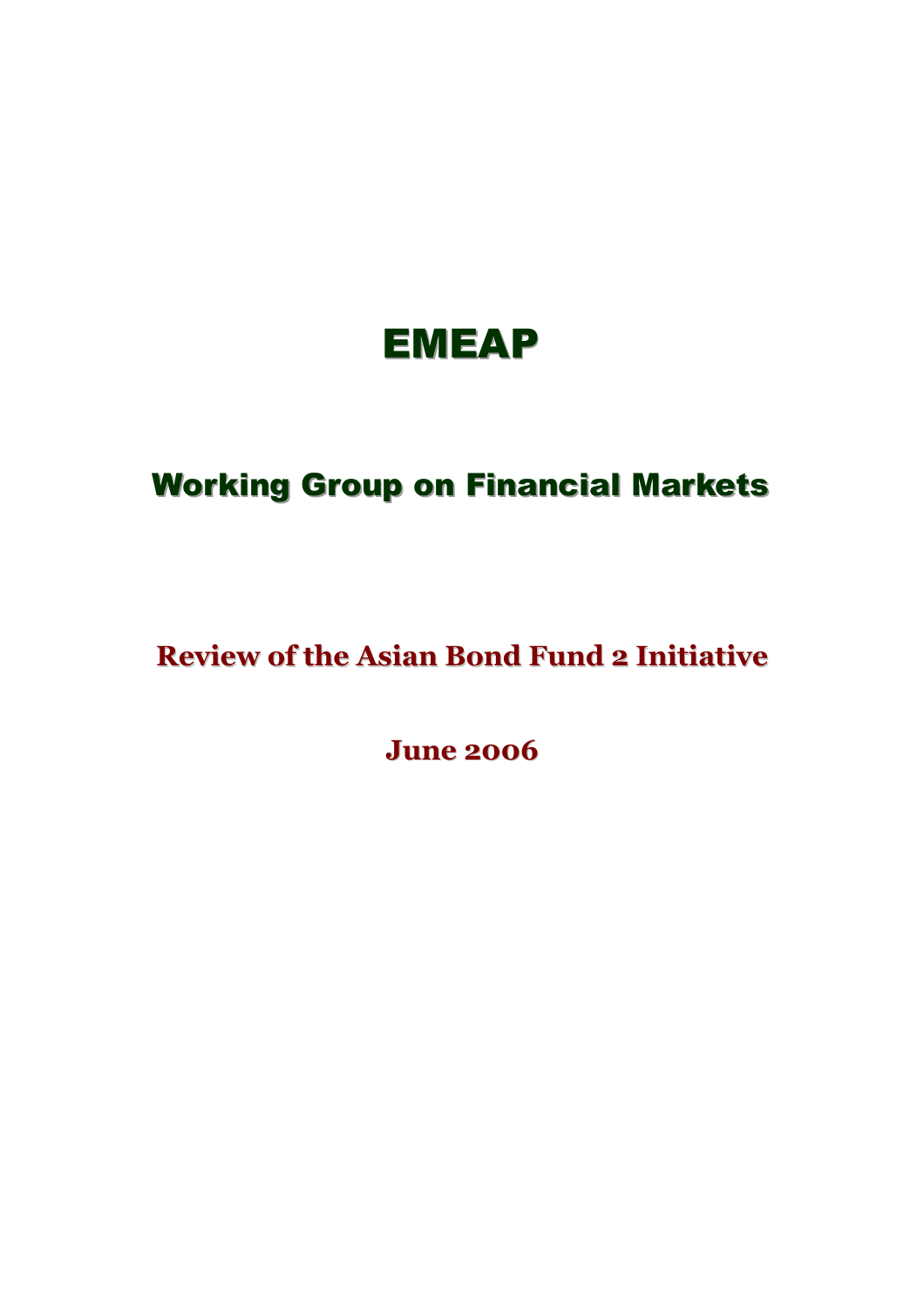# EMEAP

## Working Group on Financial Markets

## Review of the Asian Bond Fund 2 Initiative

**June 2006**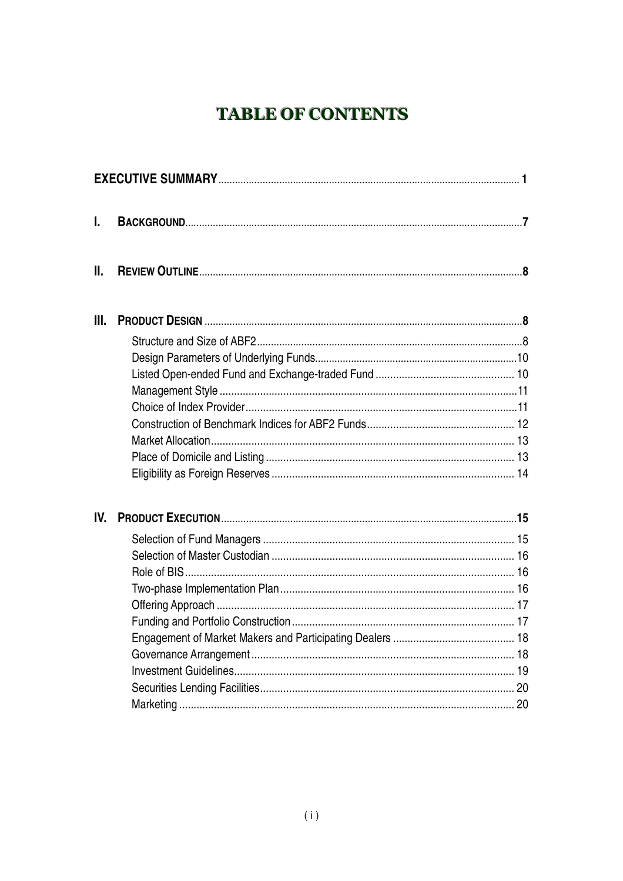# TABLE OF CONTENTS

**EXECUTIVE SUMMARY** .......... **1**

**I. BACKGROUND** .......... **7**

**II. REVIEW OUTLINE** .......... **8**

**III. PRODUCT DESIGN** .......... **8**

- Structure and Size of ABF2 .......... 8
- Design Parameters of Underlying Funds .......... 10
- Listed Open-ended Fund and Exchange-traded Fund .......... 10
- Management Style .......... 11
- Choice of Index Provider .......... 11
- Construction of Benchmark Indices for ABF2 Funds .......... 12
- Market Allocation .......... 13
- Place of Domicile and Listing .......... 13
- Eligibility as Foreign Reserves .......... 14

**IV. PRODUCT EXECUTION** .......... **15**

- Selection of Fund Managers .......... 15
- Selection of Master Custodian .......... 16
- Role of BIS .......... 16
- Two-phase Implementation Plan .......... 16
- Offering Approach .......... 17
- Funding and Portfolio Construction .......... 17
- Engagement of Market Makers and Participating Dealers .......... 18
- Governance Arrangement .......... 18
- Investment Guidelines .......... 19
- Securities Lending Facilities .......... 20
- Marketing .......... 20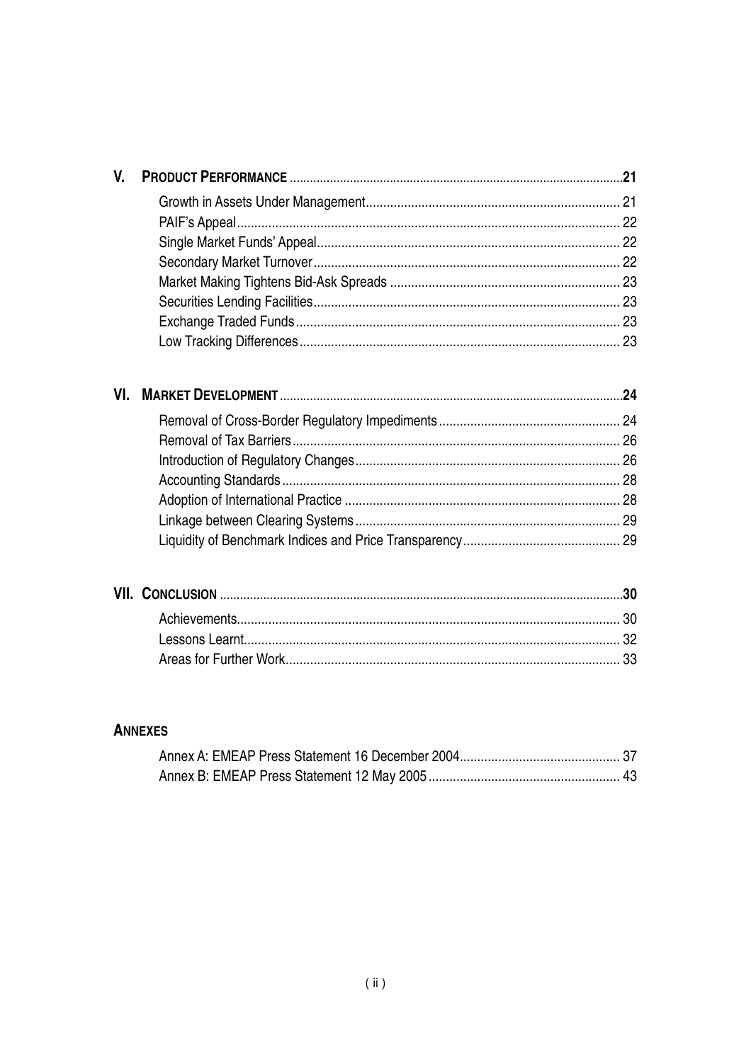**V. PRODUCT PERFORMANCE** ......... **21**

- Growth in Assets Under Management ......... 21
- PAIF's Appeal ......... 22
- Single Market Funds' Appeal ......... 22
- Secondary Market Turnover ......... 22
- Market Making Tightens Bid-Ask Spreads ......... 23
- Securities Lending Facilities ......... 23
- Exchange Traded Funds ......... 23
- Low Tracking Differences ......... 23

**VI. MARKET DEVELOPMENT** ......... **24**

- Removal of Cross-Border Regulatory Impediments ......... 24
- Removal of Tax Barriers ......... 26
- Introduction of Regulatory Changes ......... 26
- Accounting Standards ......... 28
- Adoption of International Practice ......... 28
- Linkage between Clearing Systems ......... 29
- Liquidity of Benchmark Indices and Price Transparency ......... 29

**VII. CONCLUSION** ......... **30**

- Achievements ......... 30
- Lessons Learnt ......... 32
- Areas for Further Work ......... 33

**ANNEXES**

- Annex A: EMEAP Press Statement 16 December 2004 ......... 37
- Annex B: EMEAP Press Statement 12 May 2005 ......... 43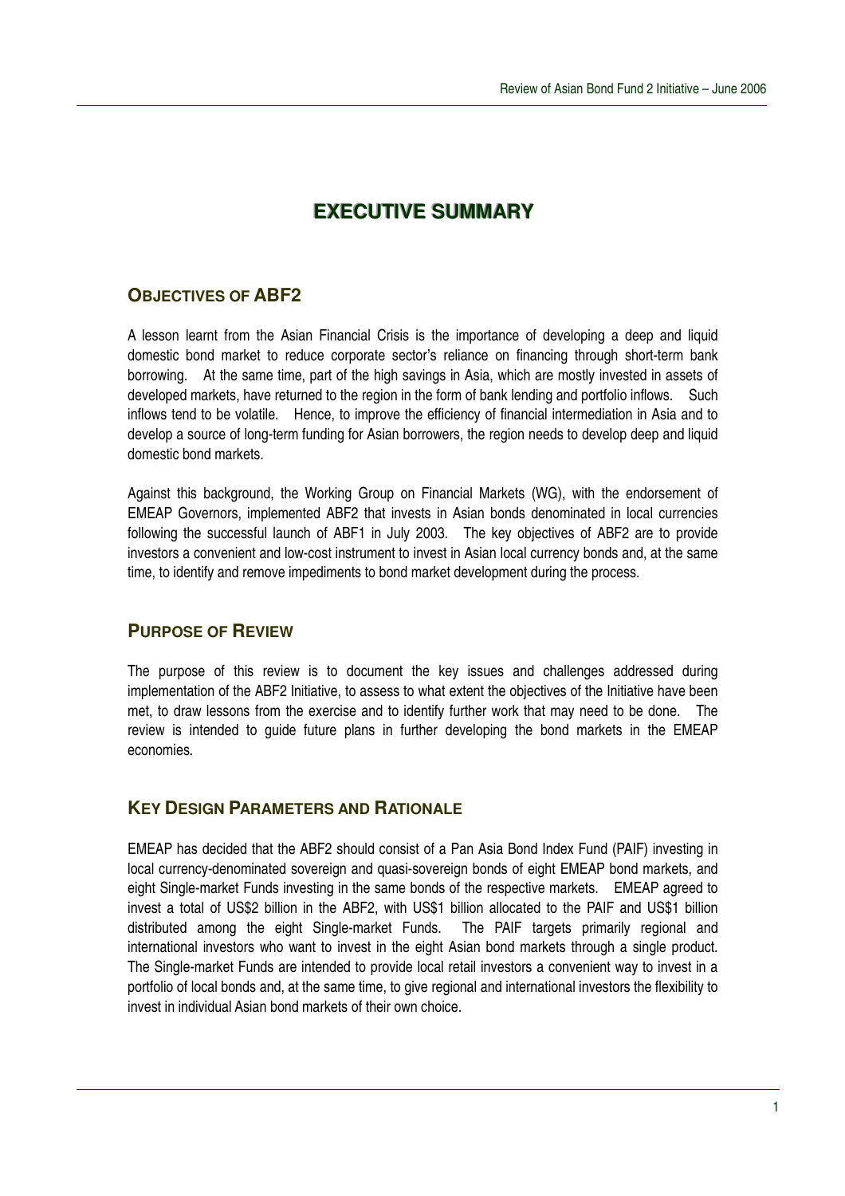# EXECUTIVE SUMMARY

## OBJECTIVES OF ABF2

A lesson learnt from the Asian Financial Crisis is the importance of developing a deep and liquid domestic bond market to reduce corporate sector's reliance on financing through short-term bank borrowing. At the same time, part of the high savings in Asia, which are mostly invested in assets of developed markets, have returned to the region in the form of bank lending and portfolio inflows. Such inflows tend to be volatile. Hence, to improve the efficiency of financial intermediation in Asia and to develop a source of long-term funding for Asian borrowers, the region needs to develop deep and liquid domestic bond markets.

Against this background, the Working Group on Financial Markets (WG), with the endorsement of EMEAP Governors, implemented ABF2 that invests in Asian bonds denominated in local currencies following the successful launch of ABF1 in July 2003. The key objectives of ABF2 are to provide investors a convenient and low-cost instrument to invest in Asian local currency bonds and, at the same time, to identify and remove impediments to bond market development during the process.

## PURPOSE OF REVIEW

The purpose of this review is to document the key issues and challenges addressed during implementation of the ABF2 Initiative, to assess to what extent the objectives of the Initiative have been met, to draw lessons from the exercise and to identify further work that may need to be done. The review is intended to guide future plans in further developing the bond markets in the EMEAP economies.

## KEY DESIGN PARAMETERS AND RATIONALE

EMEAP has decided that the ABF2 should consist of a Pan Asia Bond Index Fund (PAIF) investing in local currency-denominated sovereign and quasi-sovereign bonds of eight EMEAP bond markets, and eight Single-market Funds investing in the same bonds of the respective markets. EMEAP agreed to invest a total of US$2 billion in the ABF2, with US$1 billion allocated to the PAIF and US$1 billion distributed among the eight Single-market Funds. The PAIF targets primarily regional and international investors who want to invest in the eight Asian bond markets through a single product. The Single-market Funds are intended to provide local retail investors a convenient way to invest in a portfolio of local bonds and, at the same time, to give regional and international investors the flexibility to invest in individual Asian bond markets of their own choice.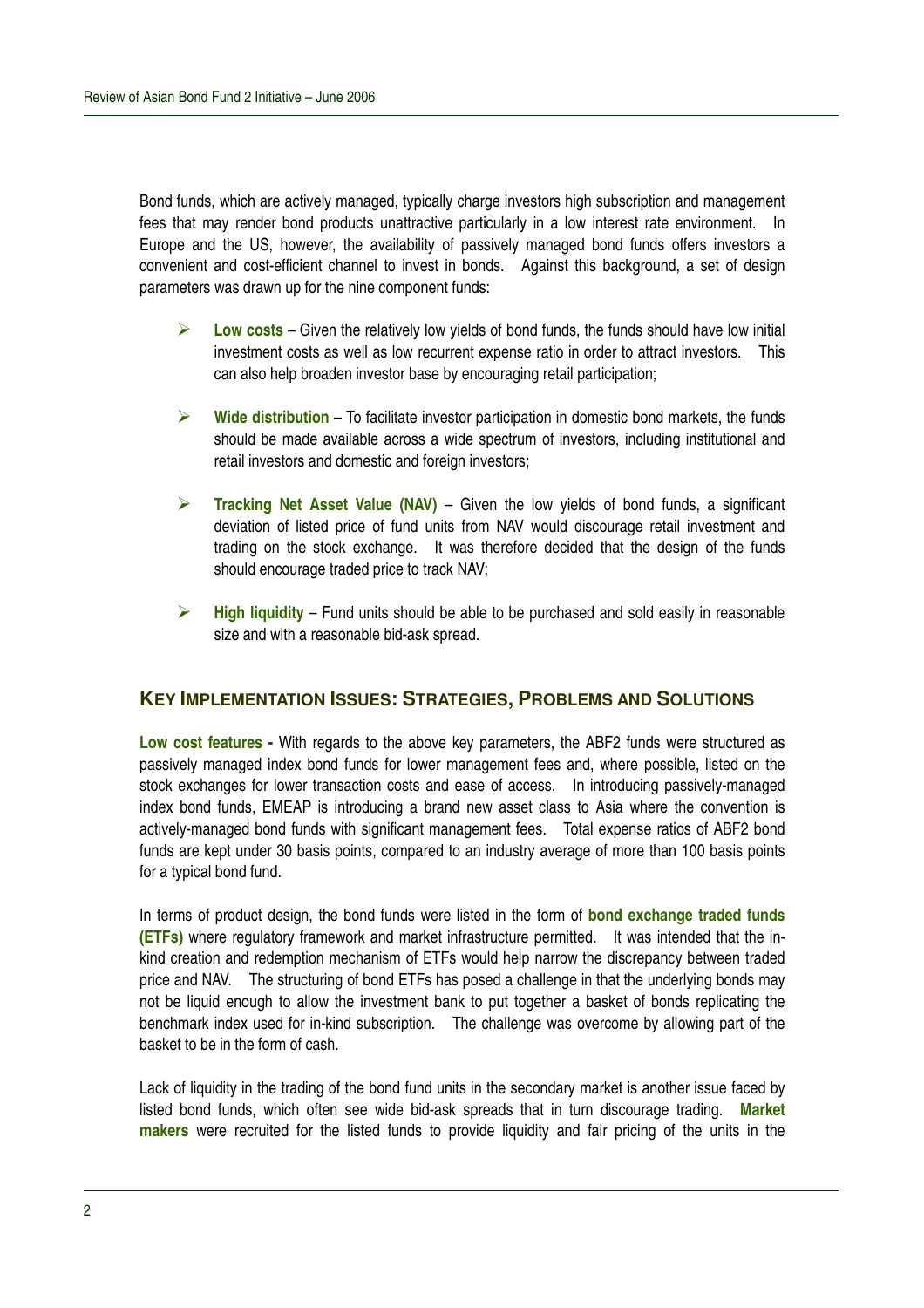Bond funds, which are actively managed, typically charge investors high subscription and management fees that may render bond products unattractive particularly in a low interest rate environment. In Europe and the US, however, the availability of passively managed bond funds offers investors a convenient and cost-efficient channel to invest in bonds. Against this background, a set of design parameters was drawn up for the nine component funds:

- **Low costs** – Given the relatively low yields of bond funds, the funds should have low initial investment costs as well as low recurrent expense ratio in order to attract investors. This can also help broaden investor base by encouraging retail participation;

- **Wide distribution** – To facilitate investor participation in domestic bond markets, the funds should be made available across a wide spectrum of investors, including institutional and retail investors and domestic and foreign investors;

- **Tracking Net Asset Value (NAV)** – Given the low yields of bond funds, a significant deviation of listed price of fund units from NAV would discourage retail investment and trading on the stock exchange. It was therefore decided that the design of the funds should encourage traded price to track NAV;

- **High liquidity** – Fund units should be able to be purchased and sold easily in reasonable size and with a reasonable bid-ask spread.

## KEY IMPLEMENTATION ISSUES: STRATEGIES, PROBLEMS AND SOLUTIONS

**Low cost features -** With regards to the above key parameters, the ABF2 funds were structured as passively managed index bond funds for lower management fees and, where possible, listed on the stock exchanges for lower transaction costs and ease of access. In introducing passively-managed index bond funds, EMEAP is introducing a brand new asset class to Asia where the convention is actively-managed bond funds with significant management fees. Total expense ratios of ABF2 bond funds are kept under 30 basis points, compared to an industry average of more than 100 basis points for a typical bond fund.

In terms of product design, the bond funds were listed in the form of **bond exchange traded funds (ETFs)** where regulatory framework and market infrastructure permitted. It was intended that the in-kind creation and redemption mechanism of ETFs would help narrow the discrepancy between traded price and NAV. The structuring of bond ETFs has posed a challenge in that the underlying bonds may not be liquid enough to allow the investment bank to put together a basket of bonds replicating the benchmark index used for in-kind subscription. The challenge was overcome by allowing part of the basket to be in the form of cash.

Lack of liquidity in the trading of the bond fund units in the secondary market is another issue faced by listed bond funds, which often see wide bid-ask spreads that in turn discourage trading. **Market makers** were recruited for the listed funds to provide liquidity and fair pricing of the units in the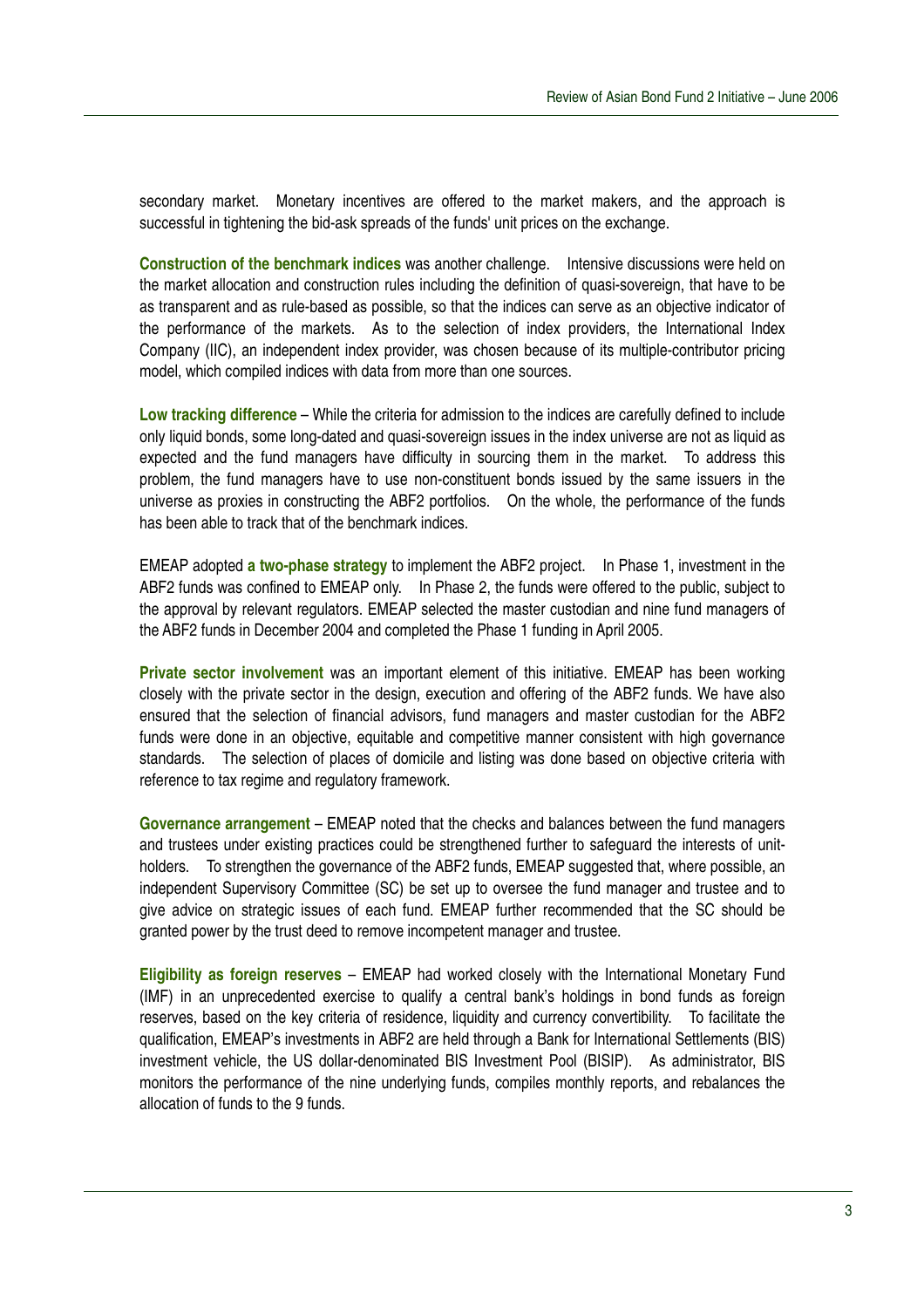secondary market. Monetary incentives are offered to the market makers, and the approach is successful in tightening the bid-ask spreads of the funds' unit prices on the exchange.

**Construction of the benchmark indices** was another challenge. Intensive discussions were held on the market allocation and construction rules including the definition of quasi-sovereign, that have to be as transparent and as rule-based as possible, so that the indices can serve as an objective indicator of the performance of the markets. As to the selection of index providers, the International Index Company (IIC), an independent index provider, was chosen because of its multiple-contributor pricing model, which compiled indices with data from more than one sources.

**Low tracking difference** – While the criteria for admission to the indices are carefully defined to include only liquid bonds, some long-dated and quasi-sovereign issues in the index universe are not as liquid as expected and the fund managers have difficulty in sourcing them in the market. To address this problem, the fund managers have to use non-constituent bonds issued by the same issuers in the universe as proxies in constructing the ABF2 portfolios. On the whole, the performance of the funds has been able to track that of the benchmark indices.

EMEAP adopted **a two-phase strategy** to implement the ABF2 project. In Phase 1, investment in the ABF2 funds was confined to EMEAP only. In Phase 2, the funds were offered to the public, subject to the approval by relevant regulators. EMEAP selected the master custodian and nine fund managers of the ABF2 funds in December 2004 and completed the Phase 1 funding in April 2005.

**Private sector involvement** was an important element of this initiative. EMEAP has been working closely with the private sector in the design, execution and offering of the ABF2 funds. We have also ensured that the selection of financial advisors, fund managers and master custodian for the ABF2 funds were done in an objective, equitable and competitive manner consistent with high governance standards. The selection of places of domicile and listing was done based on objective criteria with reference to tax regime and regulatory framework.

**Governance arrangement** – EMEAP noted that the checks and balances between the fund managers and trustees under existing practices could be strengthened further to safeguard the interests of unit-holders. To strengthen the governance of the ABF2 funds, EMEAP suggested that, where possible, an independent Supervisory Committee (SC) be set up to oversee the fund manager and trustee and to give advice on strategic issues of each fund. EMEAP further recommended that the SC should be granted power by the trust deed to remove incompetent manager and trustee.

**Eligibility as foreign reserves** – EMEAP had worked closely with the International Monetary Fund (IMF) in an unprecedented exercise to qualify a central bank's holdings in bond funds as foreign reserves, based on the key criteria of residence, liquidity and currency convertibility. To facilitate the qualification, EMEAP's investments in ABF2 are held through a Bank for International Settlements (BIS) investment vehicle, the US dollar-denominated BIS Investment Pool (BISIP). As administrator, BIS monitors the performance of the nine underlying funds, compiles monthly reports, and rebalances the allocation of funds to the 9 funds.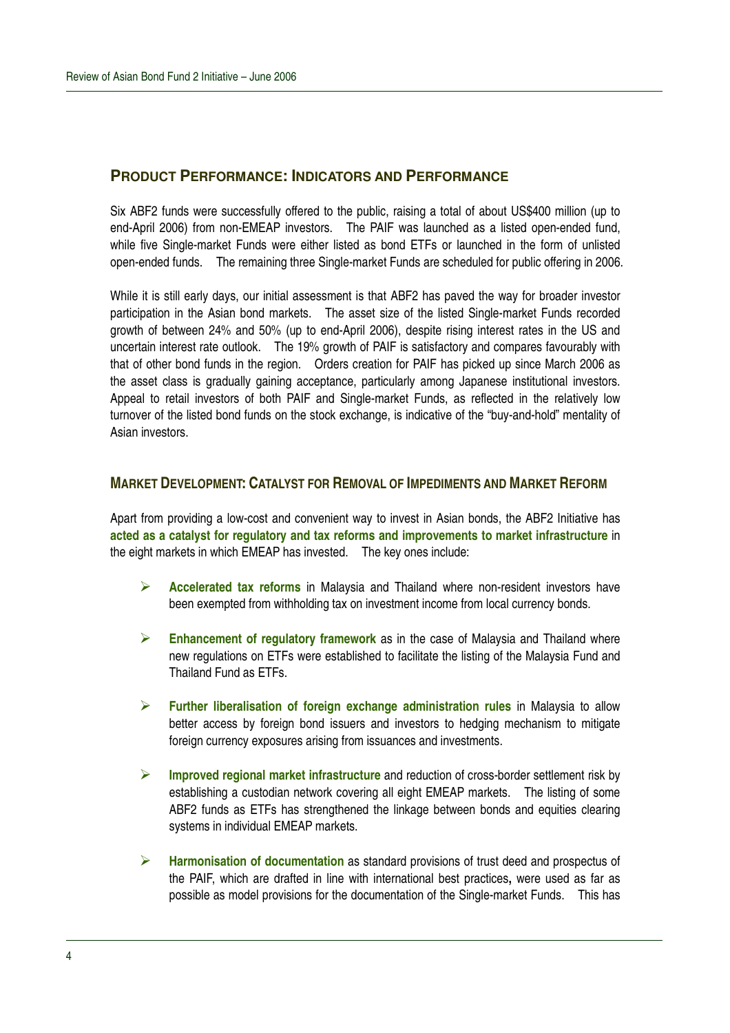## PRODUCT PERFORMANCE: INDICATORS AND PERFORMANCE

Six ABF2 funds were successfully offered to the public, raising a total of about US$400 million (up to end-April 2006) from non-EMEAP investors. The PAIF was launched as a listed open-ended fund, while five Single-market Funds were either listed as bond ETFs or launched in the form of unlisted open-ended funds. The remaining three Single-market Funds are scheduled for public offering in 2006.

While it is still early days, our initial assessment is that ABF2 has paved the way for broader investor participation in the Asian bond markets. The asset size of the listed Single-market Funds recorded growth of between 24% and 50% (up to end-April 2006), despite rising interest rates in the US and uncertain interest rate outlook. The 19% growth of PAIF is satisfactory and compares favourably with that of other bond funds in the region. Orders creation for PAIF has picked up since March 2006 as the asset class is gradually gaining acceptance, particularly among Japanese institutional investors. Appeal to retail investors of both PAIF and Single-market Funds, as reflected in the relatively low turnover of the listed bond funds on the stock exchange, is indicative of the "buy-and-hold" mentality of Asian investors.

## MARKET DEVELOPMENT: CATALYST FOR REMOVAL OF IMPEDIMENTS AND MARKET REFORM

Apart from providing a low-cost and convenient way to invest in Asian bonds, the ABF2 Initiative has **acted as a catalyst for regulatory and tax reforms and improvements to market infrastructure** in the eight markets in which EMEAP has invested. The key ones include:

- **Accelerated tax reforms** in Malaysia and Thailand where non-resident investors have been exempted from withholding tax on investment income from local currency bonds.

- **Enhancement of regulatory framework** as in the case of Malaysia and Thailand where new regulations on ETFs were established to facilitate the listing of the Malaysia Fund and Thailand Fund as ETFs.

- **Further liberalisation of foreign exchange administration rules** in Malaysia to allow better access by foreign bond issuers and investors to hedging mechanism to mitigate foreign currency exposures arising from issuances and investments.

- **Improved regional market infrastructure** and reduction of cross-border settlement risk by establishing a custodian network covering all eight EMEAP markets. The listing of some ABF2 funds as ETFs has strengthened the linkage between bonds and equities clearing systems in individual EMEAP markets.

- **Harmonisation of documentation** as standard provisions of trust deed and prospectus of the PAIF, which are drafted in line with international best practices**,** were used as far as possible as model provisions for the documentation of the Single-market Funds. This has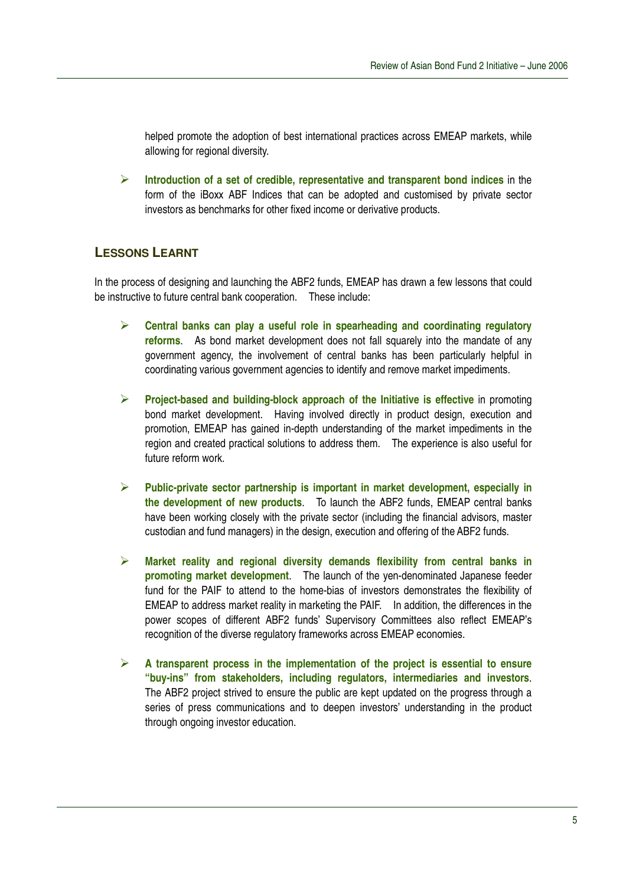helped promote the adoption of best international practices across EMEAP markets, while allowing for regional diversity.

- **Introduction of a set of credible, representative and transparent bond indices** in the form of the iBoxx ABF Indices that can be adopted and customised by private sector investors as benchmarks for other fixed income or derivative products.

## LESSONS LEARNT

In the process of designing and launching the ABF2 funds, EMEAP has drawn a few lessons that could be instructive to future central bank cooperation. These include:

- **Central banks can play a useful role in spearheading and coordinating regulatory reforms**. As bond market development does not fall squarely into the mandate of any government agency, the involvement of central banks has been particularly helpful in coordinating various government agencies to identify and remove market impediments.

- **Project-based and building-block approach of the Initiative is effective** in promoting bond market development. Having involved directly in product design, execution and promotion, EMEAP has gained in-depth understanding of the market impediments in the region and created practical solutions to address them. The experience is also useful for future reform work.

- **Public-private sector partnership is important in market development, especially in the development of new products**. To launch the ABF2 funds, EMEAP central banks have been working closely with the private sector (including the financial advisors, master custodian and fund managers) in the design, execution and offering of the ABF2 funds.

- **Market reality and regional diversity demands flexibility from central banks in promoting market development**. The launch of the yen-denominated Japanese feeder fund for the PAIF to attend to the home-bias of investors demonstrates the flexibility of EMEAP to address market reality in marketing the PAIF. In addition, the differences in the power scopes of different ABF2 funds' Supervisory Committees also reflect EMEAP's recognition of the diverse regulatory frameworks across EMEAP economies.

- **A transparent process in the implementation of the project is essential to ensure "buy-ins" from stakeholders, including regulators, intermediaries and investors**. The ABF2 project strived to ensure the public are kept updated on the progress through a series of press communications and to deepen investors' understanding in the product through ongoing investor education.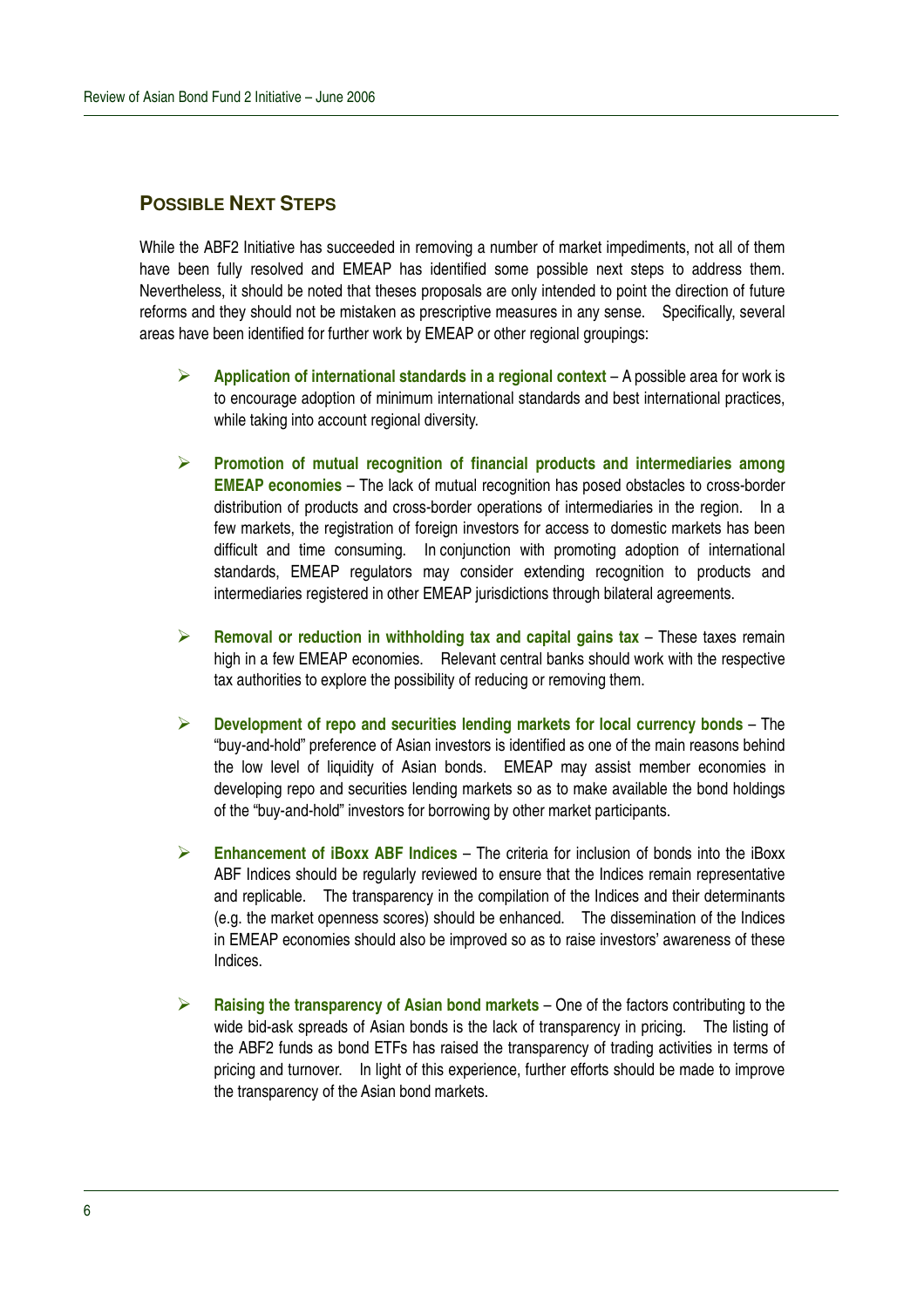## POSSIBLE NEXT STEPS

While the ABF2 Initiative has succeeded in removing a number of market impediments, not all of them have been fully resolved and EMEAP has identified some possible next steps to address them. Nevertheless, it should be noted that theses proposals are only intended to point the direction of future reforms and they should not be mistaken as prescriptive measures in any sense. Specifically, several areas have been identified for further work by EMEAP or other regional groupings:

- **Application of international standards in a regional context** – A possible area for work is to encourage adoption of minimum international standards and best international practices, while taking into account regional diversity.

- **Promotion of mutual recognition of financial products and intermediaries among EMEAP economies** – The lack of mutual recognition has posed obstacles to cross-border distribution of products and cross-border operations of intermediaries in the region. In a few markets, the registration of foreign investors for access to domestic markets has been difficult and time consuming. In conjunction with promoting adoption of international standards, EMEAP regulators may consider extending recognition to products and intermediaries registered in other EMEAP jurisdictions through bilateral agreements.

- **Removal or reduction in withholding tax and capital gains tax** – These taxes remain high in a few EMEAP economies. Relevant central banks should work with the respective tax authorities to explore the possibility of reducing or removing them.

- **Development of repo and securities lending markets for local currency bonds** – The "buy-and-hold" preference of Asian investors is identified as one of the main reasons behind the low level of liquidity of Asian bonds. EMEAP may assist member economies in developing repo and securities lending markets so as to make available the bond holdings of the "buy-and-hold" investors for borrowing by other market participants.

- **Enhancement of iBoxx ABF Indices** – The criteria for inclusion of bonds into the iBoxx ABF Indices should be regularly reviewed to ensure that the Indices remain representative and replicable. The transparency in the compilation of the Indices and their determinants (e.g. the market openness scores) should be enhanced. The dissemination of the Indices in EMEAP economies should also be improved so as to raise investors' awareness of these Indices.

- **Raising the transparency of Asian bond markets** – One of the factors contributing to the wide bid-ask spreads of Asian bonds is the lack of transparency in pricing. The listing of the ABF2 funds as bond ETFs has raised the transparency of trading activities in terms of pricing and turnover. In light of this experience, further efforts should be made to improve the transparency of the Asian bond markets.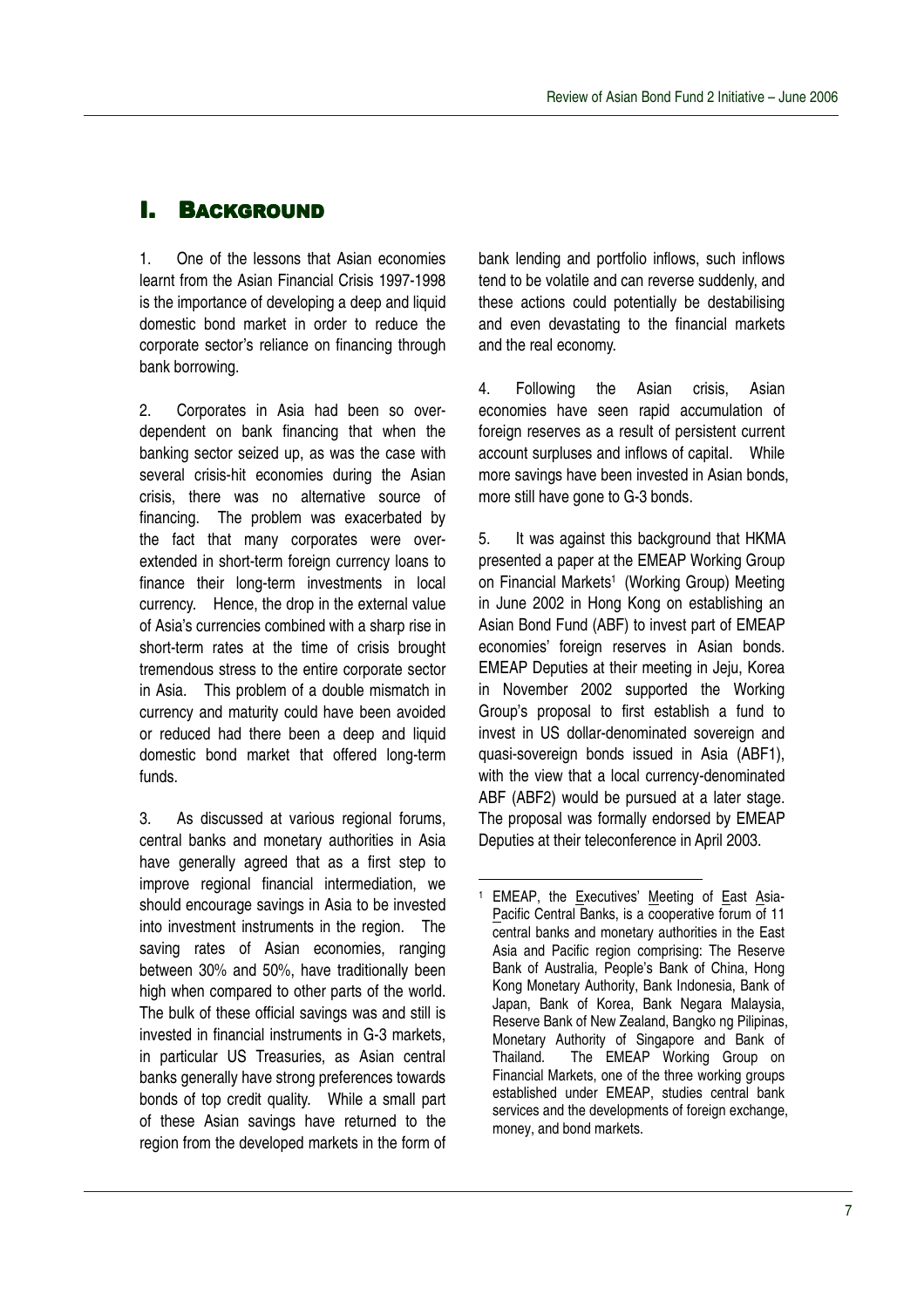# I. BACKGROUND

1. One of the lessons that Asian economies learnt from the Asian Financial Crisis 1997-1998 is the importance of developing a deep and liquid domestic bond market in order to reduce the corporate sector's reliance on financing through bank borrowing.

2. Corporates in Asia had been so over-dependent on bank financing that when the banking sector seized up, as was the case with several crisis-hit economies during the Asian crisis, there was no alternative source of financing. The problem was exacerbated by the fact that many corporates were over-extended in short-term foreign currency loans to finance their long-term investments in local currency. Hence, the drop in the external value of Asia's currencies combined with a sharp rise in short-term rates at the time of crisis brought tremendous stress to the entire corporate sector in Asia. This problem of a double mismatch in currency and maturity could have been avoided or reduced had there been a deep and liquid domestic bond market that offered long-term funds.

3. As discussed at various regional forums, central banks and monetary authorities in Asia have generally agreed that as a first step to improve regional financial intermediation, we should encourage savings in Asia to be invested into investment instruments in the region. The saving rates of Asian economies, ranging between 30% and 50%, have traditionally been high when compared to other parts of the world. The bulk of these official savings was and still is invested in financial instruments in G-3 markets, in particular US Treasuries, as Asian central banks generally have strong preferences towards bonds of top credit quality. While a small part of these Asian savings have returned to the region from the developed markets in the form of bank lending and portfolio inflows, such inflows tend to be volatile and can reverse suddenly, and these actions could potentially be destabilising and even devastating to the financial markets and the real economy.

4. Following the Asian crisis, Asian economies have seen rapid accumulation of foreign reserves as a result of persistent current account surpluses and inflows of capital. While more savings have been invested in Asian bonds, more still have gone to G-3 bonds.

5. It was against this background that HKMA presented a paper at the EMEAP Working Group on Financial Markets[1] (Working Group) Meeting in June 2002 in Hong Kong on establishing an Asian Bond Fund (ABF) to invest part of EMEAP economies' foreign reserves in Asian bonds. EMEAP Deputies at their meeting in Jeju, Korea in November 2002 supported the Working Group's proposal to first establish a fund to invest in US dollar-denominated sovereign and quasi-sovereign bonds issued in Asia (ABF1), with the view that a local currency-denominated ABF (ABF2) would be pursued at a later stage. The proposal was formally endorsed by EMEAP Deputies at their teleconference in April 2003.

---

[1] EMEAP, the Executives' Meeting of East Asia-Pacific Central Banks, is a cooperative forum of 11 central banks and monetary authorities in the East Asia and Pacific region comprising: The Reserve Bank of Australia, People's Bank of China, Hong Kong Monetary Authority, Bank Indonesia, Bank of Japan, Bank of Korea, Bank Negara Malaysia, Reserve Bank of New Zealand, Bangko ng Pilipinas, Monetary Authority of Singapore and Bank of Thailand. The EMEAP Working Group on Financial Markets, one of the three working groups established under EMEAP, studies central bank services and the developments of foreign exchange, money, and bond markets.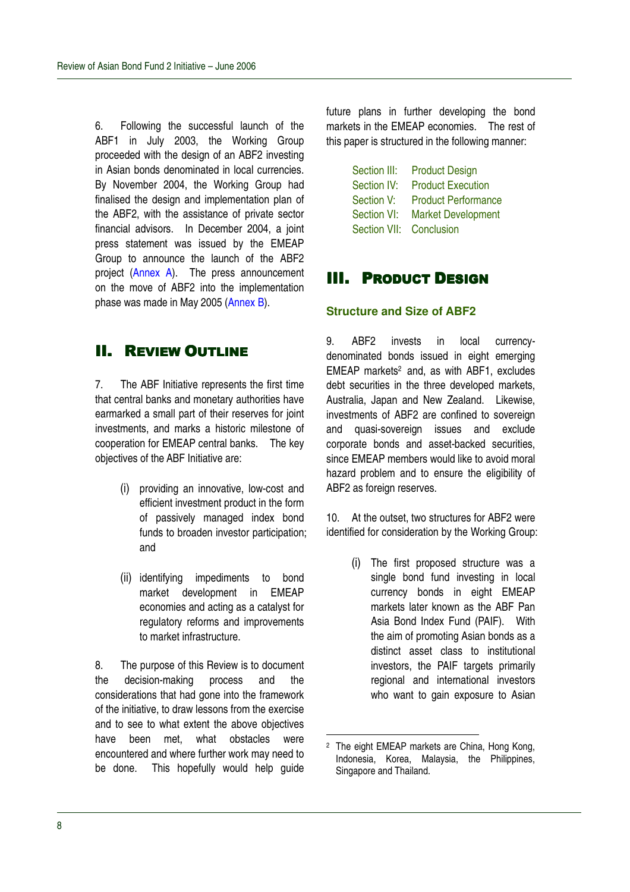6. Following the successful launch of the ABF1 in July 2003, the Working Group proceeded with the design of an ABF2 investing in Asian bonds denominated in local currencies. By November 2004, the Working Group had finalised the design and implementation plan of the ABF2, with the assistance of private sector financial advisors. In December 2004, a joint press statement was issued by the EMEAP Group to announce the launch of the ABF2 project (Annex A). The press announcement on the move of ABF2 into the implementation phase was made in May 2005 (Annex B).

## II. Review Outline

7. The ABF Initiative represents the first time that central banks and monetary authorities have earmarked a small part of their reserves for joint investments, and marks a historic milestone of cooperation for EMEAP central banks. The key objectives of the ABF Initiative are:

(i) providing an innovative, low-cost and efficient investment product in the form of passively managed index bond funds to broaden investor participation; and

(ii) identifying impediments to bond market development in EMEAP economies and acting as a catalyst for regulatory reforms and improvements to market infrastructure.

8. The purpose of this Review is to document the decision-making process and the considerations that had gone into the framework of the initiative, to draw lessons from the exercise and to see to what extent the above objectives have been met, what obstacles were encountered and where further work may need to be done. This hopefully would help guide future plans in further developing the bond markets in the EMEAP economies. The rest of this paper is structured in the following manner:

- Section III: Product Design
- Section IV: Product Execution
- Section V: Product Performance
- Section VI: Market Development
- Section VII: Conclusion

## III. Product Design

### Structure and Size of ABF2

9. ABF2 invests in local currency-denominated bonds issued in eight emerging EMEAP markets[2] and, as with ABF1, excludes debt securities in the three developed markets, Australia, Japan and New Zealand. Likewise, investments of ABF2 are confined to sovereign and quasi-sovereign issues and exclude corporate bonds and asset-backed securities, since EMEAP members would like to avoid moral hazard problem and to ensure the eligibility of ABF2 as foreign reserves.

10. At the outset, two structures for ABF2 were identified for consideration by the Working Group:

(i) The first proposed structure was a single bond fund investing in local currency bonds in eight EMEAP markets later known as the ABF Pan Asia Bond Index Fund (PAIF). With the aim of promoting Asian bonds as a distinct asset class to institutional investors, the PAIF targets primarily regional and international investors who want to gain exposure to Asian

[2] The eight EMEAP markets are China, Hong Kong, Indonesia, Korea, Malaysia, the Philippines, Singapore and Thailand.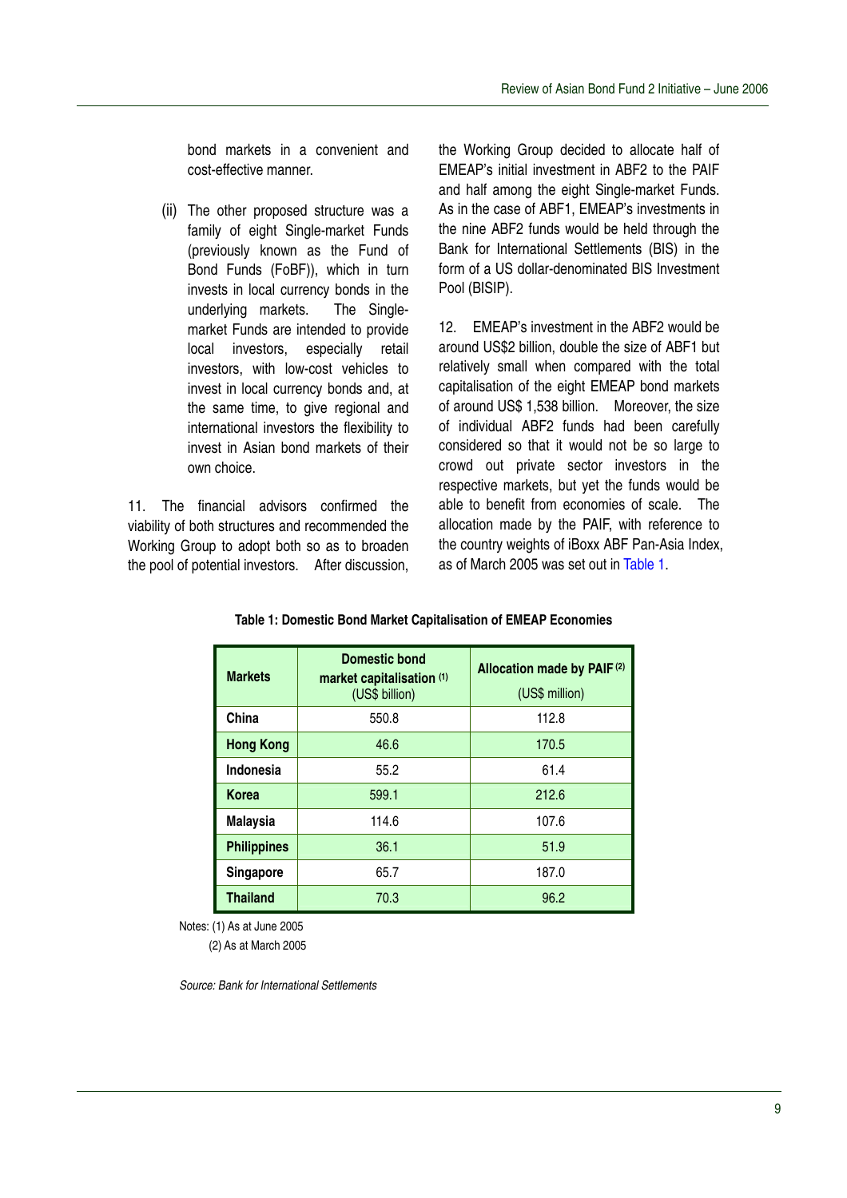bond markets in a convenient and cost-effective manner.

(ii) The other proposed structure was a family of eight Single-market Funds (previously known as the Fund of Bond Funds (FoBF)), which in turn invests in local currency bonds in the underlying markets. The Single-market Funds are intended to provide local investors, especially retail investors, with low-cost vehicles to invest in local currency bonds and, at the same time, to give regional and international investors the flexibility to invest in Asian bond markets of their own choice.

11. The financial advisors confirmed the viability of both structures and recommended the Working Group to adopt both so as to broaden the pool of potential investors. After discussion, the Working Group decided to allocate half of EMEAP's initial investment in ABF2 to the PAIF and half among the eight Single-market Funds. As in the case of ABF1, EMEAP's investments in the nine ABF2 funds would be held through the Bank for International Settlements (BIS) in the form of a US dollar-denominated BIS Investment Pool (BISIP).

12. EMEAP's investment in the ABF2 would be around US$2 billion, double the size of ABF1 but relatively small when compared with the total capitalisation of the eight EMEAP bond markets of around US$ 1,538 billion. Moreover, the size of individual ABF2 funds had been carefully considered so that it would not be so large to crowd out private sector investors in the respective markets, but yet the funds would be able to benefit from economies of scale. The allocation made by the PAIF, with reference to the country weights of iBoxx ABF Pan-Asia Index, as of March 2005 was set out in Table 1.

**Table 1: Domestic Bond Market Capitalisation of EMEAP Economies**

| Markets | Domestic bond market capitalisation (1) (US$ billion) | Allocation made by PAIF (2) (US$ million) |
|---|---|---|
| **China** | 550.8 | 112.8 |
| **Hong Kong** | 46.6 | 170.5 |
| **Indonesia** | 55.2 | 61.4 |
| **Korea** | 599.1 | 212.6 |
| **Malaysia** | 114.6 | 107.6 |
| **Philippines** | 36.1 | 51.9 |
| **Singapore** | 65.7 | 187.0 |
| **Thailand** | 70.3 | 96.2 |

Notes: (1) As at June 2005
(2) As at March 2005

*Source: Bank for International Settlements*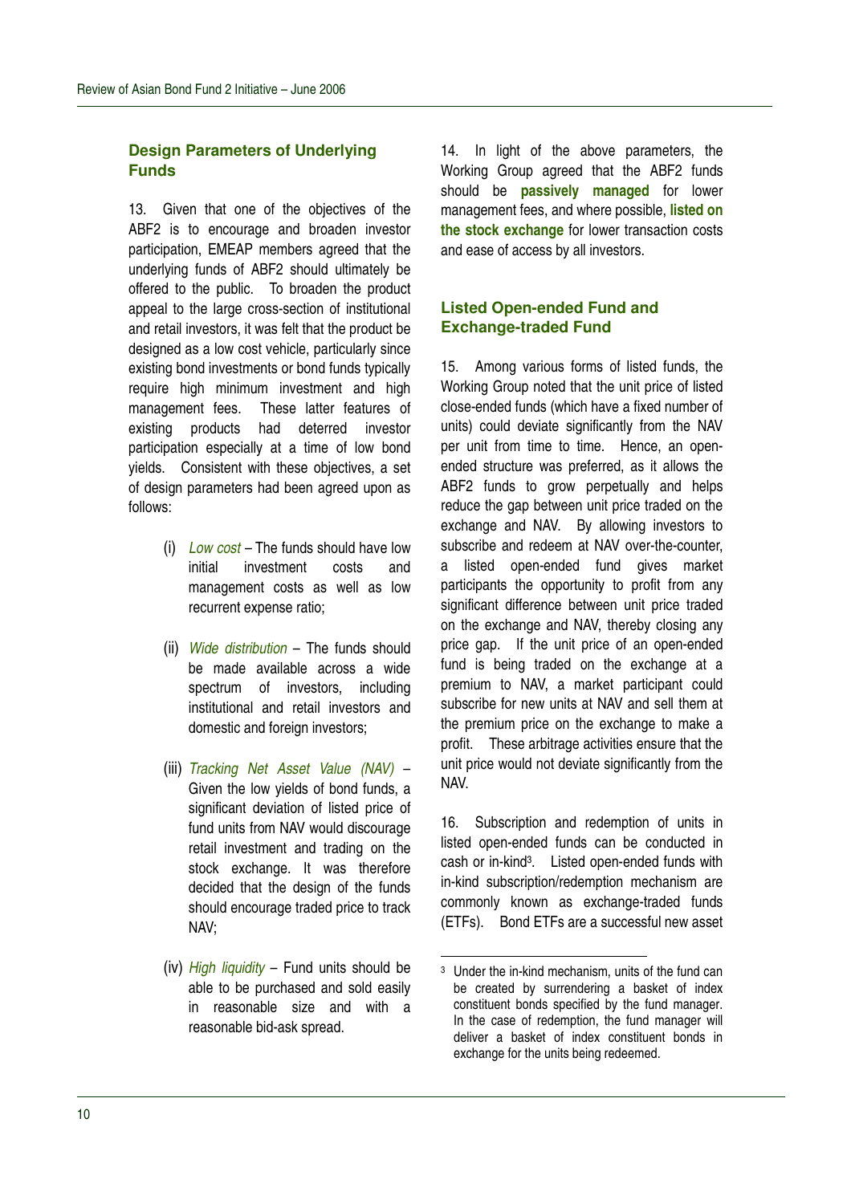## Design Parameters of Underlying Funds

13. Given that one of the objectives of the ABF2 is to encourage and broaden investor participation, EMEAP members agreed that the underlying funds of ABF2 should ultimately be offered to the public. To broaden the product appeal to the large cross-section of institutional and retail investors, it was felt that the product be designed as a low cost vehicle, particularly since existing bond investments or bond funds typically require high minimum investment and high management fees. These latter features of existing products had deterred investor participation especially at a time of low bond yields. Consistent with these objectives, a set of design parameters had been agreed upon as follows:

(i) *Low cost* – The funds should have low initial investment costs and management costs as well as low recurrent expense ratio;

(ii) *Wide distribution* – The funds should be made available across a wide spectrum of investors, including institutional and retail investors and domestic and foreign investors;

(iii) *Tracking Net Asset Value (NAV)* – Given the low yields of bond funds, a significant deviation of listed price of fund units from NAV would discourage retail investment and trading on the stock exchange. It was therefore decided that the design of the funds should encourage traded price to track NAV;

(iv) *High liquidity* – Fund units should be able to be purchased and sold easily in reasonable size and with a reasonable bid-ask spread.

14. In light of the above parameters, the Working Group agreed that the ABF2 funds should be **passively managed** for lower management fees, and where possible, **listed on the stock exchange** for lower transaction costs and ease of access by all investors.

## Listed Open-ended Fund and Exchange-traded Fund

15. Among various forms of listed funds, the Working Group noted that the unit price of listed close-ended funds (which have a fixed number of units) could deviate significantly from the NAV per unit from time to time. Hence, an open-ended structure was preferred, as it allows the ABF2 funds to grow perpetually and helps reduce the gap between unit price traded on the exchange and NAV. By allowing investors to subscribe and redeem at NAV over-the-counter, a listed open-ended fund gives market participants the opportunity to profit from any significant difference between unit price traded on the exchange and NAV, thereby closing any price gap. If the unit price of an open-ended fund is being traded on the exchange at a premium to NAV, a market participant could subscribe for new units at NAV and sell them at the premium price on the exchange to make a profit. These arbitrage activities ensure that the unit price would not deviate significantly from the NAV.

16. Subscription and redemption of units in listed open-ended funds can be conducted in cash or in-kind[3]. Listed open-ended funds with in-kind subscription/redemption mechanism are commonly known as exchange-traded funds (ETFs). Bond ETFs are a successful new asset

[3] Under the in-kind mechanism, units of the fund can be created by surrendering a basket of index constituent bonds specified by the fund manager. In the case of redemption, the fund manager will deliver a basket of index constituent bonds in exchange for the units being redeemed.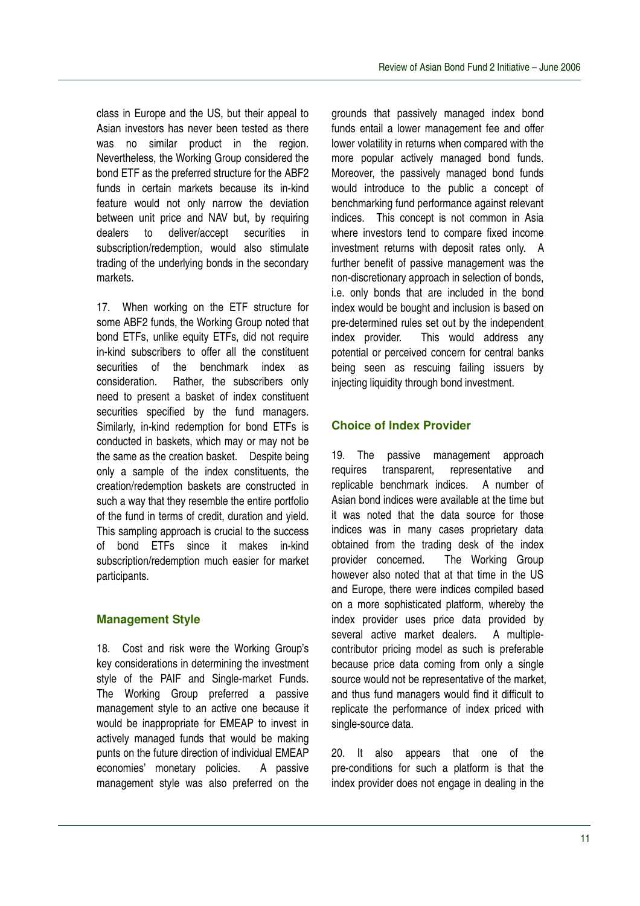class in Europe and the US, but their appeal to Asian investors has never been tested as there was no similar product in the region. Nevertheless, the Working Group considered the bond ETF as the preferred structure for the ABF2 funds in certain markets because its in-kind feature would not only narrow the deviation between unit price and NAV but, by requiring dealers to deliver/accept securities in subscription/redemption, would also stimulate trading of the underlying bonds in the secondary markets.

17. When working on the ETF structure for some ABF2 funds, the Working Group noted that bond ETFs, unlike equity ETFs, did not require in-kind subscribers to offer all the constituent securities of the benchmark index as consideration. Rather, the subscribers only need to present a basket of index constituent securities specified by the fund managers. Similarly, in-kind redemption for bond ETFs is conducted in baskets, which may or may not be the same as the creation basket. Despite being only a sample of the index constituents, the creation/redemption baskets are constructed in such a way that they resemble the entire portfolio of the fund in terms of credit, duration and yield. This sampling approach is crucial to the success of bond ETFs since it makes in-kind subscription/redemption much easier for market participants.

## Management Style

18. Cost and risk were the Working Group's key considerations in determining the investment style of the PAIF and Single-market Funds. The Working Group preferred a passive management style to an active one because it would be inappropriate for EMEAP to invest in actively managed funds that would be making punts on the future direction of individual EMEAP economies' monetary policies. A passive management style was also preferred on the grounds that passively managed index bond funds entail a lower management fee and offer lower volatility in returns when compared with the more popular actively managed bond funds. Moreover, the passively managed bond funds would introduce to the public a concept of benchmarking fund performance against relevant indices. This concept is not common in Asia where investors tend to compare fixed income investment returns with deposit rates only. A further benefit of passive management was the non-discretionary approach in selection of bonds, i.e. only bonds that are included in the bond index would be bought and inclusion is based on pre-determined rules set out by the independent index provider. This would address any potential or perceived concern for central banks being seen as rescuing failing issuers by injecting liquidity through bond investment.

## Choice of Index Provider

19. The passive management approach requires transparent, representative and replicable benchmark indices. A number of Asian bond indices were available at the time but it was noted that the data source for those indices was in many cases proprietary data obtained from the trading desk of the index provider concerned. The Working Group however also noted that at that time in the US and Europe, there were indices compiled based on a more sophisticated platform, whereby the index provider uses price data provided by several active market dealers. A multiple-contributor pricing model as such is preferable because price data coming from only a single source would not be representative of the market, and thus fund managers would find it difficult to replicate the performance of index priced with single-source data.

20. It also appears that one of the pre-conditions for such a platform is that the index provider does not engage in dealing in the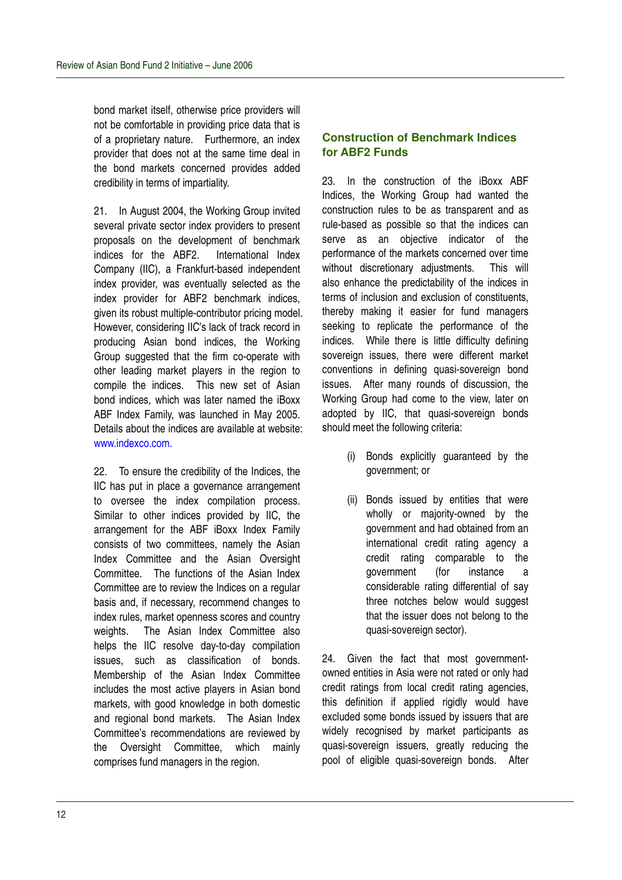bond market itself, otherwise price providers will not be comfortable in providing price data that is of a proprietary nature. Furthermore, an index provider that does not at the same time deal in the bond markets concerned provides added credibility in terms of impartiality.

21. In August 2004, the Working Group invited several private sector index providers to present proposals on the development of benchmark indices for the ABF2. International Index Company (IIC), a Frankfurt-based independent index provider, was eventually selected as the index provider for ABF2 benchmark indices, given its robust multiple-contributor pricing model. However, considering IIC's lack of track record in producing Asian bond indices, the Working Group suggested that the firm co-operate with other leading market players in the region to compile the indices. This new set of Asian bond indices, which was later named the iBoxx ABF Index Family, was launched in May 2005. Details about the indices are available at website: www.indexco.com.

22. To ensure the credibility of the Indices, the IIC has put in place a governance arrangement to oversee the index compilation process. Similar to other indices provided by IIC, the arrangement for the ABF iBoxx Index Family consists of two committees, namely the Asian Index Committee and the Asian Oversight Committee. The functions of the Asian Index Committee are to review the Indices on a regular basis and, if necessary, recommend changes to index rules, market openness scores and country weights. The Asian Index Committee also helps the IIC resolve day-to-day compilation issues, such as classification of bonds. Membership of the Asian Index Committee includes the most active players in Asian bond markets, with good knowledge in both domestic and regional bond markets. The Asian Index Committee's recommendations are reviewed by the Oversight Committee, which mainly comprises fund managers in the region.

## Construction of Benchmark Indices for ABF2 Funds

23. In the construction of the iBoxx ABF Indices, the Working Group had wanted the construction rules to be as transparent and as rule-based as possible so that the indices can serve as an objective indicator of the performance of the markets concerned over time without discretionary adjustments. This will also enhance the predictability of the indices in terms of inclusion and exclusion of constituents, thereby making it easier for fund managers seeking to replicate the performance of the indices. While there is little difficulty defining sovereign issues, there were different market conventions in defining quasi-sovereign bond issues. After many rounds of discussion, the Working Group had come to the view, later on adopted by IIC, that quasi-sovereign bonds should meet the following criteria:

(i) Bonds explicitly guaranteed by the government; or

(ii) Bonds issued by entities that were wholly or majority-owned by the government and had obtained from an international credit rating agency a credit rating comparable to the government (for instance a considerable rating differential of say three notches below would suggest that the issuer does not belong to the quasi-sovereign sector).

24. Given the fact that most government-owned entities in Asia were not rated or only had credit ratings from local credit rating agencies, this definition if applied rigidly would have excluded some bonds issued by issuers that are widely recognised by market participants as quasi-sovereign issuers, greatly reducing the pool of eligible quasi-sovereign bonds. After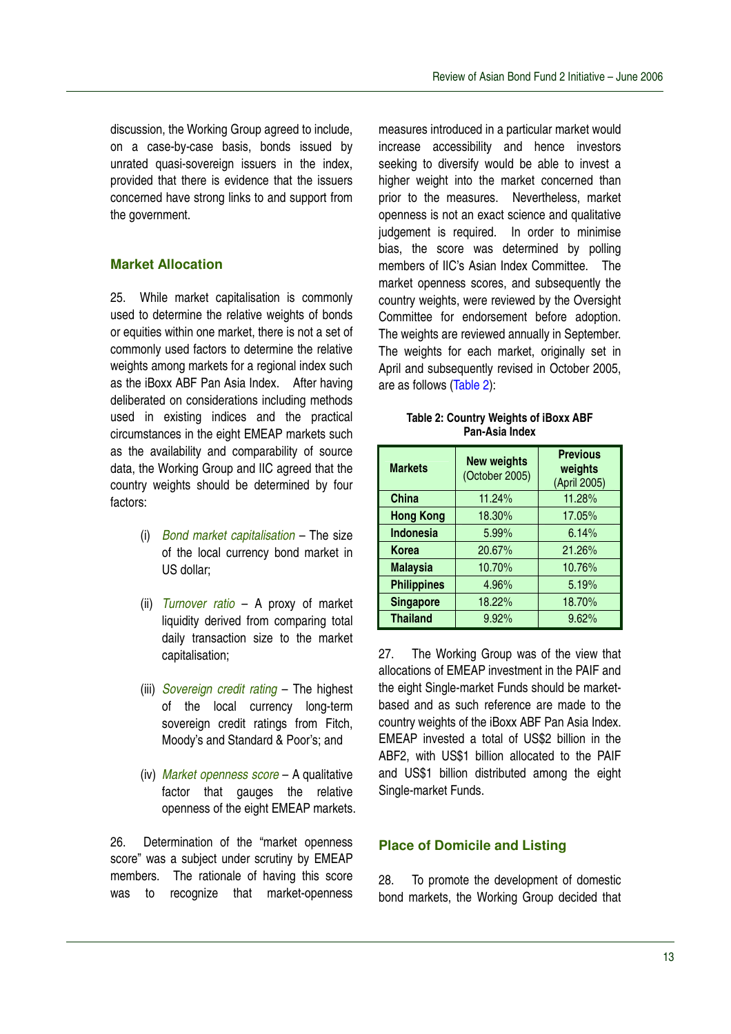discussion, the Working Group agreed to include, on a case-by-case basis, bonds issued by unrated quasi-sovereign issuers in the index, provided that there is evidence that the issuers concerned have strong links to and support from the government.

## Market Allocation

25. While market capitalisation is commonly used to determine the relative weights of bonds or equities within one market, there is not a set of commonly used factors to determine the relative weights among markets for a regional index such as the iBoxx ABF Pan Asia Index. After having deliberated on considerations including methods used in existing indices and the practical circumstances in the eight EMEAP markets such as the availability and comparability of source data, the Working Group and IIC agreed that the country weights should be determined by four factors:

(i) *Bond market capitalisation* – The size of the local currency bond market in US dollar;

(ii) *Turnover ratio* – A proxy of market liquidity derived from comparing total daily transaction size to the market capitalisation;

(iii) *Sovereign credit rating* – The highest of the local currency long-term sovereign credit ratings from Fitch, Moody's and Standard & Poor's; and

(iv) *Market openness score* – A qualitative factor that gauges the relative openness of the eight EMEAP markets.

26. Determination of the "market openness score" was a subject under scrutiny by EMEAP members. The rationale of having this score was to recognize that market-openness measures introduced in a particular market would increase accessibility and hence investors seeking to diversify would be able to invest a higher weight into the market concerned than prior to the measures. Nevertheless, market openness is not an exact science and qualitative judgement is required. In order to minimise bias, the score was determined by polling members of IIC's Asian Index Committee. The market openness scores, and subsequently the country weights, were reviewed by the Oversight Committee for endorsement before adoption. The weights are reviewed annually in September. The weights for each market, originally set in April and subsequently revised in October 2005, are as follows (Table 2):

**Table 2: Country Weights of iBoxx ABF Pan-Asia Index**

| Markets | New weights (October 2005) | Previous weights (April 2005) |
|---|---|---|
| **China** | 11.24% | 11.28% |
| **Hong Kong** | 18.30% | 17.05% |
| **Indonesia** | 5.99% | 6.14% |
| **Korea** | 20.67% | 21.26% |
| **Malaysia** | 10.70% | 10.76% |
| **Philippines** | 4.96% | 5.19% |
| **Singapore** | 18.22% | 18.70% |
| **Thailand** | 9.92% | 9.62% |

27. The Working Group was of the view that allocations of EMEAP investment in the PAIF and the eight Single-market Funds should be market-based and as such reference are made to the country weights of the iBoxx ABF Pan Asia Index. EMEAP invested a total of US$2 billion in the ABF2, with US$1 billion allocated to the PAIF and US$1 billion distributed among the eight Single-market Funds.

## Place of Domicile and Listing

28. To promote the development of domestic bond markets, the Working Group decided that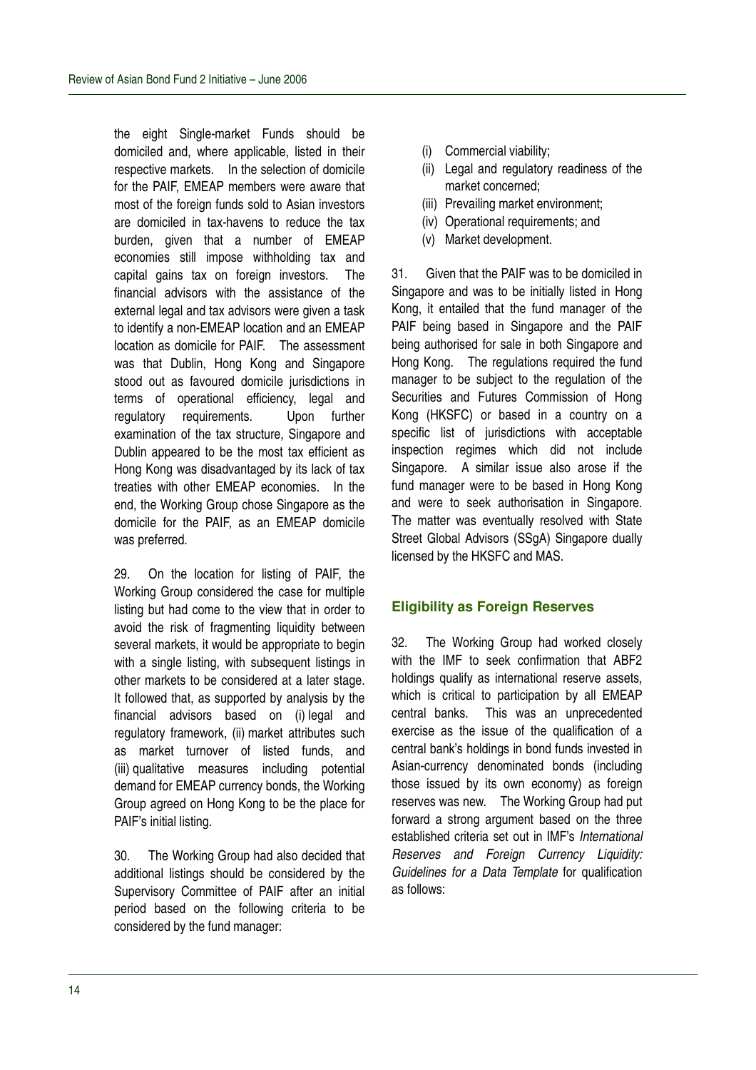the eight Single-market Funds should be domiciled and, where applicable, listed in their respective markets. In the selection of domicile for the PAIF, EMEAP members were aware that most of the foreign funds sold to Asian investors are domiciled in tax-havens to reduce the tax burden, given that a number of EMEAP economies still impose withholding tax and capital gains tax on foreign investors. The financial advisors with the assistance of the external legal and tax advisors were given a task to identify a non-EMEAP location and an EMEAP location as domicile for PAIF. The assessment was that Dublin, Hong Kong and Singapore stood out as favoured domicile jurisdictions in terms of operational efficiency, legal and regulatory requirements. Upon further examination of the tax structure, Singapore and Dublin appeared to be the most tax efficient as Hong Kong was disadvantaged by its lack of tax treaties with other EMEAP economies. In the end, the Working Group chose Singapore as the domicile for the PAIF, as an EMEAP domicile was preferred.

29. On the location for listing of PAIF, the Working Group considered the case for multiple listing but had come to the view that in order to avoid the risk of fragmenting liquidity between several markets, it would be appropriate to begin with a single listing, with subsequent listings in other markets to be considered at a later stage. It followed that, as supported by analysis by the financial advisors based on (i) legal and regulatory framework, (ii) market attributes such as market turnover of listed funds, and (iii) qualitative measures including potential demand for EMEAP currency bonds, the Working Group agreed on Hong Kong to be the place for PAIF's initial listing.

30. The Working Group had also decided that additional listings should be considered by the Supervisory Committee of PAIF after an initial period based on the following criteria to be considered by the fund manager:

(i) Commercial viability;
(ii) Legal and regulatory readiness of the market concerned;
(iii) Prevailing market environment;
(iv) Operational requirements; and
(v) Market development.

31. Given that the PAIF was to be domiciled in Singapore and was to be initially listed in Hong Kong, it entailed that the fund manager of the PAIF being based in Singapore and the PAIF being authorised for sale in both Singapore and Hong Kong. The regulations required the fund manager to be subject to the regulation of the Securities and Futures Commission of Hong Kong (HKSFC) or based in a country on a specific list of jurisdictions with acceptable inspection regimes which did not include Singapore. A similar issue also arose if the fund manager were to be based in Hong Kong and were to seek authorisation in Singapore. The matter was eventually resolved with State Street Global Advisors (SSgA) Singapore dually licensed by the HKSFC and MAS.

## Eligibility as Foreign Reserves

32. The Working Group had worked closely with the IMF to seek confirmation that ABF2 holdings qualify as international reserve assets, which is critical to participation by all EMEAP central banks. This was an unprecedented exercise as the issue of the qualification of a central bank's holdings in bond funds invested in Asian-currency denominated bonds (including those issued by its own economy) as foreign reserves was new. The Working Group had put forward a strong argument based on the three established criteria set out in IMF's *International Reserves and Foreign Currency Liquidity: Guidelines for a Data Template* for qualification as follows: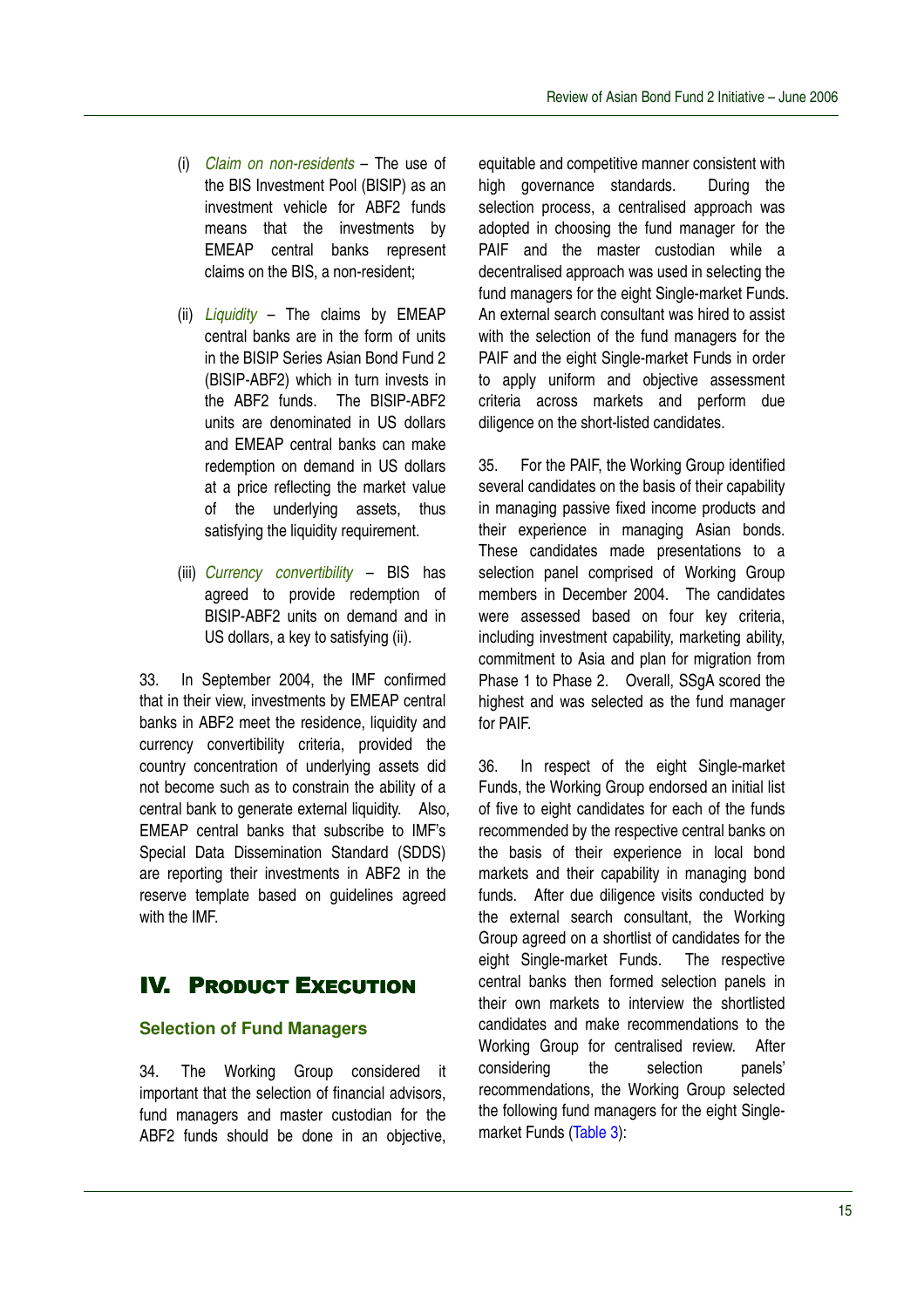(i) *Claim on non-residents* – The use of the BIS Investment Pool (BISIP) as an investment vehicle for ABF2 funds means that the investments by EMEAP central banks represent claims on the BIS, a non-resident;

(ii) *Liquidity* – The claims by EMEAP central banks are in the form of units in the BISIP Series Asian Bond Fund 2 (BISIP-ABF2) which in turn invests in the ABF2 funds. The BISIP-ABF2 units are denominated in US dollars and EMEAP central banks can make redemption on demand in US dollars at a price reflecting the market value of the underlying assets, thus satisfying the liquidity requirement.

(iii) *Currency convertibility* – BIS has agreed to provide redemption of BISIP-ABF2 units on demand and in US dollars, a key to satisfying (ii).

33. In September 2004, the IMF confirmed that in their view, investments by EMEAP central banks in ABF2 meet the residence, liquidity and currency convertibility criteria, provided the country concentration of underlying assets did not become such as to constrain the ability of a central bank to generate external liquidity. Also, EMEAP central banks that subscribe to IMF's Special Data Dissemination Standard (SDDS) are reporting their investments in ABF2 in the reserve template based on guidelines agreed with the IMF.

# IV. Product Execution

## Selection of Fund Managers

34. The Working Group considered it important that the selection of financial advisors, fund managers and master custodian for the ABF2 funds should be done in an objective, equitable and competitive manner consistent with high governance standards. During the selection process, a centralised approach was adopted in choosing the fund manager for the PAIF and the master custodian while a decentralised approach was used in selecting the fund managers for the eight Single-market Funds. An external search consultant was hired to assist with the selection of the fund managers for the PAIF and the eight Single-market Funds in order to apply uniform and objective assessment criteria across markets and perform due diligence on the short-listed candidates.

35. For the PAIF, the Working Group identified several candidates on the basis of their capability in managing passive fixed income products and their experience in managing Asian bonds. These candidates made presentations to a selection panel comprised of Working Group members in December 2004. The candidates were assessed based on four key criteria, including investment capability, marketing ability, commitment to Asia and plan for migration from Phase 1 to Phase 2. Overall, SSgA scored the highest and was selected as the fund manager for PAIF.

36. In respect of the eight Single-market Funds, the Working Group endorsed an initial list of five to eight candidates for each of the funds recommended by the respective central banks on the basis of their experience in local bond markets and their capability in managing bond funds. After due diligence visits conducted by the external search consultant, the Working Group agreed on a shortlist of candidates for the eight Single-market Funds. The respective central banks then formed selection panels in their own markets to interview the shortlisted candidates and make recommendations to the Working Group for centralised review. After considering the selection panels' recommendations, the Working Group selected the following fund managers for the eight Single-market Funds (Table 3):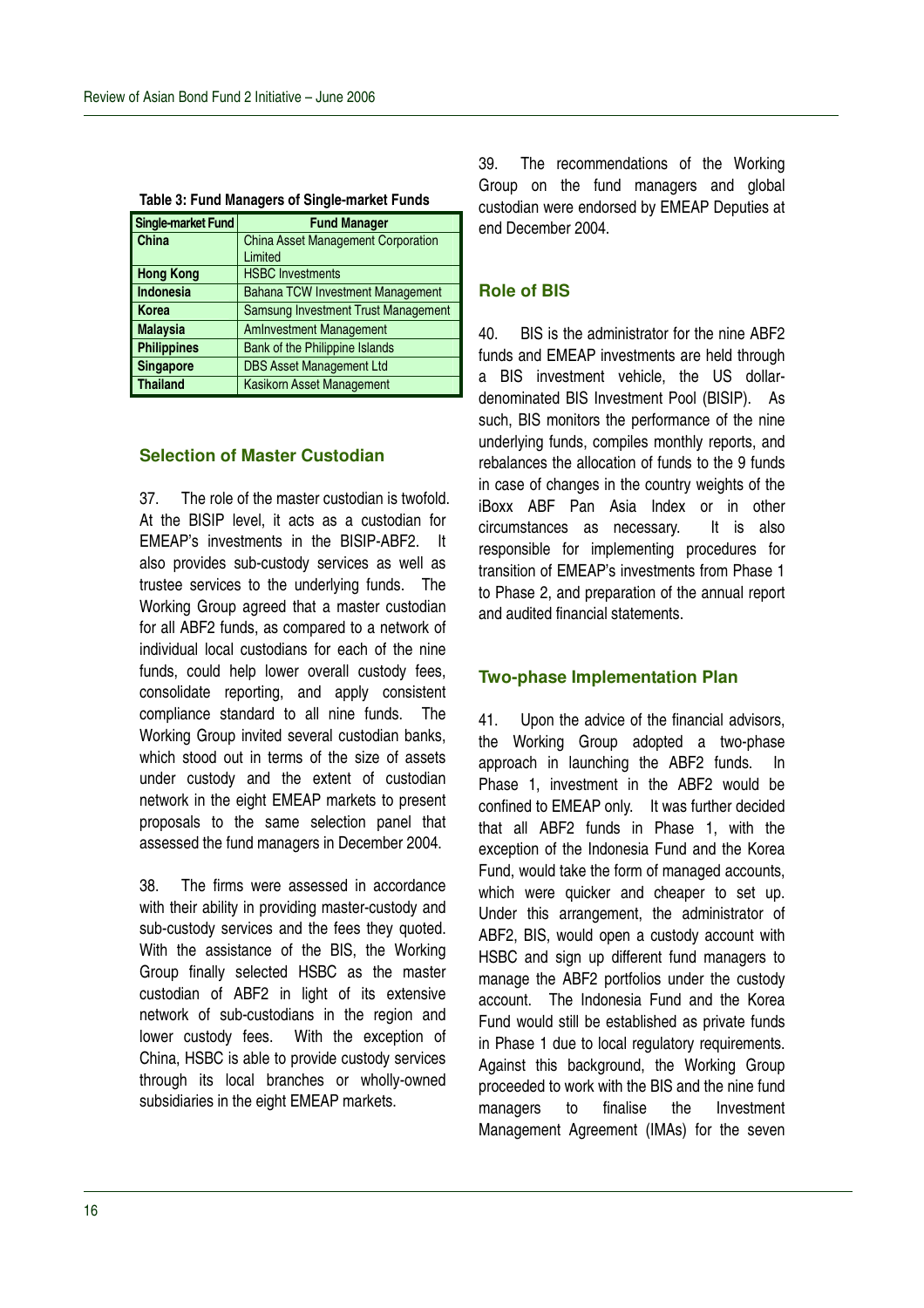**Table 3: Fund Managers of Single-market Funds**

| Single-market Fund | Fund Manager |
|---|---|
| China | China Asset Management Corporation Limited |
| Hong Kong | HSBC Investments |
| Indonesia | Bahana TCW Investment Management |
| Korea | Samsung Investment Trust Management |
| Malaysia | AmInvestment Management |
| Philippines | Bank of the Philippine Islands |
| Singapore | DBS Asset Management Ltd |
| Thailand | Kasikorn Asset Management |

## Selection of Master Custodian

37. The role of the master custodian is twofold. At the BISIP level, it acts as a custodian for EMEAP's investments in the BISIP-ABF2. It also provides sub-custody services as well as trustee services to the underlying funds. The Working Group agreed that a master custodian for all ABF2 funds, as compared to a network of individual local custodians for each of the nine funds, could help lower overall custody fees, consolidate reporting, and apply consistent compliance standard to all nine funds. The Working Group invited several custodian banks, which stood out in terms of the size of assets under custody and the extent of custodian network in the eight EMEAP markets to present proposals to the same selection panel that assessed the fund managers in December 2004.

38. The firms were assessed in accordance with their ability in providing master-custody and sub-custody services and the fees they quoted. With the assistance of the BIS, the Working Group finally selected HSBC as the master custodian of ABF2 in light of its extensive network of sub-custodians in the region and lower custody fees. With the exception of China, HSBC is able to provide custody services through its local branches or wholly-owned subsidiaries in the eight EMEAP markets.

39. The recommendations of the Working Group on the fund managers and global custodian were endorsed by EMEAP Deputies at end December 2004.

## Role of BIS

40. BIS is the administrator for the nine ABF2 funds and EMEAP investments are held through a BIS investment vehicle, the US dollar-denominated BIS Investment Pool (BISIP). As such, BIS monitors the performance of the nine underlying funds, compiles monthly reports, and rebalances the allocation of funds to the 9 funds in case of changes in the country weights of the iBoxx ABF Pan Asia Index or in other circumstances as necessary. It is also responsible for implementing procedures for transition of EMEAP's investments from Phase 1 to Phase 2, and preparation of the annual report and audited financial statements.

## Two-phase Implementation Plan

41. Upon the advice of the financial advisors, the Working Group adopted a two-phase approach in launching the ABF2 funds. In Phase 1, investment in the ABF2 would be confined to EMEAP only. It was further decided that all ABF2 funds in Phase 1, with the exception of the Indonesia Fund and the Korea Fund, would take the form of managed accounts, which were quicker and cheaper to set up. Under this arrangement, the administrator of ABF2, BIS, would open a custody account with HSBC and sign up different fund managers to manage the ABF2 portfolios under the custody account. The Indonesia Fund and the Korea Fund would still be established as private funds in Phase 1 due to local regulatory requirements. Against this background, the Working Group proceeded to work with the BIS and the nine fund managers to finalise the Investment Management Agreement (IMAs) for the seven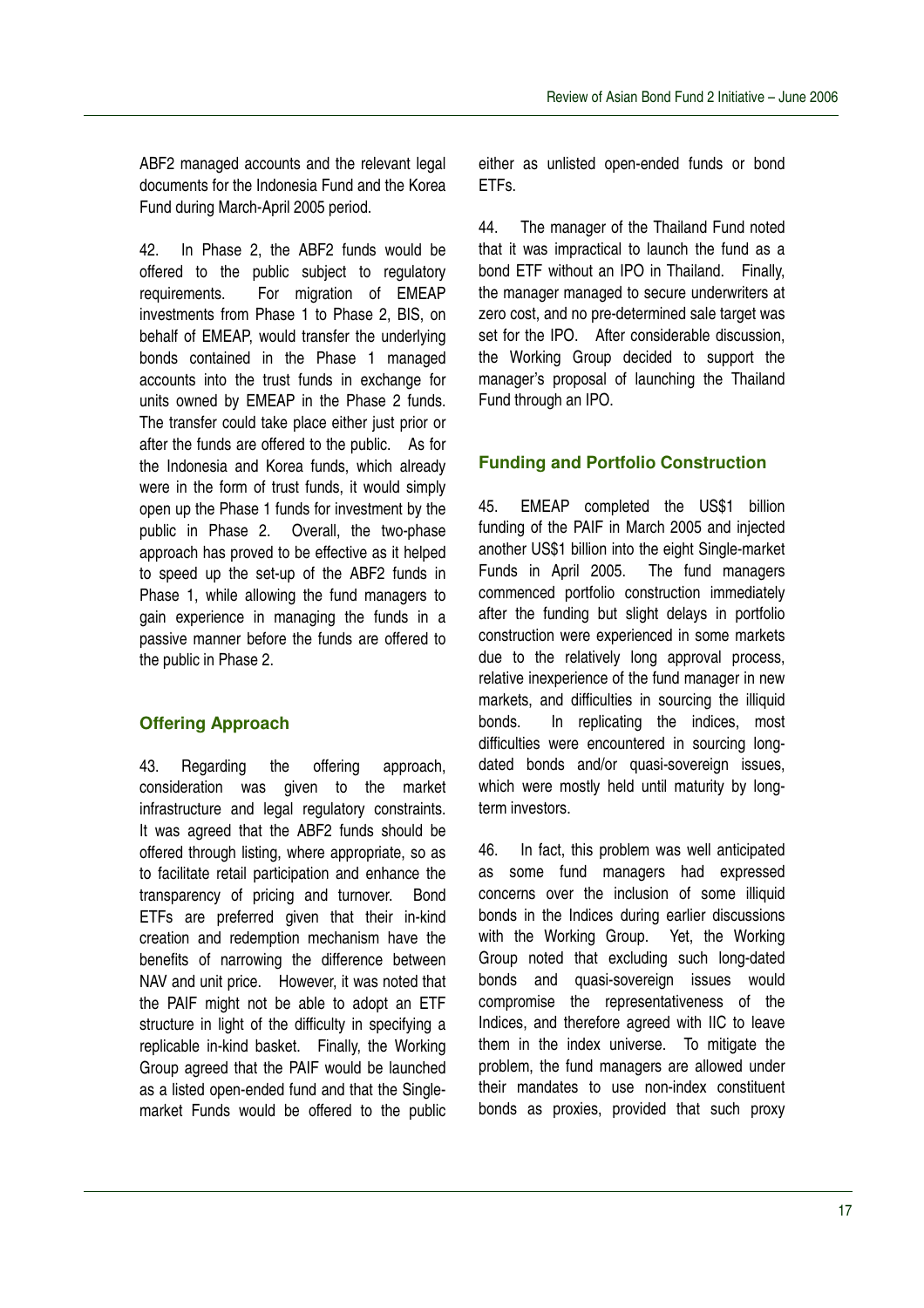ABF2 managed accounts and the relevant legal documents for the Indonesia Fund and the Korea Fund during March-April 2005 period.

42. In Phase 2, the ABF2 funds would be offered to the public subject to regulatory requirements. For migration of EMEAP investments from Phase 1 to Phase 2, BIS, on behalf of EMEAP, would transfer the underlying bonds contained in the Phase 1 managed accounts into the trust funds in exchange for units owned by EMEAP in the Phase 2 funds. The transfer could take place either just prior or after the funds are offered to the public. As for the Indonesia and Korea funds, which already were in the form of trust funds, it would simply open up the Phase 1 funds for investment by the public in Phase 2. Overall, the two-phase approach has proved to be effective as it helped to speed up the set-up of the ABF2 funds in Phase 1, while allowing the fund managers to gain experience in managing the funds in a passive manner before the funds are offered to the public in Phase 2.

## Offering Approach

43. Regarding the offering approach, consideration was given to the market infrastructure and legal regulatory constraints. It was agreed that the ABF2 funds should be offered through listing, where appropriate, so as to facilitate retail participation and enhance the transparency of pricing and turnover. Bond ETFs are preferred given that their in-kind creation and redemption mechanism have the benefits of narrowing the difference between NAV and unit price. However, it was noted that the PAIF might not be able to adopt an ETF structure in light of the difficulty in specifying a replicable in-kind basket. Finally, the Working Group agreed that the PAIF would be launched as a listed open-ended fund and that the Single-market Funds would be offered to the public either as unlisted open-ended funds or bond ETFs.

44. The manager of the Thailand Fund noted that it was impractical to launch the fund as a bond ETF without an IPO in Thailand. Finally, the manager managed to secure underwriters at zero cost, and no pre-determined sale target was set for the IPO. After considerable discussion, the Working Group decided to support the manager's proposal of launching the Thailand Fund through an IPO.

## Funding and Portfolio Construction

45. EMEAP completed the US$1 billion funding of the PAIF in March 2005 and injected another US$1 billion into the eight Single-market Funds in April 2005. The fund managers commenced portfolio construction immediately after the funding but slight delays in portfolio construction were experienced in some markets due to the relatively long approval process, relative inexperience of the fund manager in new markets, and difficulties in sourcing the illiquid bonds. In replicating the indices, most difficulties were encountered in sourcing long-dated bonds and/or quasi-sovereign issues, which were mostly held until maturity by long-term investors.

46. In fact, this problem was well anticipated as some fund managers had expressed concerns over the inclusion of some illiquid bonds in the Indices during earlier discussions with the Working Group. Yet, the Working Group noted that excluding such long-dated bonds and quasi-sovereign issues would compromise the representativeness of the Indices, and therefore agreed with IIC to leave them in the index universe. To mitigate the problem, the fund managers are allowed under their mandates to use non-index constituent bonds as proxies, provided that such proxy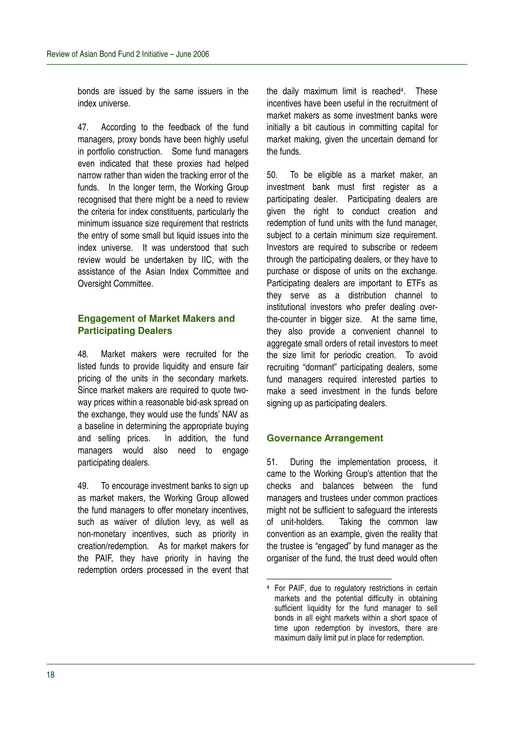bonds are issued by the same issuers in the index universe.

47. According to the feedback of the fund managers, proxy bonds have been highly useful in portfolio construction. Some fund managers even indicated that these proxies had helped narrow rather than widen the tracking error of the funds. In the longer term, the Working Group recognised that there might be a need to review the criteria for index constituents, particularly the minimum issuance size requirement that restricts the entry of some small but liquid issues into the index universe. It was understood that such review would be undertaken by IIC, with the assistance of the Asian Index Committee and Oversight Committee.

### Engagement of Market Makers and Participating Dealers

48. Market makers were recruited for the listed funds to provide liquidity and ensure fair pricing of the units in the secondary markets. Since market makers are required to quote two-way prices within a reasonable bid-ask spread on the exchange, they would use the funds' NAV as a baseline in determining the appropriate buying and selling prices. In addition, the fund managers would also need to engage participating dealers.

49. To encourage investment banks to sign up as market makers, the Working Group allowed the fund managers to offer monetary incentives, such as waiver of dilution levy, as well as non-monetary incentives, such as priority in creation/redemption. As for market makers for the PAIF, they have priority in having the redemption orders processed in the event that the daily maximum limit is reached[4]. These incentives have been useful in the recruitment of market makers as some investment banks were initially a bit cautious in committing capital for market making, given the uncertain demand for the funds.

50. To be eligible as a market maker, an investment bank must first register as a participating dealer. Participating dealers are given the right to conduct creation and redemption of fund units with the fund manager, subject to a certain minimum size requirement. Investors are required to subscribe or redeem through the participating dealers, or they have to purchase or dispose of units on the exchange. Participating dealers are important to ETFs as they serve as a distribution channel to institutional investors who prefer dealing over-the-counter in bigger size. At the same time, they also provide a convenient channel to aggregate small orders of retail investors to meet the size limit for periodic creation. To avoid recruiting "dormant" participating dealers, some fund managers required interested parties to make a seed investment in the funds before signing up as participating dealers.

### Governance Arrangement

51. During the implementation process, it came to the Working Group's attention that the checks and balances between the fund managers and trustees under common practices might not be sufficient to safeguard the interests of unit-holders. Taking the common law convention as an example, given the reality that the trustee is "engaged" by fund manager as the organiser of the fund, the trust deed would often

---

[4] For PAIF, due to regulatory restrictions in certain markets and the potential difficulty in obtaining sufficient liquidity for the fund manager to sell bonds in all eight markets within a short space of time upon redemption by investors, there are maximum daily limit put in place for redemption.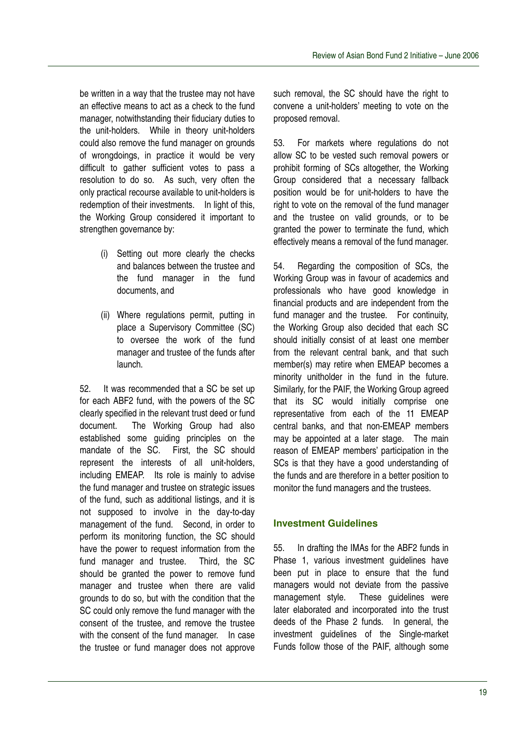be written in a way that the trustee may not have an effective means to act as a check to the fund manager, notwithstanding their fiduciary duties to the unit-holders. While in theory unit-holders could also remove the fund manager on grounds of wrongdoings, in practice it would be very difficult to gather sufficient votes to pass a resolution to do so. As such, very often the only practical recourse available to unit-holders is redemption of their investments. In light of this, the Working Group considered it important to strengthen governance by:

(i) Setting out more clearly the checks and balances between the trustee and the fund manager in the fund documents, and

(ii) Where regulations permit, putting in place a Supervisory Committee (SC) to oversee the work of the fund manager and trustee of the funds after launch.

52. It was recommended that a SC be set up for each ABF2 fund, with the powers of the SC clearly specified in the relevant trust deed or fund document. The Working Group had also established some guiding principles on the mandate of the SC. First, the SC should represent the interests of all unit-holders, including EMEAP. Its role is mainly to advise the fund manager and trustee on strategic issues of the fund, such as additional listings, and it is not supposed to involve in the day-to-day management of the fund. Second, in order to perform its monitoring function, the SC should have the power to request information from the fund manager and trustee. Third, the SC should be granted the power to remove fund manager and trustee when there are valid grounds to do so, but with the condition that the SC could only remove the fund manager with the consent of the trustee, and remove the trustee with the consent of the fund manager. In case the trustee or fund manager does not approve such removal, the SC should have the right to convene a unit-holders' meeting to vote on the proposed removal.

53. For markets where regulations do not allow SC to be vested such removal powers or prohibit forming of SCs altogether, the Working Group considered that a necessary fallback position would be for unit-holders to have the right to vote on the removal of the fund manager and the trustee on valid grounds, or to be granted the power to terminate the fund, which effectively means a removal of the fund manager.

54. Regarding the composition of SCs, the Working Group was in favour of academics and professionals who have good knowledge in financial products and are independent from the fund manager and the trustee. For continuity, the Working Group also decided that each SC should initially consist of at least one member from the relevant central bank, and that such member(s) may retire when EMEAP becomes a minority unitholder in the fund in the future. Similarly, for the PAIF, the Working Group agreed that its SC would initially comprise one representative from each of the 11 EMEAP central banks, and that non-EMEAP members may be appointed at a later stage. The main reason of EMEAP members' participation in the SCs is that they have a good understanding of the funds and are therefore in a better position to monitor the fund managers and the trustees.

## Investment Guidelines

55. In drafting the IMAs for the ABF2 funds in Phase 1, various investment guidelines have been put in place to ensure that the fund managers would not deviate from the passive management style. These guidelines were later elaborated and incorporated into the trust deeds of the Phase 2 funds. In general, the investment guidelines of the Single-market Funds follow those of the PAIF, although some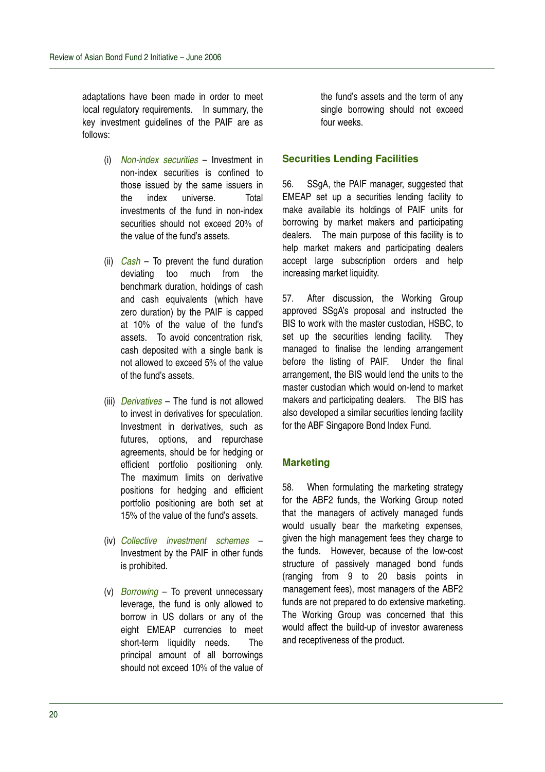adaptations have been made in order to meet local regulatory requirements. In summary, the key investment guidelines of the PAIF are as follows:

(i) *Non-index securities* – Investment in non-index securities is confined to those issued by the same issuers in the index universe. Total investments of the fund in non-index securities should not exceed 20% of the value of the fund's assets.

(ii) *Cash* – To prevent the fund duration deviating too much from the benchmark duration, holdings of cash and cash equivalents (which have zero duration) by the PAIF is capped at 10% of the value of the fund's assets. To avoid concentration risk, cash deposited with a single bank is not allowed to exceed 5% of the value of the fund's assets.

(iii) *Derivatives* – The fund is not allowed to invest in derivatives for speculation. Investment in derivatives, such as futures, options, and repurchase agreements, should be for hedging or efficient portfolio positioning only. The maximum limits on derivative positions for hedging and efficient portfolio positioning are both set at 15% of the value of the fund's assets.

(iv) *Collective investment schemes* – Investment by the PAIF in other funds is prohibited.

(v) *Borrowing* – To prevent unnecessary leverage, the fund is only allowed to borrow in US dollars or any of the eight EMEAP currencies to meet short-term liquidity needs. The principal amount of all borrowings should not exceed 10% of the value of the fund's assets and the term of any single borrowing should not exceed four weeks.

### Securities Lending Facilities

56. SSgA, the PAIF manager, suggested that EMEAP set up a securities lending facility to make available its holdings of PAIF units for borrowing by market makers and participating dealers. The main purpose of this facility is to help market makers and participating dealers accept large subscription orders and help increasing market liquidity.

57. After discussion, the Working Group approved SSgA's proposal and instructed the BIS to work with the master custodian, HSBC, to set up the securities lending facility. They managed to finalise the lending arrangement before the listing of PAIF. Under the final arrangement, the BIS would lend the units to the master custodian which would on-lend to market makers and participating dealers. The BIS has also developed a similar securities lending facility for the ABF Singapore Bond Index Fund.

### Marketing

58. When formulating the marketing strategy for the ABF2 funds, the Working Group noted that the managers of actively managed funds would usually bear the marketing expenses, given the high management fees they charge to the funds. However, because of the low-cost structure of passively managed bond funds (ranging from 9 to 20 basis points in management fees), most managers of the ABF2 funds are not prepared to do extensive marketing. The Working Group was concerned that this would affect the build-up of investor awareness and receptiveness of the product.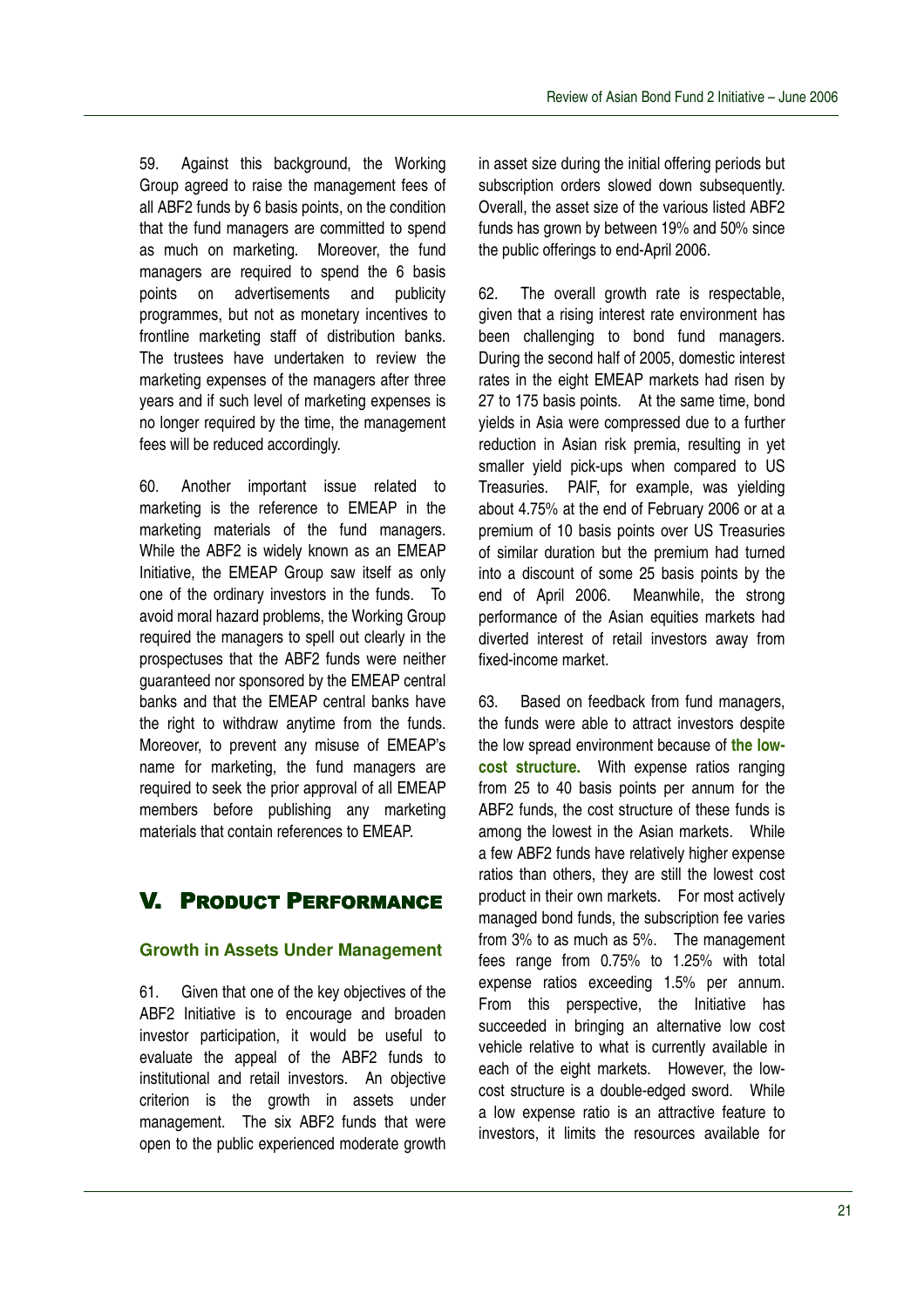59. Against this background, the Working Group agreed to raise the management fees of all ABF2 funds by 6 basis points, on the condition that the fund managers are committed to spend as much on marketing. Moreover, the fund managers are required to spend the 6 basis points on advertisements and publicity programmes, but not as monetary incentives to frontline marketing staff of distribution banks. The trustees have undertaken to review the marketing expenses of the managers after three years and if such level of marketing expenses is no longer required by the time, the management fees will be reduced accordingly.

60. Another important issue related to marketing is the reference to EMEAP in the marketing materials of the fund managers. While the ABF2 is widely known as an EMEAP Initiative, the EMEAP Group saw itself as only one of the ordinary investors in the funds. To avoid moral hazard problems, the Working Group required the managers to spell out clearly in the prospectuses that the ABF2 funds were neither guaranteed nor sponsored by the EMEAP central banks and that the EMEAP central banks have the right to withdraw anytime from the funds. Moreover, to prevent any misuse of EMEAP's name for marketing, the fund managers are required to seek the prior approval of all EMEAP members before publishing any marketing materials that contain references to EMEAP.

# V. PRODUCT PERFORMANCE

## Growth in Assets Under Management

61. Given that one of the key objectives of the ABF2 Initiative is to encourage and broaden investor participation, it would be useful to evaluate the appeal of the ABF2 funds to institutional and retail investors. An objective criterion is the growth in assets under management. The six ABF2 funds that were open to the public experienced moderate growth in asset size during the initial offering periods but subscription orders slowed down subsequently. Overall, the asset size of the various listed ABF2 funds has grown by between 19% and 50% since the public offerings to end-April 2006.

62. The overall growth rate is respectable, given that a rising interest rate environment has been challenging to bond fund managers. During the second half of 2005, domestic interest rates in the eight EMEAP markets had risen by 27 to 175 basis points. At the same time, bond yields in Asia were compressed due to a further reduction in Asian risk premia, resulting in yet smaller yield pick-ups when compared to US Treasuries. PAIF, for example, was yielding about 4.75% at the end of February 2006 or at a premium of 10 basis points over US Treasuries of similar duration but the premium had turned into a discount of some 25 basis points by the end of April 2006. Meanwhile, the strong performance of the Asian equities markets had diverted interest of retail investors away from fixed-income market.

63. Based on feedback from fund managers, the funds were able to attract investors despite the low spread environment because of **the low-cost structure.** With expense ratios ranging from 25 to 40 basis points per annum for the ABF2 funds, the cost structure of these funds is among the lowest in the Asian markets. While a few ABF2 funds have relatively higher expense ratios than others, they are still the lowest cost product in their own markets. For most actively managed bond funds, the subscription fee varies from 3% to as much as 5%. The management fees range from 0.75% to 1.25% with total expense ratios exceeding 1.5% per annum. From this perspective, the Initiative has succeeded in bringing an alternative low cost vehicle relative to what is currently available in each of the eight markets. However, the low-cost structure is a double-edged sword. While a low expense ratio is an attractive feature to investors, it limits the resources available for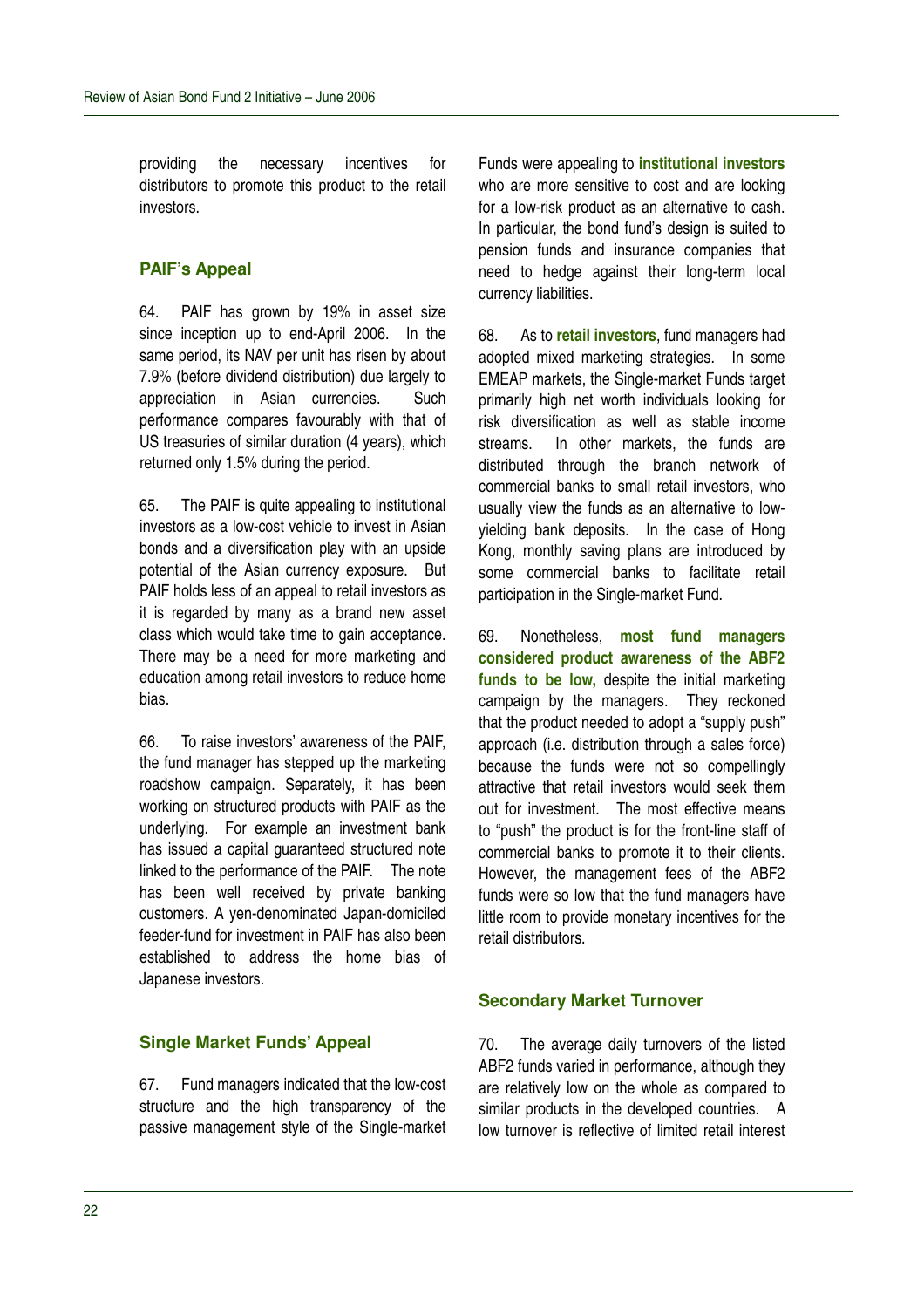providing the necessary incentives for distributors to promote this product to the retail investors.

### PAIF's Appeal

64. PAIF has grown by 19% in asset size since inception up to end-April 2006. In the same period, its NAV per unit has risen by about 7.9% (before dividend distribution) due largely to appreciation in Asian currencies. Such performance compares favourably with that of US treasuries of similar duration (4 years), which returned only 1.5% during the period.

65. The PAIF is quite appealing to institutional investors as a low-cost vehicle to invest in Asian bonds and a diversification play with an upside potential of the Asian currency exposure. But PAIF holds less of an appeal to retail investors as it is regarded by many as a brand new asset class which would take time to gain acceptance. There may be a need for more marketing and education among retail investors to reduce home bias.

66. To raise investors' awareness of the PAIF, the fund manager has stepped up the marketing roadshow campaign. Separately, it has been working on structured products with PAIF as the underlying. For example an investment bank has issued a capital guaranteed structured note linked to the performance of the PAIF. The note has been well received by private banking customers. A yen-denominated Japan-domiciled feeder-fund for investment in PAIF has also been established to address the home bias of Japanese investors.

### Single Market Funds' Appeal

67. Fund managers indicated that the low-cost structure and the high transparency of the passive management style of the Single-market Funds were appealing to **institutional investors** who are more sensitive to cost and are looking for a low-risk product as an alternative to cash. In particular, the bond fund's design is suited to pension funds and insurance companies that need to hedge against their long-term local currency liabilities.

68. As to **retail investors**, fund managers had adopted mixed marketing strategies. In some EMEAP markets, the Single-market Funds target primarily high net worth individuals looking for risk diversification as well as stable income streams. In other markets, the funds are distributed through the branch network of commercial banks to small retail investors, who usually view the funds as an alternative to low-yielding bank deposits. In the case of Hong Kong, monthly saving plans are introduced by some commercial banks to facilitate retail participation in the Single-market Fund.

69. Nonetheless, **most fund managers considered product awareness of the ABF2 funds to be low,** despite the initial marketing campaign by the managers. They reckoned that the product needed to adopt a "supply push" approach (i.e. distribution through a sales force) because the funds were not so compellingly attractive that retail investors would seek them out for investment. The most effective means to "push" the product is for the front-line staff of commercial banks to promote it to their clients. However, the management fees of the ABF2 funds were so low that the fund managers have little room to provide monetary incentives for the retail distributors.

### Secondary Market Turnover

70. The average daily turnovers of the listed ABF2 funds varied in performance, although they are relatively low on the whole as compared to similar products in the developed countries. A low turnover is reflective of limited retail interest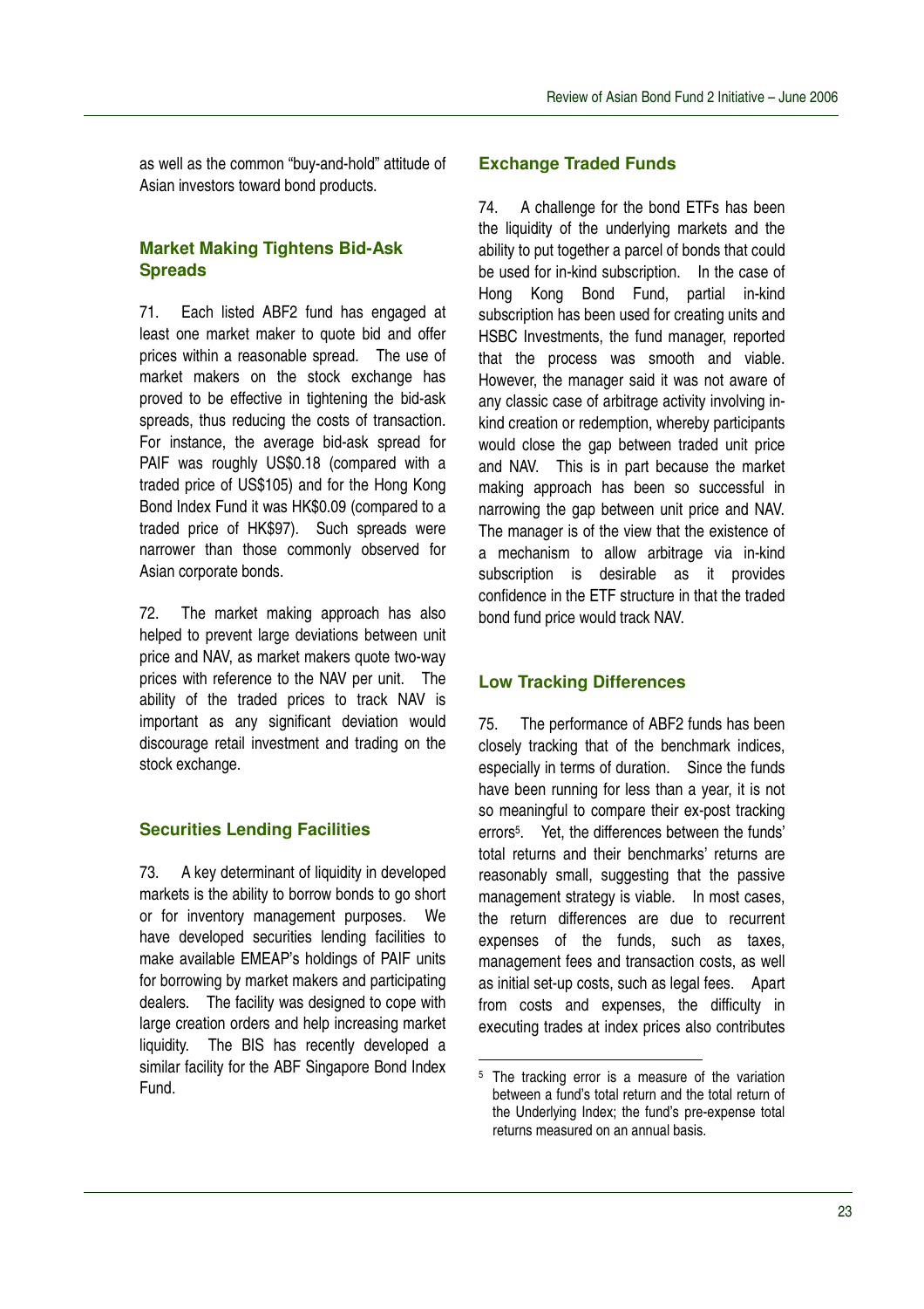as well as the common "buy-and-hold" attitude of Asian investors toward bond products.

### Market Making Tightens Bid-Ask Spreads

71. Each listed ABF2 fund has engaged at least one market maker to quote bid and offer prices within a reasonable spread. The use of market makers on the stock exchange has proved to be effective in tightening the bid-ask spreads, thus reducing the costs of transaction. For instance, the average bid-ask spread for PAIF was roughly US$0.18 (compared with a traded price of US$105) and for the Hong Kong Bond Index Fund it was HK$0.09 (compared to a traded price of HK$97). Such spreads were narrower than those commonly observed for Asian corporate bonds.

72. The market making approach has also helped to prevent large deviations between unit price and NAV, as market makers quote two-way prices with reference to the NAV per unit. The ability of the traded prices to track NAV is important as any significant deviation would discourage retail investment and trading on the stock exchange.

### Securities Lending Facilities

73. A key determinant of liquidity in developed markets is the ability to borrow bonds to go short or for inventory management purposes. We have developed securities lending facilities to make available EMEAP's holdings of PAIF units for borrowing by market makers and participating dealers. The facility was designed to cope with large creation orders and help increasing market liquidity. The BIS has recently developed a similar facility for the ABF Singapore Bond Index Fund.

### Exchange Traded Funds

74. A challenge for the bond ETFs has been the liquidity of the underlying markets and the ability to put together a parcel of bonds that could be used for in-kind subscription. In the case of Hong Kong Bond Fund, partial in-kind subscription has been used for creating units and HSBC Investments, the fund manager, reported that the process was smooth and viable. However, the manager said it was not aware of any classic case of arbitrage activity involving in-kind creation or redemption, whereby participants would close the gap between traded unit price and NAV. This is in part because the market making approach has been so successful in narrowing the gap between unit price and NAV. The manager is of the view that the existence of a mechanism to allow arbitrage via in-kind subscription is desirable as it provides confidence in the ETF structure in that the traded bond fund price would track NAV.

### Low Tracking Differences

75. The performance of ABF2 funds has been closely tracking that of the benchmark indices, especially in terms of duration. Since the funds have been running for less than a year, it is not so meaningful to compare their ex-post tracking errors[5]. Yet, the differences between the funds' total returns and their benchmarks' returns are reasonably small, suggesting that the passive management strategy is viable. In most cases, the return differences are due to recurrent expenses of the funds, such as taxes, management fees and transaction costs, as well as initial set-up costs, such as legal fees. Apart from costs and expenses, the difficulty in executing trades at index prices also contributes

[5] The tracking error is a measure of the variation between a fund's total return and the total return of the Underlying Index; the fund's pre-expense total returns measured on an annual basis.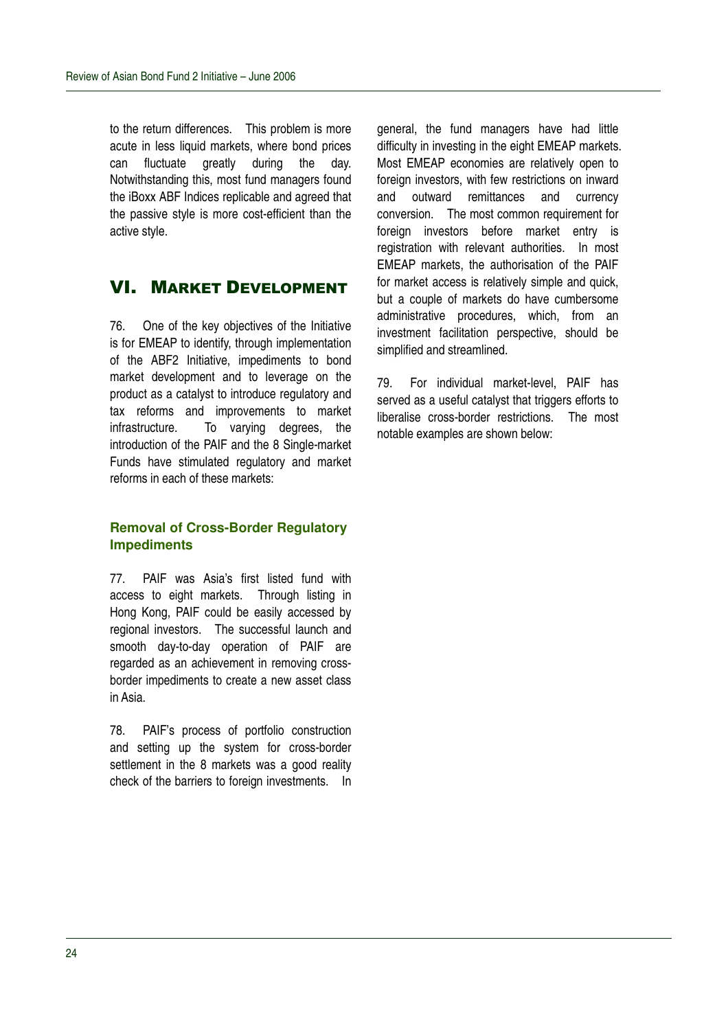to the return differences. This problem is more acute in less liquid markets, where bond prices can fluctuate greatly during the day. Notwithstanding this, most fund managers found the iBoxx ABF Indices replicable and agreed that the passive style is more cost-efficient than the active style.

# VI. Market Development

76. One of the key objectives of the Initiative is for EMEAP to identify, through implementation of the ABF2 Initiative, impediments to bond market development and to leverage on the product as a catalyst to introduce regulatory and tax reforms and improvements to market infrastructure. To varying degrees, the introduction of the PAIF and the 8 Single-market Funds have stimulated regulatory and market reforms in each of these markets:

### Removal of Cross-Border Regulatory Impediments

77. PAIF was Asia's first listed fund with access to eight markets. Through listing in Hong Kong, PAIF could be easily accessed by regional investors. The successful launch and smooth day-to-day operation of PAIF are regarded as an achievement in removing cross-border impediments to create a new asset class in Asia.

78. PAIF's process of portfolio construction and setting up the system for cross-border settlement in the 8 markets was a good reality check of the barriers to foreign investments. In general, the fund managers have had little difficulty in investing in the eight EMEAP markets. Most EMEAP economies are relatively open to foreign investors, with few restrictions on inward and outward remittances and currency conversion. The most common requirement for foreign investors before market entry is registration with relevant authorities. In most EMEAP markets, the authorisation of the PAIF for market access is relatively simple and quick, but a couple of markets do have cumbersome administrative procedures, which, from an investment facilitation perspective, should be simplified and streamlined.

79. For individual market-level, PAIF has served as a useful catalyst that triggers efforts to liberalise cross-border restrictions. The most notable examples are shown below: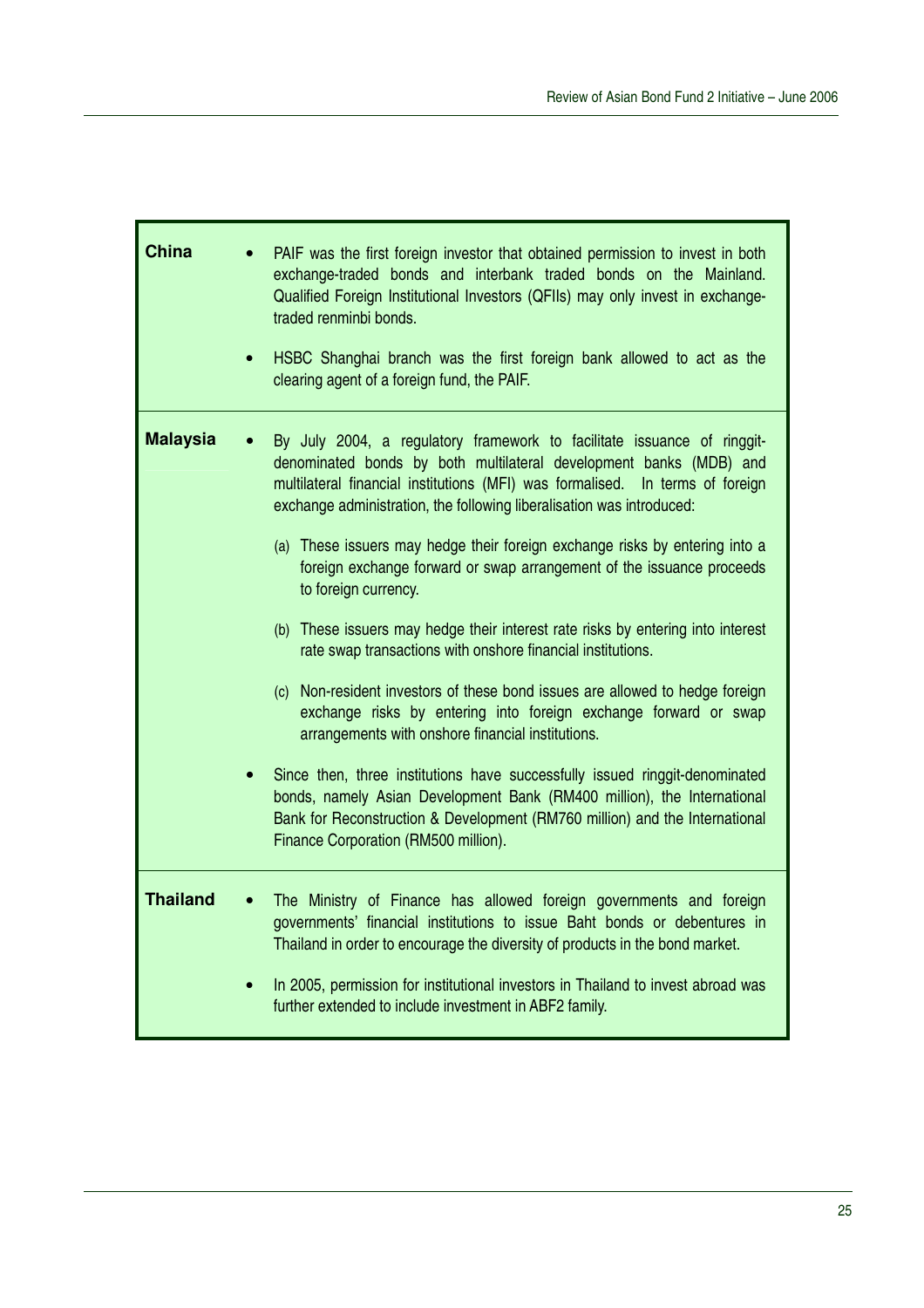| | |
|---|---|
| **China** | • PAIF was the first foreign investor that obtained permission to invest in both exchange-traded bonds and interbank traded bonds on the Mainland. Qualified Foreign Institutional Investors (QFIIs) may only invest in exchange-traded renminbi bonds.<br><br>• HSBC Shanghai branch was the first foreign bank allowed to act as the clearing agent of a foreign fund, the PAIF. |
| **Malaysia** | • By July 2004, a regulatory framework to facilitate issuance of ringgit-denominated bonds by both multilateral development banks (MDB) and multilateral financial institutions (MFI) was formalised. In terms of foreign exchange administration, the following liberalisation was introduced:<br><br>(a) These issuers may hedge their foreign exchange risks by entering into a foreign exchange forward or swap arrangement of the issuance proceeds to foreign currency.<br><br>(b) These issuers may hedge their interest rate risks by entering into interest rate swap transactions with onshore financial institutions.<br><br>(c) Non-resident investors of these bond issues are allowed to hedge foreign exchange risks by entering into foreign exchange forward or swap arrangements with onshore financial institutions.<br><br>• Since then, three institutions have successfully issued ringgit-denominated bonds, namely Asian Development Bank (RM400 million), the International Bank for Reconstruction & Development (RM760 million) and the International Finance Corporation (RM500 million). |
| **Thailand** | • The Ministry of Finance has allowed foreign governments and foreign governments' financial institutions to issue Baht bonds or debentures in Thailand in order to encourage the diversity of products in the bond market.<br><br>• In 2005, permission for institutional investors in Thailand to invest abroad was further extended to include investment in ABF2 family. |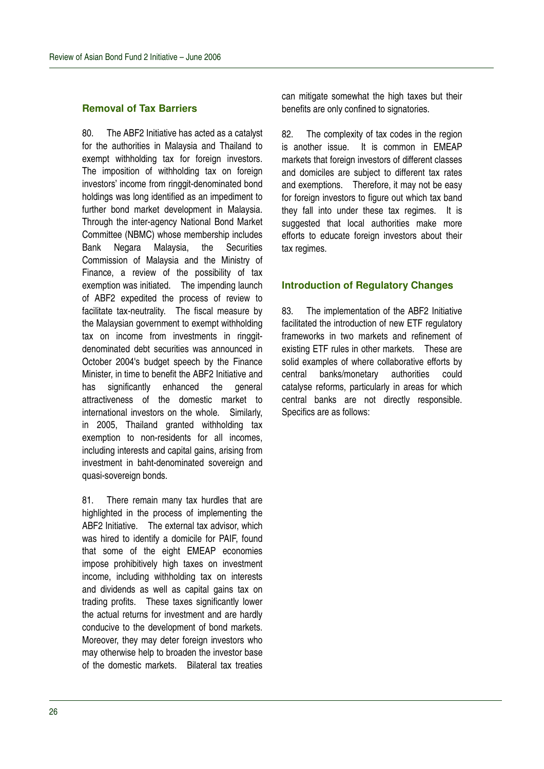## Removal of Tax Barriers

80. The ABF2 Initiative has acted as a catalyst for the authorities in Malaysia and Thailand to exempt withholding tax for foreign investors. The imposition of withholding tax on foreign investors' income from ringgit-denominated bond holdings was long identified as an impediment to further bond market development in Malaysia. Through the inter-agency National Bond Market Committee (NBMC) whose membership includes Bank Negara Malaysia, the Securities Commission of Malaysia and the Ministry of Finance, a review of the possibility of tax exemption was initiated. The impending launch of ABF2 expedited the process of review to facilitate tax-neutrality. The fiscal measure by the Malaysian government to exempt withholding tax on income from investments in ringgit-denominated debt securities was announced in October 2004's budget speech by the Finance Minister, in time to benefit the ABF2 Initiative and has significantly enhanced the general attractiveness of the domestic market to international investors on the whole. Similarly, in 2005, Thailand granted withholding tax exemption to non-residents for all incomes, including interests and capital gains, arising from investment in baht-denominated sovereign and quasi-sovereign bonds.

81. There remain many tax hurdles that are highlighted in the process of implementing the ABF2 Initiative. The external tax advisor, which was hired to identify a domicile for PAIF, found that some of the eight EMEAP economies impose prohibitively high taxes on investment income, including withholding tax on interests and dividends as well as capital gains tax on trading profits. These taxes significantly lower the actual returns for investment and are hardly conducive to the development of bond markets. Moreover, they may deter foreign investors who may otherwise help to broaden the investor base of the domestic markets. Bilateral tax treaties can mitigate somewhat the high taxes but their benefits are only confined to signatories.

82. The complexity of tax codes in the region is another issue. It is common in EMEAP markets that foreign investors of different classes and domiciles are subject to different tax rates and exemptions. Therefore, it may not be easy for foreign investors to figure out which tax band they fall into under these tax regimes. It is suggested that local authorities make more efforts to educate foreign investors about their tax regimes.

## Introduction of Regulatory Changes

83. The implementation of the ABF2 Initiative facilitated the introduction of new ETF regulatory frameworks in two markets and refinement of existing ETF rules in other markets. These are solid examples of where collaborative efforts by central banks/monetary authorities could catalyse reforms, particularly in areas for which central banks are not directly responsible. Specifics are as follows: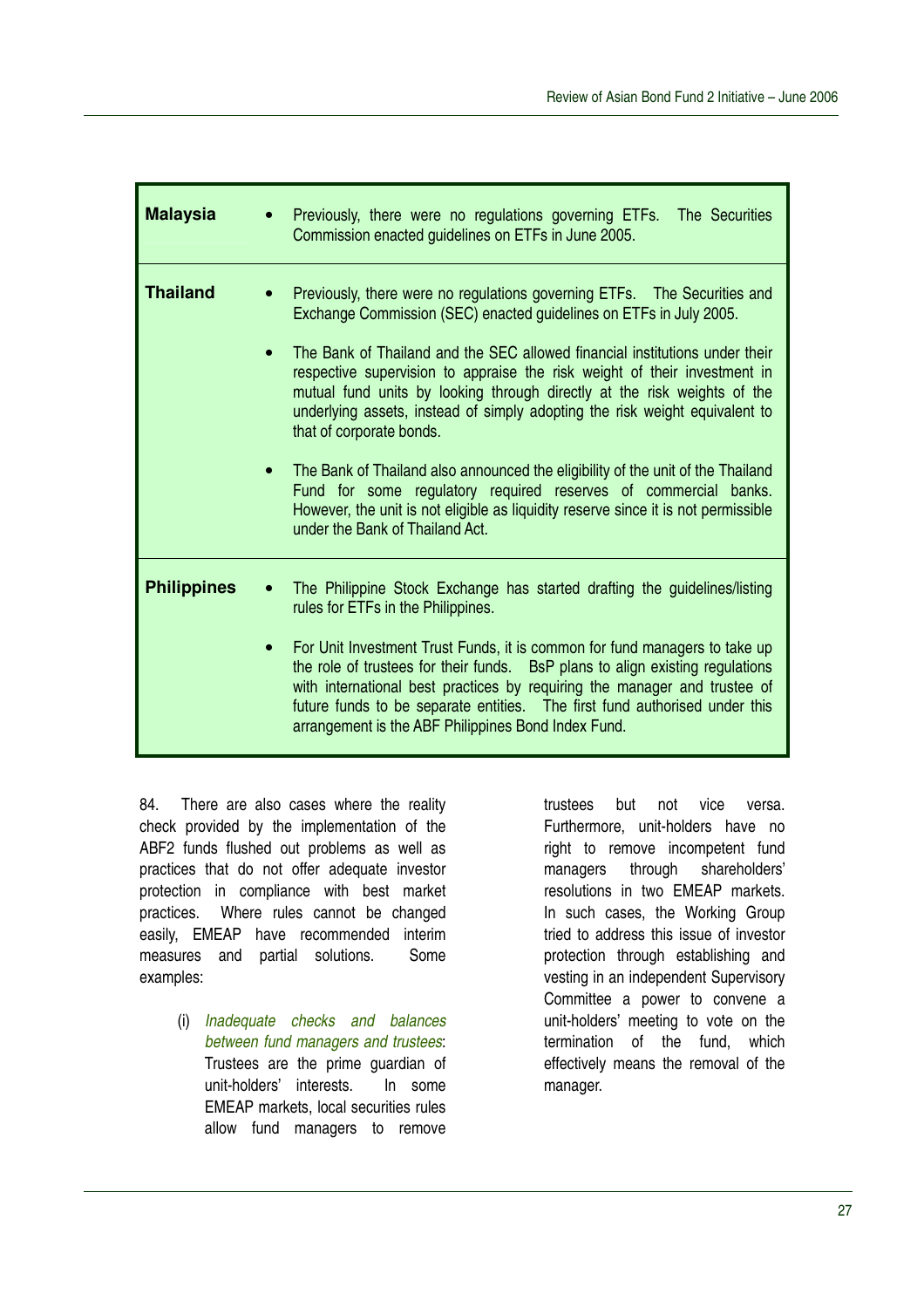| | |
|---|---|
| **Malaysia** | • Previously, there were no regulations governing ETFs. The Securities Commission enacted guidelines on ETFs in June 2005. |
| **Thailand** | • Previously, there were no regulations governing ETFs. The Securities and Exchange Commission (SEC) enacted guidelines on ETFs in July 2005.<br><br>• The Bank of Thailand and the SEC allowed financial institutions under their respective supervision to appraise the risk weight of their investment in mutual fund units by looking through directly at the risk weights of the underlying assets, instead of simply adopting the risk weight equivalent to that of corporate bonds.<br><br>• The Bank of Thailand also announced the eligibility of the unit of the Thailand Fund for some regulatory required reserves of commercial banks. However, the unit is not eligible as liquidity reserve since it is not permissible under the Bank of Thailand Act. |
| **Philippines** | • The Philippine Stock Exchange has started drafting the guidelines/listing rules for ETFs in the Philippines.<br><br>• For Unit Investment Trust Funds, it is common for fund managers to take up the role of trustees for their funds. BsP plans to align existing regulations with international best practices by requiring the manager and trustee of future funds to be separate entities. The first fund authorised under this arrangement is the ABF Philippines Bond Index Fund. |

84. There are also cases where the reality check provided by the implementation of the ABF2 funds flushed out problems as well as practices that do not offer adequate investor protection in compliance with best market practices. Where rules cannot be changed easily, EMEAP have recommended interim measures and partial solutions. Some examples:

(i) *Inadequate checks and balances between fund managers and trustees*: Trustees are the prime guardian of unit-holders' interests. In some EMEAP markets, local securities rules allow fund managers to remove trustees but not vice versa. Furthermore, unit-holders have no right to remove incompetent fund managers through shareholders' resolutions in two EMEAP markets. In such cases, the Working Group tried to address this issue of investor protection through establishing and vesting in an independent Supervisory Committee a power to convene a unit-holders' meeting to vote on the termination of the fund, which effectively means the removal of the manager.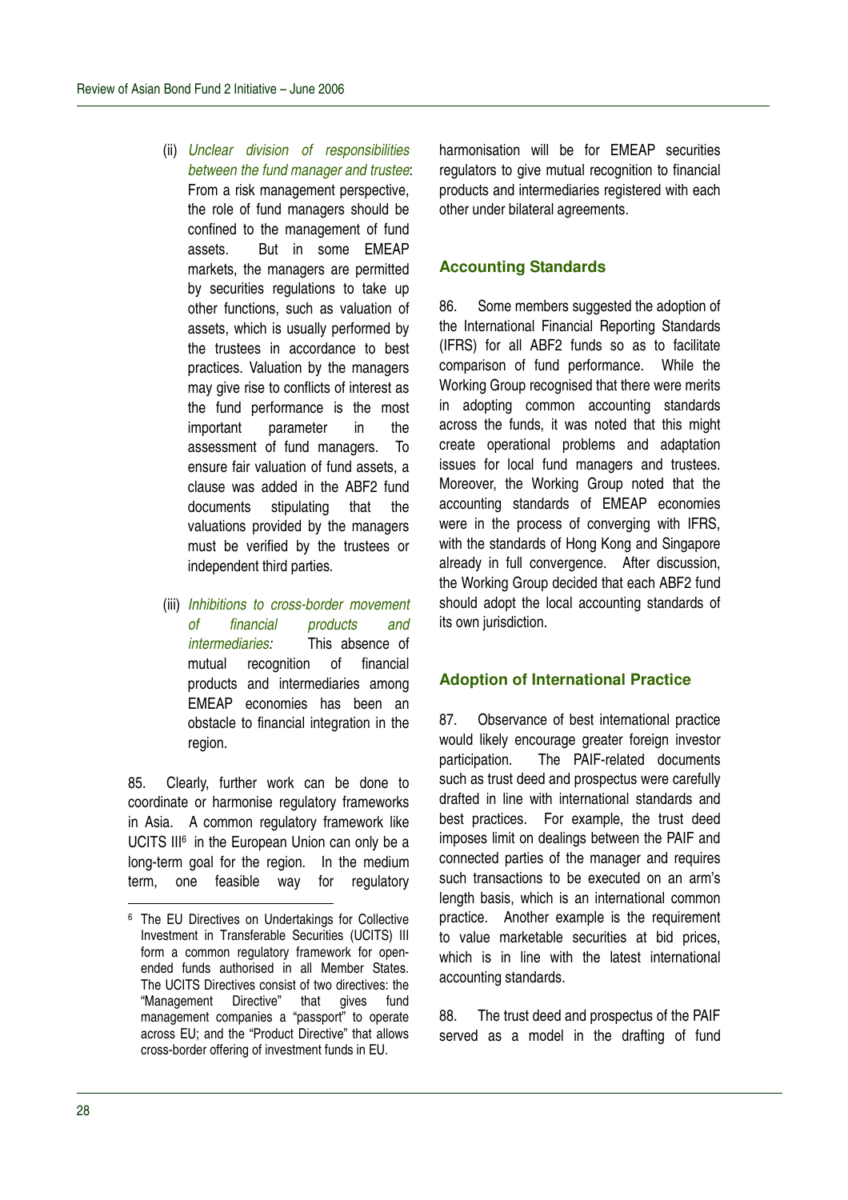(ii) *Unclear division of responsibilities between the fund manager and trustee*: From a risk management perspective, the role of fund managers should be confined to the management of fund assets. But in some EMEAP markets, the managers are permitted by securities regulations to take up other functions, such as valuation of assets, which is usually performed by the trustees in accordance to best practices. Valuation by the managers may give rise to conflicts of interest as the fund performance is the most important parameter in the assessment of fund managers. To ensure fair valuation of fund assets, a clause was added in the ABF2 fund documents stipulating that the valuations provided by the managers must be verified by the trustees or independent third parties.

(iii) *Inhibitions to cross-border movement of financial products and intermediaries:* This absence of mutual recognition of financial products and intermediaries among EMEAP economies has been an obstacle to financial integration in the region.

85. Clearly, further work can be done to coordinate or harmonise regulatory frameworks in Asia. A common regulatory framework like UCITS III[6] in the European Union can only be a long-term goal for the region. In the medium term, one feasible way for regulatory harmonisation will be for EMEAP securities regulators to give mutual recognition to financial products and intermediaries registered with each other under bilateral agreements.

## Accounting Standards

86. Some members suggested the adoption of the International Financial Reporting Standards (IFRS) for all ABF2 funds so as to facilitate comparison of fund performance. While the Working Group recognised that there were merits in adopting common accounting standards across the funds, it was noted that this might create operational problems and adaptation issues for local fund managers and trustees. Moreover, the Working Group noted that the accounting standards of EMEAP economies were in the process of converging with IFRS, with the standards of Hong Kong and Singapore already in full convergence. After discussion, the Working Group decided that each ABF2 fund should adopt the local accounting standards of its own jurisdiction.

## Adoption of International Practice

87. Observance of best international practice would likely encourage greater foreign investor participation. The PAIF-related documents such as trust deed and prospectus were carefully drafted in line with international standards and best practices. For example, the trust deed imposes limit on dealings between the PAIF and connected parties of the manager and requires such transactions to be executed on an arm's length basis, which is an international common practice. Another example is the requirement to value marketable securities at bid prices, which is in line with the latest international accounting standards.

88. The trust deed and prospectus of the PAIF served as a model in the drafting of fund

---

[6] The EU Directives on Undertakings for Collective Investment in Transferable Securities (UCITS) III form a common regulatory framework for open-ended funds authorised in all Member States. The UCITS Directives consist of two directives: the "Management Directive" that gives fund management companies a "passport" to operate across EU; and the "Product Directive" that allows cross-border offering of investment funds in EU.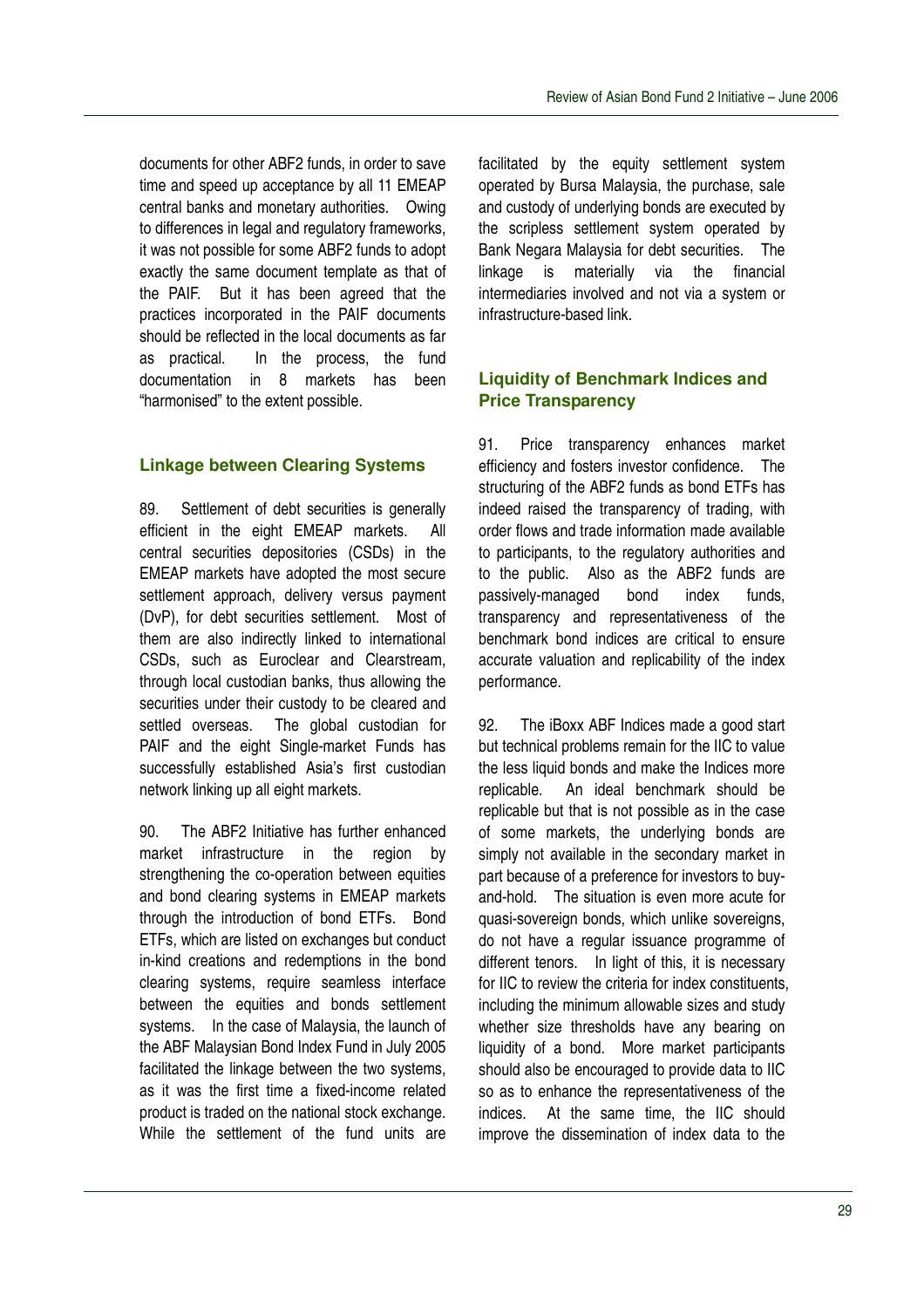documents for other ABF2 funds, in order to save time and speed up acceptance by all 11 EMEAP central banks and monetary authorities. Owing to differences in legal and regulatory frameworks, it was not possible for some ABF2 funds to adopt exactly the same document template as that of the PAIF. But it has been agreed that the practices incorporated in the PAIF documents should be reflected in the local documents as far as practical. In the process, the fund documentation in 8 markets has been "harmonised" to the extent possible.

### Linkage between Clearing Systems

89. Settlement of debt securities is generally efficient in the eight EMEAP markets. All central securities depositories (CSDs) in the EMEAP markets have adopted the most secure settlement approach, delivery versus payment (DvP), for debt securities settlement. Most of them are also indirectly linked to international CSDs, such as Euroclear and Clearstream, through local custodian banks, thus allowing the securities under their custody to be cleared and settled overseas. The global custodian for PAIF and the eight Single-market Funds has successfully established Asia's first custodian network linking up all eight markets.

90. The ABF2 Initiative has further enhanced market infrastructure in the region by strengthening the co-operation between equities and bond clearing systems in EMEAP markets through the introduction of bond ETFs. Bond ETFs, which are listed on exchanges but conduct in-kind creations and redemptions in the bond clearing systems, require seamless interface between the equities and bonds settlement systems. In the case of Malaysia, the launch of the ABF Malaysian Bond Index Fund in July 2005 facilitated the linkage between the two systems, as it was the first time a fixed-income related product is traded on the national stock exchange. While the settlement of the fund units are facilitated by the equity settlement system operated by Bursa Malaysia, the purchase, sale and custody of underlying bonds are executed by the scripless settlement system operated by Bank Negara Malaysia for debt securities. The linkage is materially via the financial intermediaries involved and not via a system or infrastructure-based link.

### Liquidity of Benchmark Indices and Price Transparency

91. Price transparency enhances market efficiency and fosters investor confidence. The structuring of the ABF2 funds as bond ETFs has indeed raised the transparency of trading, with order flows and trade information made available to participants, to the regulatory authorities and to the public. Also as the ABF2 funds are passively-managed bond index funds, transparency and representativeness of the benchmark bond indices are critical to ensure accurate valuation and replicability of the index performance.

92. The iBoxx ABF Indices made a good start but technical problems remain for the IIC to value the less liquid bonds and make the Indices more replicable. An ideal benchmark should be replicable but that is not possible as in the case of some markets, the underlying bonds are simply not available in the secondary market in part because of a preference for investors to buy-and-hold. The situation is even more acute for quasi-sovereign bonds, which unlike sovereigns, do not have a regular issuance programme of different tenors. In light of this, it is necessary for IIC to review the criteria for index constituents, including the minimum allowable sizes and study whether size thresholds have any bearing on liquidity of a bond. More market participants should also be encouraged to provide data to IIC so as to enhance the representativeness of the indices. At the same time, the IIC should improve the dissemination of index data to the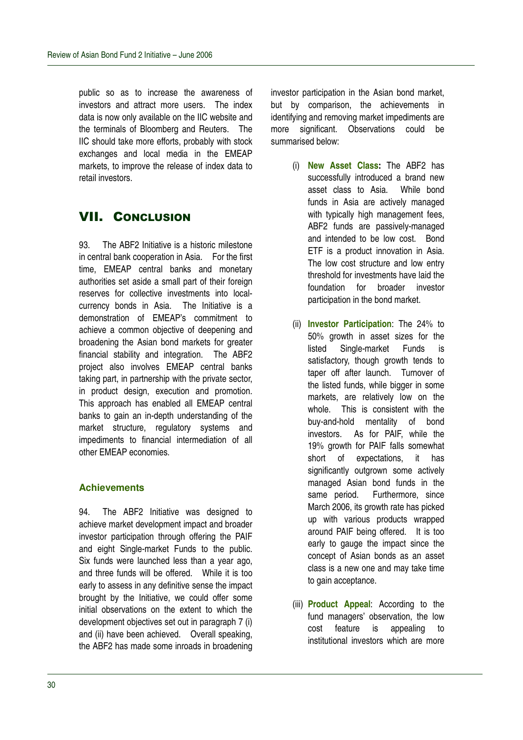public so as to increase the awareness of investors and attract more users. The index data is now only available on the IIC website and the terminals of Bloomberg and Reuters. The IIC should take more efforts, probably with stock exchanges and local media in the EMEAP markets, to improve the release of index data to retail investors.

## VII. Conclusion

93. The ABF2 Initiative is a historic milestone in central bank cooperation in Asia. For the first time, EMEAP central banks and monetary authorities set aside a small part of their foreign reserves for collective investments into local-currency bonds in Asia. The Initiative is a demonstration of EMEAP's commitment to achieve a common objective of deepening and broadening the Asian bond markets for greater financial stability and integration. The ABF2 project also involves EMEAP central banks taking part, in partnership with the private sector, in product design, execution and promotion. This approach has enabled all EMEAP central banks to gain an in-depth understanding of the market structure, regulatory systems and impediments to financial intermediation of all other EMEAP economies.

### Achievements

94. The ABF2 Initiative was designed to achieve market development impact and broader investor participation through offering the PAIF and eight Single-market Funds to the public. Six funds were launched less than a year ago, and three funds will be offered. While it is too early to assess in any definitive sense the impact brought by the Initiative, we could offer some initial observations on the extent to which the development objectives set out in paragraph 7 (i) and (ii) have been achieved. Overall speaking, the ABF2 has made some inroads in broadening investor participation in the Asian bond market, but by comparison, the achievements in identifying and removing market impediments are more significant. Observations could be summarised below:

(i) **New Asset Class:** The ABF2 has successfully introduced a brand new asset class to Asia. While bond funds in Asia are actively managed with typically high management fees, ABF2 funds are passively-managed and intended to be low cost. Bond ETF is a product innovation in Asia. The low cost structure and low entry threshold for investments have laid the foundation for broader investor participation in the bond market.

(ii) **Investor Participation**: The 24% to 50% growth in asset sizes for the listed Single-market Funds is satisfactory, though growth tends to taper off after launch. Turnover of the listed funds, while bigger in some markets, are relatively low on the whole. This is consistent with the buy-and-hold mentality of bond investors. As for PAIF, while the 19% growth for PAIF falls somewhat short of expectations, it has significantly outgrown some actively managed Asian bond funds in the same period. Furthermore, since March 2006, its growth rate has picked up with various products wrapped around PAIF being offered. It is too early to gauge the impact since the concept of Asian bonds as an asset class is a new one and may take time to gain acceptance.

(iii) **Product Appeal**: According to the fund managers' observation, the low cost feature is appealing to institutional investors which are more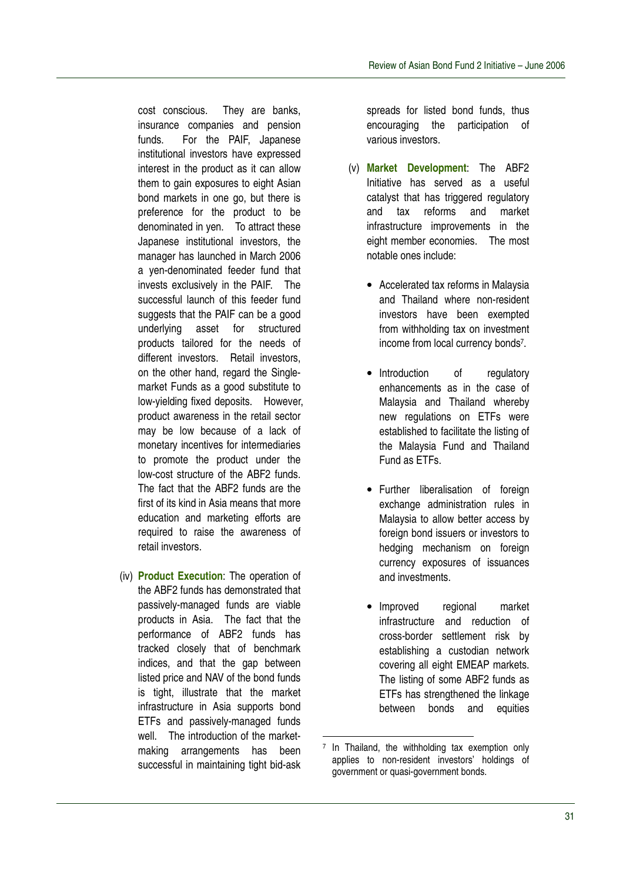cost conscious. They are banks, insurance companies and pension funds. For the PAIF, Japanese institutional investors have expressed interest in the product as it can allow them to gain exposures to eight Asian bond markets in one go, but there is preference for the product to be denominated in yen. To attract these Japanese institutional investors, the manager has launched in March 2006 a yen-denominated feeder fund that invests exclusively in the PAIF. The successful launch of this feeder fund suggests that the PAIF can be a good underlying asset for structured products tailored for the needs of different investors. Retail investors, on the other hand, regard the Single-market Funds as a good substitute to low-yielding fixed deposits. However, product awareness in the retail sector may be low because of a lack of monetary incentives for intermediaries to promote the product under the low-cost structure of the ABF2 funds. The fact that the ABF2 funds are the first of its kind in Asia means that more education and marketing efforts are required to raise the awareness of retail investors.

(iv) **Product Execution**: The operation of the ABF2 funds has demonstrated that passively-managed funds are viable products in Asia. The fact that the performance of ABF2 funds has tracked closely that of benchmark indices, and that the gap between listed price and NAV of the bond funds is tight, illustrate that the market infrastructure in Asia supports bond ETFs and passively-managed funds well. The introduction of the market-making arrangements has been successful in maintaining tight bid-ask spreads for listed bond funds, thus encouraging the participation of various investors.

(v) **Market Development**: The ABF2 Initiative has served as a useful catalyst that has triggered regulatory and tax reforms and market infrastructure improvements in the eight member economies. The most notable ones include:

- Accelerated tax reforms in Malaysia and Thailand where non-resident investors have been exempted from withholding tax on investment income from local currency bonds[7].

- Introduction of regulatory enhancements as in the case of Malaysia and Thailand whereby new regulations on ETFs were established to facilitate the listing of the Malaysia Fund and Thailand Fund as ETFs.

- Further liberalisation of foreign exchange administration rules in Malaysia to allow better access by foreign bond issuers or investors to hedging mechanism on foreign currency exposures of issuances and investments.

- Improved regional market infrastructure and reduction of cross-border settlement risk by establishing a custodian network covering all eight EMEAP markets. The listing of some ABF2 funds as ETFs has strengthened the linkage between bonds and equities

[7] In Thailand, the withholding tax exemption only applies to non-resident investors' holdings of government or quasi-government bonds.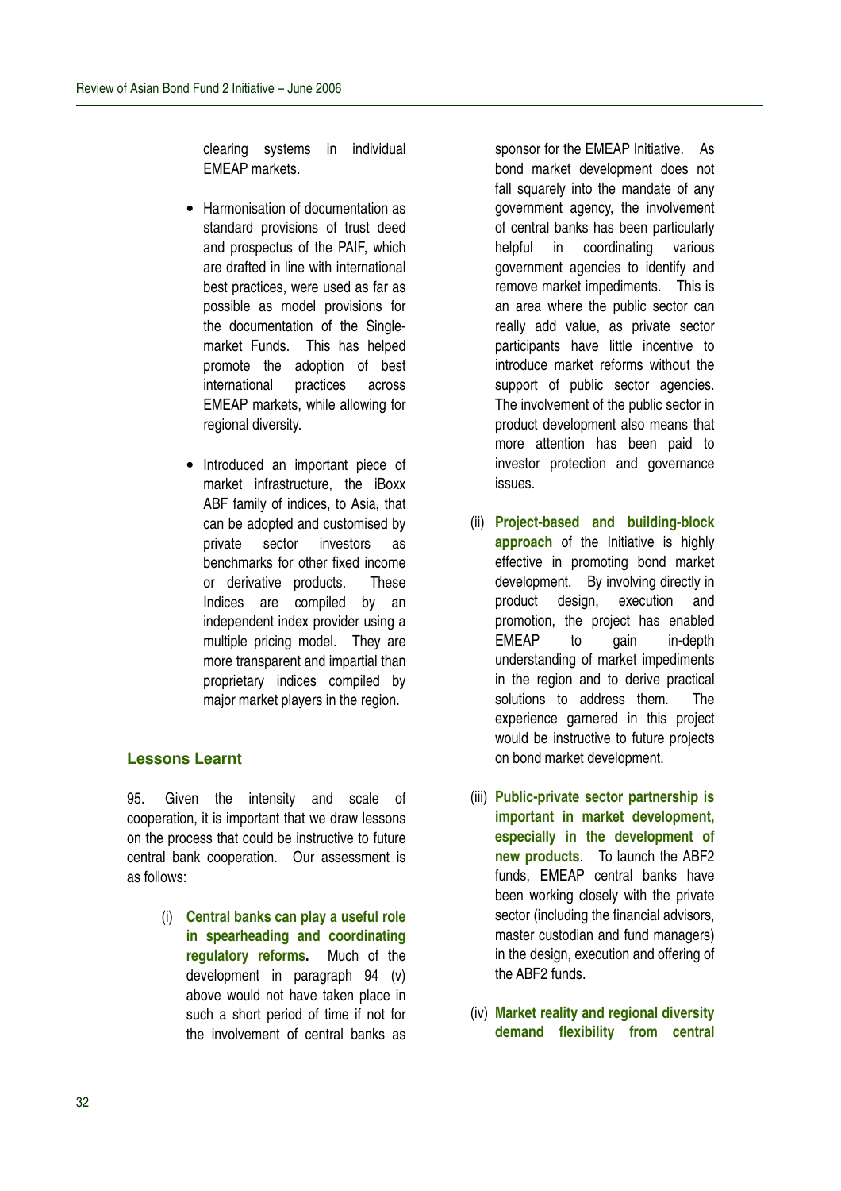clearing systems in individual EMEAP markets.

- Harmonisation of documentation as standard provisions of trust deed and prospectus of the PAIF, which are drafted in line with international best practices, were used as far as possible as model provisions for the documentation of the Single-market Funds. This has helped promote the adoption of best international practices across EMEAP markets, while allowing for regional diversity.

- Introduced an important piece of market infrastructure, the iBoxx ABF family of indices, to Asia, that can be adopted and customised by private sector investors as benchmarks for other fixed income or derivative products. These Indices are compiled by an independent index provider using a multiple pricing model. They are more transparent and impartial than proprietary indices compiled by major market players in the region.

### Lessons Learnt

95. Given the intensity and scale of cooperation, it is important that we draw lessons on the process that could be instructive to future central bank cooperation. Our assessment is as follows:

(i) **Central banks can play a useful role in spearheading and coordinating regulatory reforms.** Much of the development in paragraph 94 (v) above would not have taken place in such a short period of time if not for the involvement of central banks as sponsor for the EMEAP Initiative. As bond market development does not fall squarely into the mandate of any government agency, the involvement of central banks has been particularly helpful in coordinating various government agencies to identify and remove market impediments. This is an area where the public sector can really add value, as private sector participants have little incentive to introduce market reforms without the support of public sector agencies. The involvement of the public sector in product development also means that more attention has been paid to investor protection and governance issues.

(ii) **Project-based and building-block approach** of the Initiative is highly effective in promoting bond market development. By involving directly in product design, execution and promotion, the project has enabled EMEAP to gain in-depth understanding of market impediments in the region and to derive practical solutions to address them. The experience garnered in this project would be instructive to future projects on bond market development.

(iii) **Public-private sector partnership is important in market development, especially in the development of new products**. To launch the ABF2 funds, EMEAP central banks have been working closely with the private sector (including the financial advisors, master custodian and fund managers) in the design, execution and offering of the ABF2 funds.

(iv) **Market reality and regional diversity demand flexibility from central**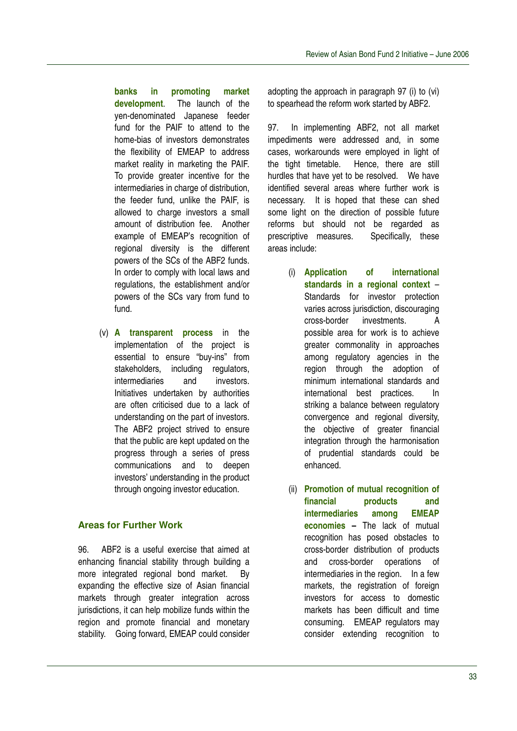**banks in promoting market development**. The launch of the yen-denominated Japanese feeder fund for the PAIF to attend to the home-bias of investors demonstrates the flexibility of EMEAP to address market reality in marketing the PAIF. To provide greater incentive for the intermediaries in charge of distribution, the feeder fund, unlike the PAIF, is allowed to charge investors a small amount of distribution fee. Another example of EMEAP's recognition of regional diversity is the different powers of the SCs of the ABF2 funds. In order to comply with local laws and regulations, the establishment and/or powers of the SCs vary from fund to fund.

(v) **A transparent process** in the implementation of the project is essential to ensure "buy-ins" from stakeholders, including regulators, intermediaries and investors. Initiatives undertaken by authorities are often criticised due to a lack of understanding on the part of investors. The ABF2 project strived to ensure that the public are kept updated on the progress through a series of press communications and to deepen investors' understanding in the product through ongoing investor education.

## Areas for Further Work

96. ABF2 is a useful exercise that aimed at enhancing financial stability through building a more integrated regional bond market. By expanding the effective size of Asian financial markets through greater integration across jurisdictions, it can help mobilize funds within the region and promote financial and monetary stability. Going forward, EMEAP could consider adopting the approach in paragraph 97 (i) to (vi) to spearhead the reform work started by ABF2.

97. In implementing ABF2, not all market impediments were addressed and, in some cases, workarounds were employed in light of the tight timetable. Hence, there are still hurdles that have yet to be resolved. We have identified several areas where further work is necessary. It is hoped that these can shed some light on the direction of possible future reforms but should not be regarded as prescriptive measures. Specifically, these areas include:

(i) **Application of international standards in a regional context** – Standards for investor protection varies across jurisdiction, discouraging cross-border investments. A possible area for work is to achieve greater commonality in approaches among regulatory agencies in the region through the adoption of minimum international standards and international best practices. In striking a balance between regulatory convergence and regional diversity, the objective of greater financial integration through the harmonisation of prudential standards could be enhanced.

(ii) **Promotion of mutual recognition of financial products and intermediaries among EMEAP economies –** The lack of mutual recognition has posed obstacles to cross-border distribution of products and cross-border operations of intermediaries in the region. In a few markets, the registration of foreign investors for access to domestic markets has been difficult and time consuming. EMEAP regulators may consider extending recognition to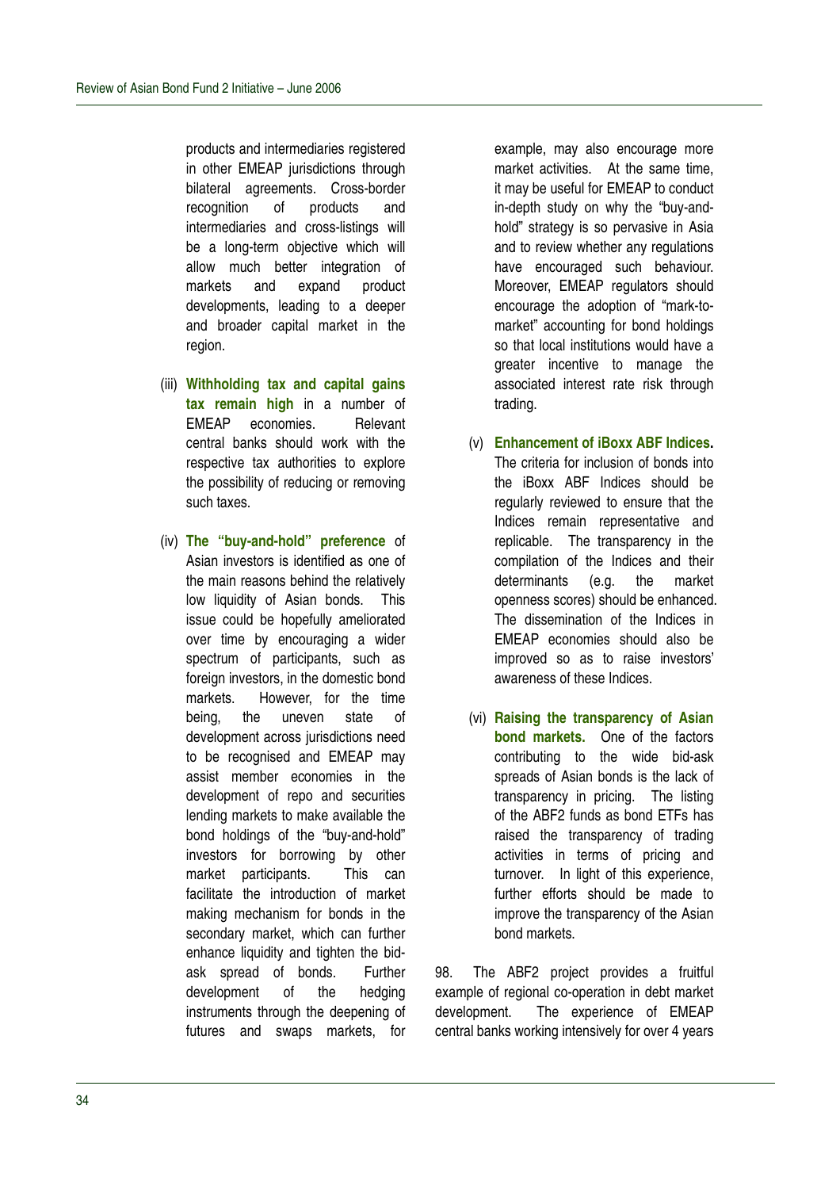products and intermediaries registered in other EMEAP jurisdictions through bilateral agreements. Cross-border recognition of products and intermediaries and cross-listings will be a long-term objective which will allow much better integration of markets and expand product developments, leading to a deeper and broader capital market in the region.

(iii) **Withholding tax and capital gains tax remain high** in a number of EMEAP economies. Relevant central banks should work with the respective tax authorities to explore the possibility of reducing or removing such taxes.

(iv) **The "buy-and-hold" preference** of Asian investors is identified as one of the main reasons behind the relatively low liquidity of Asian bonds. This issue could be hopefully ameliorated over time by encouraging a wider spectrum of participants, such as foreign investors, in the domestic bond markets. However, for the time being, the uneven state of development across jurisdictions need to be recognised and EMEAP may assist member economies in the development of repo and securities lending markets to make available the bond holdings of the "buy-and-hold" investors for borrowing by other market participants. This can facilitate the introduction of market making mechanism for bonds in the secondary market, which can further enhance liquidity and tighten the bid-ask spread of bonds. Further development of the hedging instruments through the deepening of futures and swaps markets, for example, may also encourage more market activities. At the same time, it may be useful for EMEAP to conduct in-depth study on why the "buy-and-hold" strategy is so pervasive in Asia and to review whether any regulations have encouraged such behaviour. Moreover, EMEAP regulators should encourage the adoption of "mark-to-market" accounting for bond holdings so that local institutions would have a greater incentive to manage the associated interest rate risk through trading.

(v) **Enhancement of iBoxx ABF Indices.** The criteria for inclusion of bonds into the iBoxx ABF Indices should be regularly reviewed to ensure that the Indices remain representative and replicable. The transparency in the compilation of the Indices and their determinants (e.g. the market openness scores) should be enhanced. The dissemination of the Indices in EMEAP economies should also be improved so as to raise investors' awareness of these Indices.

(vi) **Raising the transparency of Asian bond markets.** One of the factors contributing to the wide bid-ask spreads of Asian bonds is the lack of transparency in pricing. The listing of the ABF2 funds as bond ETFs has raised the transparency of trading activities in terms of pricing and turnover. In light of this experience, further efforts should be made to improve the transparency of the Asian bond markets.

98. The ABF2 project provides a fruitful example of regional co-operation in debt market development. The experience of EMEAP central banks working intensively for over 4 years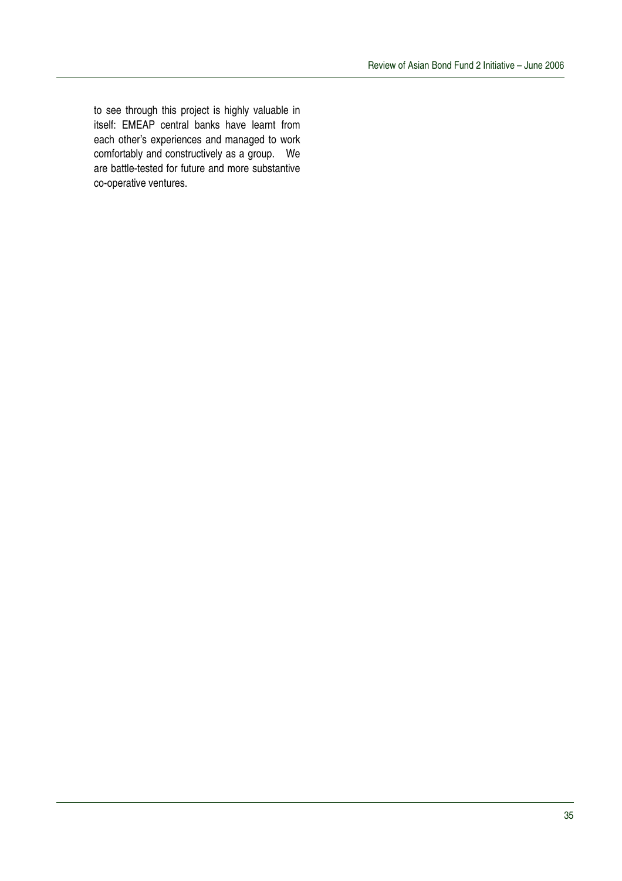to see through this project is highly valuable in itself: EMEAP central banks have learnt from each other's experiences and managed to work comfortably and constructively as a group. We are battle-tested for future and more substantive co-operative ventures.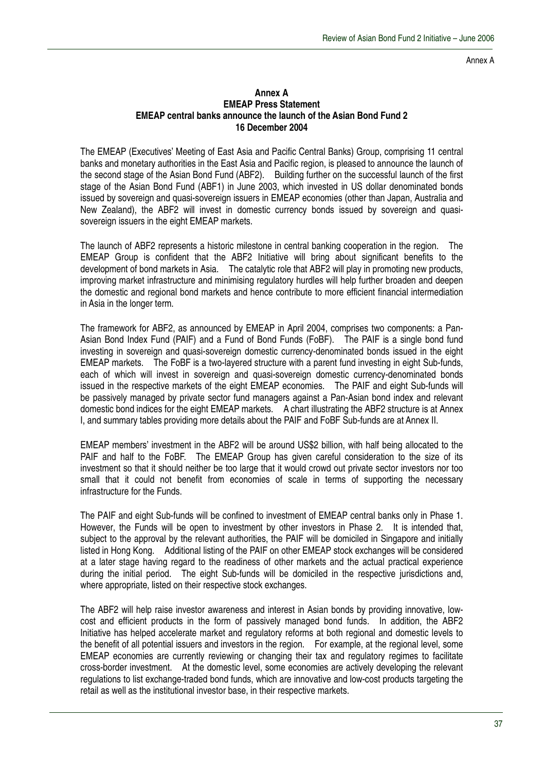## Annex A
## EMEAP Press Statement
## EMEAP central banks announce the launch of the Asian Bond Fund 2
## 16 December 2004

The EMEAP (Executives' Meeting of East Asia and Pacific Central Banks) Group, comprising 11 central banks and monetary authorities in the East Asia and Pacific region, is pleased to announce the launch of the second stage of the Asian Bond Fund (ABF2). Building further on the successful launch of the first stage of the Asian Bond Fund (ABF1) in June 2003, which invested in US dollar denominated bonds issued by sovereign and quasi-sovereign issuers in EMEAP economies (other than Japan, Australia and New Zealand), the ABF2 will invest in domestic currency bonds issued by sovereign and quasi-sovereign issuers in the eight EMEAP markets.

The launch of ABF2 represents a historic milestone in central banking cooperation in the region. The EMEAP Group is confident that the ABF2 Initiative will bring about significant benefits to the development of bond markets in Asia. The catalytic role that ABF2 will play in promoting new products, improving market infrastructure and minimising regulatory hurdles will help further broaden and deepen the domestic and regional bond markets and hence contribute to more efficient financial intermediation in Asia in the longer term.

The framework for ABF2, as announced by EMEAP in April 2004, comprises two components: a Pan-Asian Bond Index Fund (PAIF) and a Fund of Bond Funds (FoBF). The PAIF is a single bond fund investing in sovereign and quasi-sovereign domestic currency-denominated bonds issued in the eight EMEAP markets. The FoBF is a two-layered structure with a parent fund investing in eight Sub-funds, each of which will invest in sovereign and quasi-sovereign domestic currency-denominated bonds issued in the respective markets of the eight EMEAP economies. The PAIF and eight Sub-funds will be passively managed by private sector fund managers against a Pan-Asian bond index and relevant domestic bond indices for the eight EMEAP markets. A chart illustrating the ABF2 structure is at Annex I, and summary tables providing more details about the PAIF and FoBF Sub-funds are at Annex II.

EMEAP members' investment in the ABF2 will be around US$2 billion, with half being allocated to the PAIF and half to the FoBF. The EMEAP Group has given careful consideration to the size of its investment so that it should neither be too large that it would crowd out private sector investors nor too small that it could not benefit from economies of scale in terms of supporting the necessary infrastructure for the Funds.

The PAIF and eight Sub-funds will be confined to investment of EMEAP central banks only in Phase 1. However, the Funds will be open to investment by other investors in Phase 2. It is intended that, subject to the approval by the relevant authorities, the PAIF will be domiciled in Singapore and initially listed in Hong Kong. Additional listing of the PAIF on other EMEAP stock exchanges will be considered at a later stage having regard to the readiness of other markets and the actual practical experience during the initial period. The eight Sub-funds will be domiciled in the respective jurisdictions and, where appropriate, listed on their respective stock exchanges.

The ABF2 will help raise investor awareness and interest in Asian bonds by providing innovative, low-cost and efficient products in the form of passively managed bond funds. In addition, the ABF2 Initiative has helped accelerate market and regulatory reforms at both regional and domestic levels to the benefit of all potential issuers and investors in the region. For example, at the regional level, some EMEAP economies are currently reviewing or changing their tax and regulatory regimes to facilitate cross-border investment. At the domestic level, some economies are actively developing the relevant regulations to list exchange-traded bond funds, which are innovative and low-cost products targeting the retail as well as the institutional investor base, in their respective markets.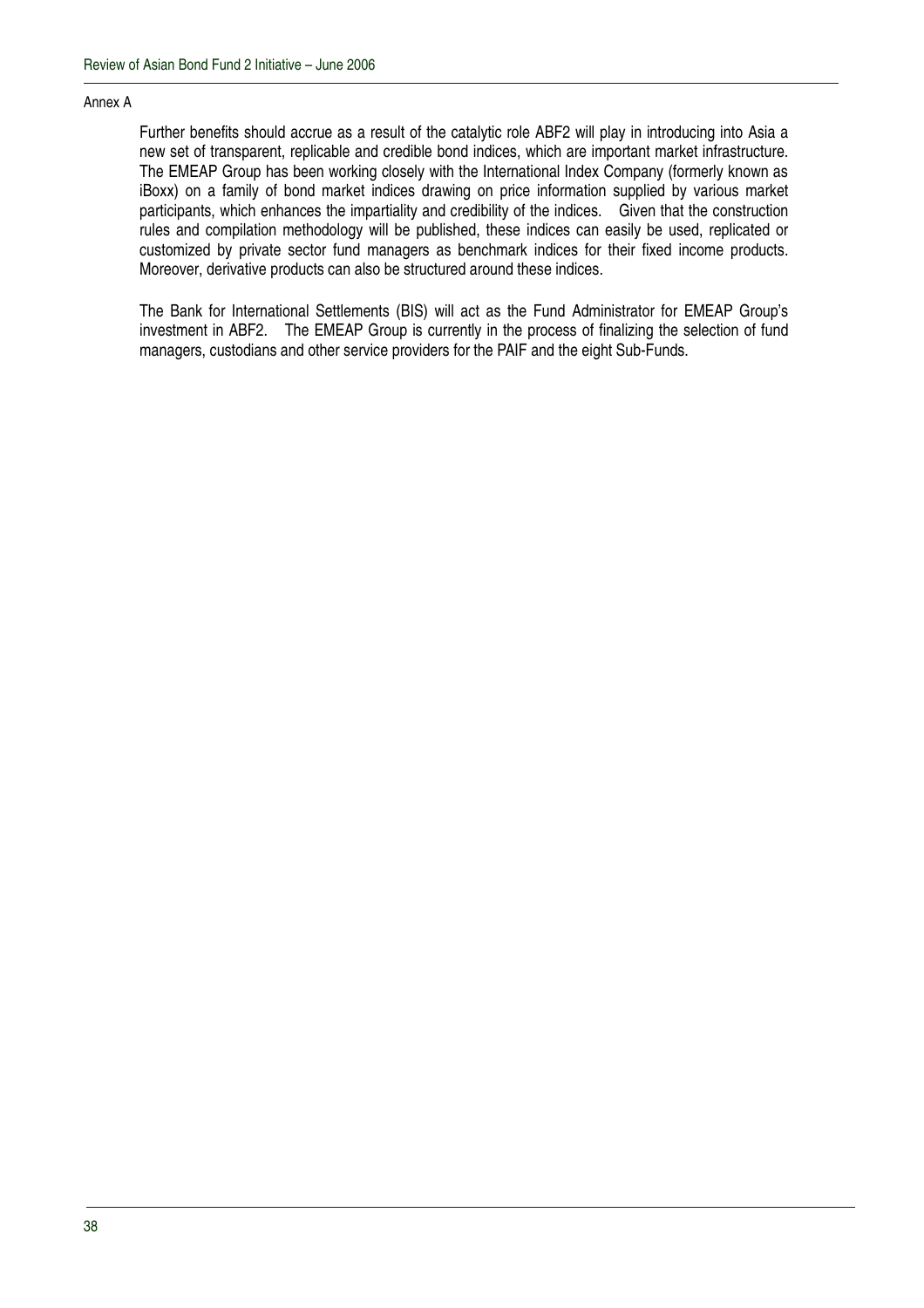Annex A

Further benefits should accrue as a result of the catalytic role ABF2 will play in introducing into Asia a new set of transparent, replicable and credible bond indices, which are important market infrastructure. The EMEAP Group has been working closely with the International Index Company (formerly known as iBoxx) on a family of bond market indices drawing on price information supplied by various market participants, which enhances the impartiality and credibility of the indices. Given that the construction rules and compilation methodology will be published, these indices can easily be used, replicated or customized by private sector fund managers as benchmark indices for their fixed income products. Moreover, derivative products can also be structured around these indices.

The Bank for International Settlements (BIS) will act as the Fund Administrator for EMEAP Group's investment in ABF2. The EMEAP Group is currently in the process of finalizing the selection of fund managers, custodians and other service providers for the PAIF and the eight Sub-Funds.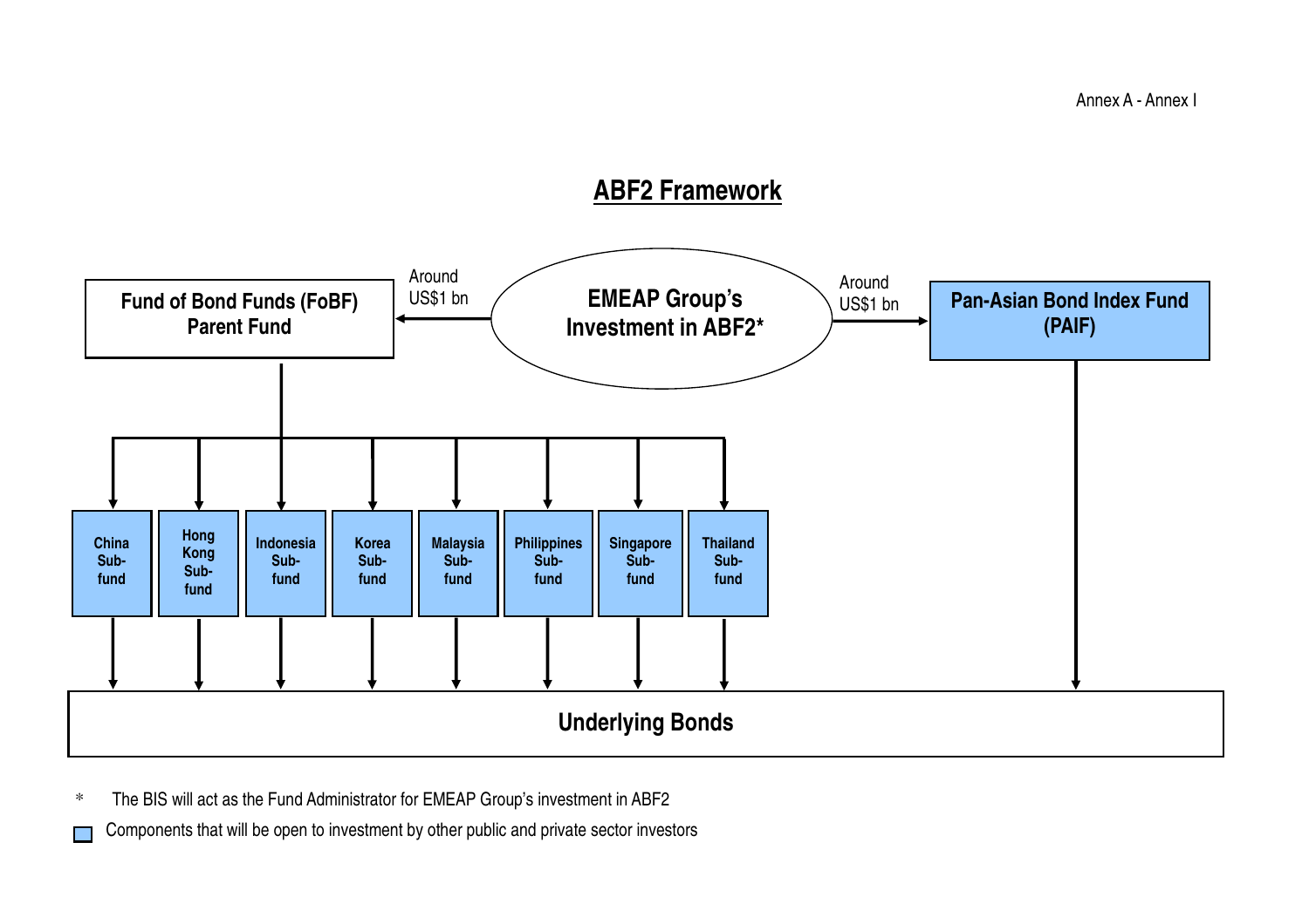Annex A - Annex I

## ABF2 Framework

**EMEAP Group's Investment in ABF2***

- Around US$1 bn → **Fund of Bond Funds (FoBF) Parent Fund**
  - China Sub-fund
  - Hong Kong Sub-fund
  - Indonesia Sub-fund
  - Korea Sub-fund
  - Malaysia Sub-fund
  - Philippines Sub-fund
  - Singapore Sub-fund
  - Thailand Sub-fund
  - → **Underlying Bonds**
- Around US$1 bn → **Pan-Asian Bond Index Fund (PAIF)**
  - → **Underlying Bonds**

\* The BIS will act as the Fund Administrator for EMEAP Group's investment in ABF2

■ Components that will be open to investment by other public and private sector investors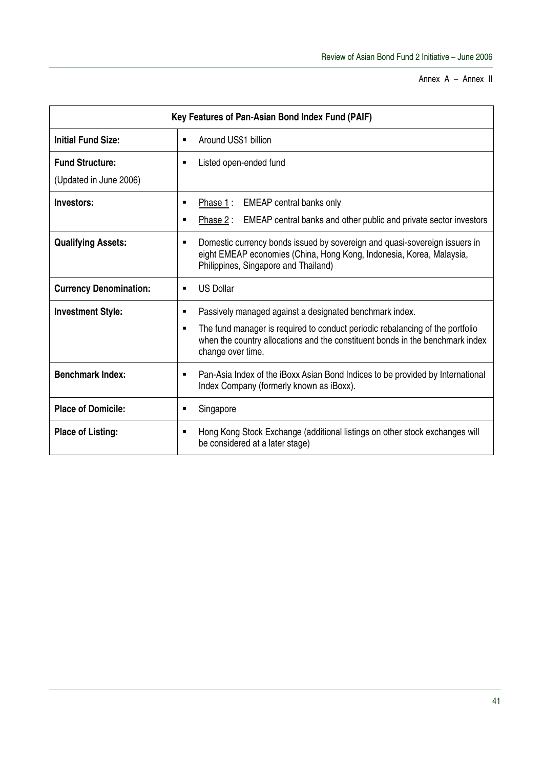Annex A – Annex II

| Key Features of Pan-Asian Bond Index Fund (PAIF) | |
|---|---|
| **Initial Fund Size:** | ▪ Around US$1 billion |
| **Fund Structure:** (Updated in June 2006) | ▪ Listed open-ended fund |
| **Investors:** | ▪ Phase 1 : EMEAP central banks only <br> ▪ Phase 2 : EMEAP central banks and other public and private sector investors |
| **Qualifying Assets:** | ▪ Domestic currency bonds issued by sovereign and quasi-sovereign issuers in eight EMEAP economies (China, Hong Kong, Indonesia, Korea, Malaysia, Philippines, Singapore and Thailand) |
| **Currency Denomination:** | ▪ US Dollar |
| **Investment Style:** | ▪ Passively managed against a designated benchmark index. <br> ▪ The fund manager is required to conduct periodic rebalancing of the portfolio when the country allocations and the constituent bonds in the benchmark index change over time. |
| **Benchmark Index:** | ▪ Pan-Asia Index of the iBoxx Asian Bond Indices to be provided by International Index Company (formerly known as iBoxx). |
| **Place of Domicile:** | ▪ Singapore |
| **Place of Listing:** | ▪ Hong Kong Stock Exchange (additional listings on other stock exchanges will be considered at a later stage) |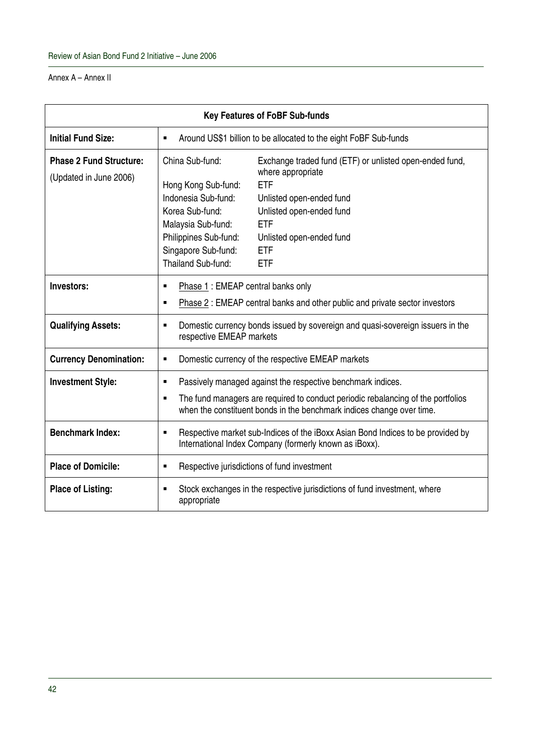Annex A – Annex II

| Key Features of FoBF Sub-funds | |
|---|---|
| **Initial Fund Size:** | ▪ Around US$1 billion to be allocated to the eight FoBF Sub-funds |
| **Phase 2 Fund Structure:** (Updated in June 2006) | China Sub-fund: Exchange traded fund (ETF) or unlisted open-ended fund, where appropriate<br>Hong Kong Sub-fund: ETF<br>Indonesia Sub-fund: Unlisted open-ended fund<br>Korea Sub-fund: Unlisted open-ended fund<br>Malaysia Sub-fund: ETF<br>Philippines Sub-fund: Unlisted open-ended fund<br>Singapore Sub-fund: ETF<br>Thailand Sub-fund: ETF |
| **Investors:** | ▪ Phase 1 : EMEAP central banks only<br>▪ Phase 2 : EMEAP central banks and other public and private sector investors |
| **Qualifying Assets:** | ▪ Domestic currency bonds issued by sovereign and quasi-sovereign issuers in the respective EMEAP markets |
| **Currency Denomination:** | ▪ Domestic currency of the respective EMEAP markets |
| **Investment Style:** | ▪ Passively managed against the respective benchmark indices.<br>▪ The fund managers are required to conduct periodic rebalancing of the portfolios when the constituent bonds in the benchmark indices change over time. |
| **Benchmark Index:** | ▪ Respective market sub-Indices of the iBoxx Asian Bond Indices to be provided by International Index Company (formerly known as iBoxx). |
| **Place of Domicile:** | ▪ Respective jurisdictions of fund investment |
| **Place of Listing:** | ▪ Stock exchanges in the respective jurisdictions of fund investment, where appropriate |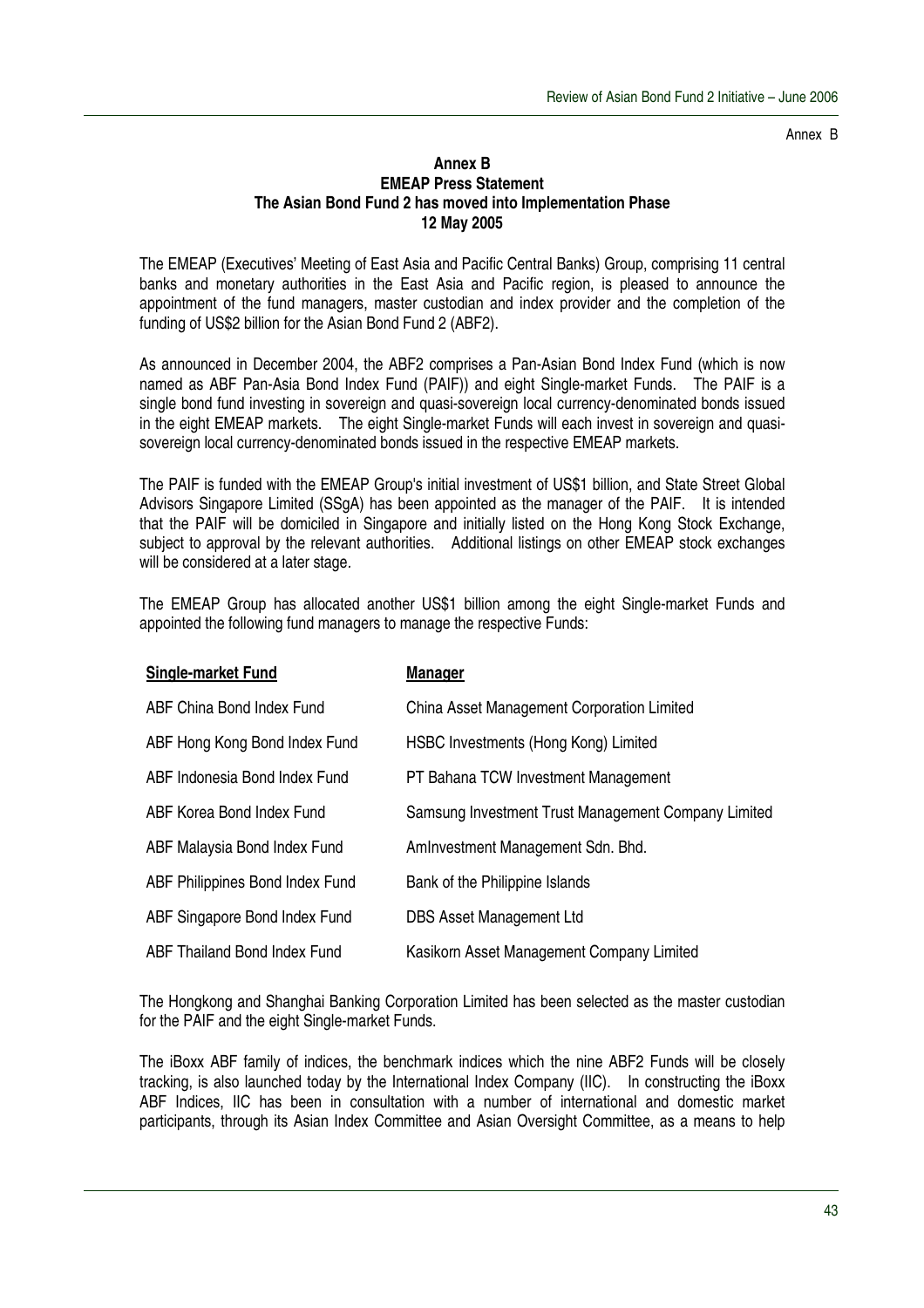Annex B

## Annex B
## EMEAP Press Statement
## The Asian Bond Fund 2 has moved into Implementation Phase
## 12 May 2005

The EMEAP (Executives' Meeting of East Asia and Pacific Central Banks) Group, comprising 11 central banks and monetary authorities in the East Asia and Pacific region, is pleased to announce the appointment of the fund managers, master custodian and index provider and the completion of the funding of US$2 billion for the Asian Bond Fund 2 (ABF2).

As announced in December 2004, the ABF2 comprises a Pan-Asian Bond Index Fund (which is now named as ABF Pan-Asia Bond Index Fund (PAIF)) and eight Single-market Funds. The PAIF is a single bond fund investing in sovereign and quasi-sovereign local currency-denominated bonds issued in the eight EMEAP markets. The eight Single-market Funds will each invest in sovereign and quasi-sovereign local currency-denominated bonds issued in the respective EMEAP markets.

The PAIF is funded with the EMEAP Group's initial investment of US$1 billion, and State Street Global Advisors Singapore Limited (SSgA) has been appointed as the manager of the PAIF. It is intended that the PAIF will be domiciled in Singapore and initially listed on the Hong Kong Stock Exchange, subject to approval by the relevant authorities. Additional listings on other EMEAP stock exchanges will be considered at a later stage.

The EMEAP Group has allocated another US$1 billion among the eight Single-market Funds and appointed the following fund managers to manage the respective Funds:

| Single-market Fund | Manager |
|---|---|
| ABF China Bond Index Fund | China Asset Management Corporation Limited |
| ABF Hong Kong Bond Index Fund | HSBC Investments (Hong Kong) Limited |
| ABF Indonesia Bond Index Fund | PT Bahana TCW Investment Management |
| ABF Korea Bond Index Fund | Samsung Investment Trust Management Company Limited |
| ABF Malaysia Bond Index Fund | AmInvestment Management Sdn. Bhd. |
| ABF Philippines Bond Index Fund | Bank of the Philippine Islands |
| ABF Singapore Bond Index Fund | DBS Asset Management Ltd |
| ABF Thailand Bond Index Fund | Kasikorn Asset Management Company Limited |

The Hongkong and Shanghai Banking Corporation Limited has been selected as the master custodian for the PAIF and the eight Single-market Funds.

The iBoxx ABF family of indices, the benchmark indices which the nine ABF2 Funds will be closely tracking, is also launched today by the International Index Company (IIC). In constructing the iBoxx ABF Indices, IIC has been in consultation with a number of international and domestic market participants, through its Asian Index Committee and Asian Oversight Committee, as a means to help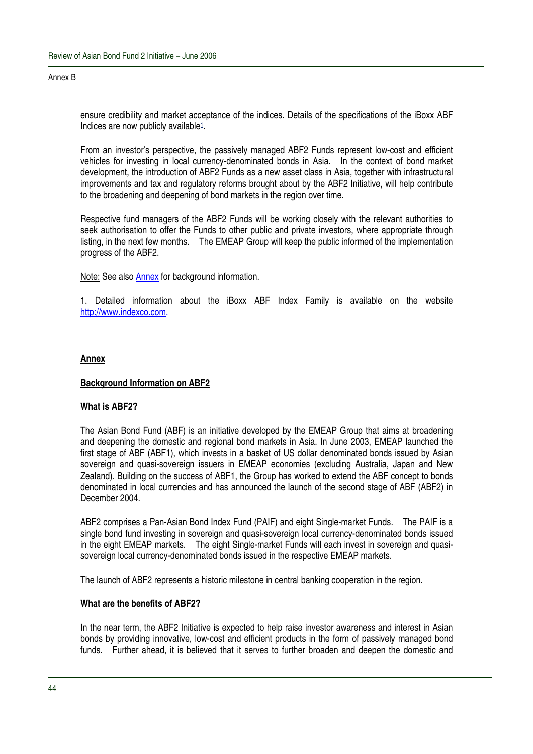Annex B

ensure credibility and market acceptance of the indices. Details of the specifications of the iBoxx ABF Indices are now publicly available[1].

From an investor's perspective, the passively managed ABF2 Funds represent low-cost and efficient vehicles for investing in local currency-denominated bonds in Asia. In the context of bond market development, the introduction of ABF2 Funds as a new asset class in Asia, together with infrastructural improvements and tax and regulatory reforms brought about by the ABF2 Initiative, will help contribute to the broadening and deepening of bond markets in the region over time.

Respective fund managers of the ABF2 Funds will be working closely with the relevant authorities to seek authorisation to offer the Funds to other public and private investors, where appropriate through listing, in the next few months. The EMEAP Group will keep the public informed of the implementation progress of the ABF2.

Note: See also Annex for background information.

1. Detailed information about the iBoxx ABF Index Family is available on the website http://www.indexco.com.

## Annex

### Background Information on ABF2

**What is ABF2?**

The Asian Bond Fund (ABF) is an initiative developed by the EMEAP Group that aims at broadening and deepening the domestic and regional bond markets in Asia. In June 2003, EMEAP launched the first stage of ABF (ABF1), which invests in a basket of US dollar denominated bonds issued by Asian sovereign and quasi-sovereign issuers in EMEAP economies (excluding Australia, Japan and New Zealand). Building on the success of ABF1, the Group has worked to extend the ABF concept to bonds denominated in local currencies and has announced the launch of the second stage of ABF (ABF2) in December 2004.

ABF2 comprises a Pan-Asian Bond Index Fund (PAIF) and eight Single-market Funds. The PAIF is a single bond fund investing in sovereign and quasi-sovereign local currency-denominated bonds issued in the eight EMEAP markets. The eight Single-market Funds will each invest in sovereign and quasi-sovereign local currency-denominated bonds issued in the respective EMEAP markets.

The launch of ABF2 represents a historic milestone in central banking cooperation in the region.

**What are the benefits of ABF2?**

In the near term, the ABF2 Initiative is expected to help raise investor awareness and interest in Asian bonds by providing innovative, low-cost and efficient products in the form of passively managed bond funds. Further ahead, it is believed that it serves to further broaden and deepen the domestic and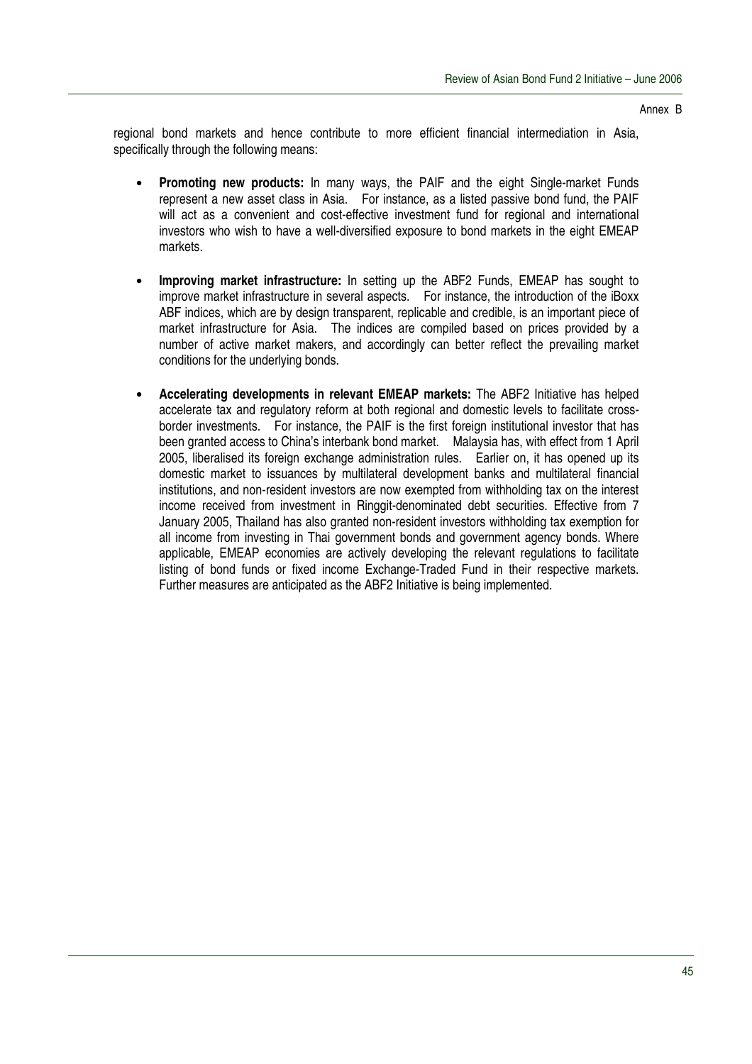regional bond markets and hence contribute to more efficient financial intermediation in Asia, specifically through the following means:

- **Promoting new products:** In many ways, the PAIF and the eight Single-market Funds represent a new asset class in Asia. For instance, as a listed passive bond fund, the PAIF will act as a convenient and cost-effective investment fund for regional and international investors who wish to have a well-diversified exposure to bond markets in the eight EMEAP markets.

- **Improving market infrastructure:** In setting up the ABF2 Funds, EMEAP has sought to improve market infrastructure in several aspects. For instance, the introduction of the iBoxx ABF indices, which are by design transparent, replicable and credible, is an important piece of market infrastructure for Asia. The indices are compiled based on prices provided by a number of active market makers, and accordingly can better reflect the prevailing market conditions for the underlying bonds.

- **Accelerating developments in relevant EMEAP markets:** The ABF2 Initiative has helped accelerate tax and regulatory reform at both regional and domestic levels to facilitate cross-border investments. For instance, the PAIF is the first foreign institutional investor that has been granted access to China's interbank bond market. Malaysia has, with effect from 1 April 2005, liberalised its foreign exchange administration rules. Earlier on, it has opened up its domestic market to issuances by multilateral development banks and multilateral financial institutions, and non-resident investors are now exempted from withholding tax on the interest income received from investment in Ringgit-denominated debt securities. Effective from 7 January 2005, Thailand has also granted non-resident investors withholding tax exemption for all income from investing in Thai government bonds and government agency bonds. Where applicable, EMEAP economies are actively developing the relevant regulations to facilitate listing of bond funds or fixed income Exchange-Traded Fund in their respective markets. Further measures are anticipated as the ABF2 Initiative is being implemented.